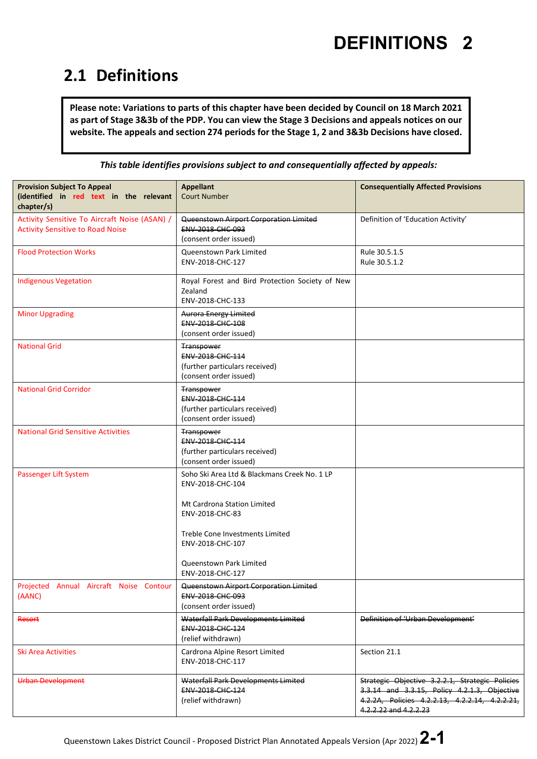# DEFINITIONS 2

## 2.1 Definitions

**Please note: Variations to parts of this chapter have been decided by Council on 18 March 2021 as part of Stage 3&3b of the PDP. You can view the Stage 3 Decisions and appeals notices on our website. The appeals and section 274 periods for the Stage 1, 2 and 3&3b Decisions have closed.**

***This table identifies provisions subject to and consequentially affected by appeals:***

| **Provision Subject To Appeal (identified in red text in the relevant chapter/s)** | **Appellant** Court Number | **Consequentially Affected Provisions** |
|---|---|---|
| Activity Sensitive To Aircraft Noise (ASAN) / Activity Sensitive to Road Noise | ~~Queenstown Airport Corporation Limited~~ ~~ENV-2018-CHC-093~~ (consent order issued) | Definition of 'Education Activity' |
| Flood Protection Works | Queenstown Park Limited ENV-2018-CHC-127 | Rule 30.5.1.5 Rule 30.5.1.2 |
| Indigenous Vegetation | Royal Forest and Bird Protection Society of New Zealand ENV-2018-CHC-133 | |
| Minor Upgrading | ~~Aurora Energy Limited~~ ~~ENV-2018-CHC-108~~ (consent order issued) | |
| National Grid | ~~Transpower~~ ~~ENV-2018-CHC-114~~ (further particulars received) (consent order issued) | |
| National Grid Corridor | ~~Transpower~~ ~~ENV-2018-CHC-114~~ (further particulars received) (consent order issued) | |
| National Grid Sensitive Activities | ~~Transpower~~ ~~ENV-2018-CHC-114~~ (further particulars received) (consent order issued) | |
| Passenger Lift System | Soho Ski Area Ltd & Blackmans Creek No. 1 LP ENV-2018-CHC-104<br><br>Mt Cardrona Station Limited ENV-2018-CHC-83<br><br>Treble Cone Investments Limited ENV-2018-CHC-107<br><br>Queenstown Park Limited ENV-2018-CHC-127 | |
| Projected Annual Aircraft Noise Contour (AANC) | ~~Queenstown Airport Corporation Limited~~ ~~ENV-2018-CHC-093~~ (consent order issued) | |
| ~~Resort~~ | ~~Waterfall Park Developments Limited~~ ~~ENV-2018-CHC-124~~ (relief withdrawn) | ~~Definition of 'Urban Development'~~ |
| Ski Area Activities | Cardrona Alpine Resort Limited ENV-2018-CHC-117 | Section 21.1 |
| ~~Urban Development~~ | ~~Waterfall Park Developments Limited~~ ~~ENV-2018-CHC-124~~ (relief withdrawn) | ~~Strategic Objective 3.2.2.1, Strategic Policies 3.3.14 and 3.3.15, Policy 4.2.1.3, Objective 4.2.2A, Policies 4.2.2.13, 4.2.2.14, 4.2.2.21, 4.2.2.22 and 4.2.2.23~~ |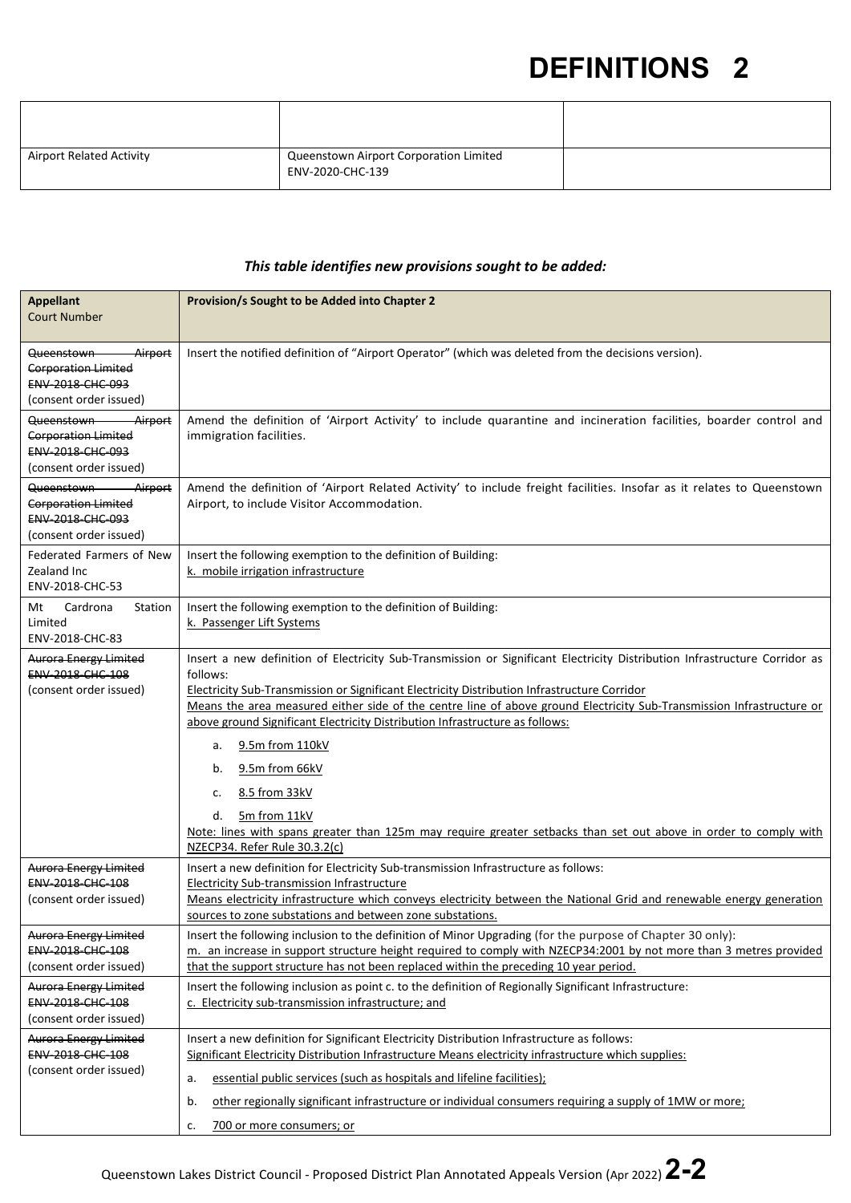| | | |
|---|---|---|
| Airport Related Activity | Queenstown Airport Corporation Limited ENV-2020-CHC-139 | |

***This table identifies new provisions sought to be added:***

| **Appellant** Court Number | **Provision/s Sought to be Added into Chapter 2** |
|---|---|
| ~~Queenstown Airport Corporation Limited ENV-2018-CHC-093~~ (consent order issued) | Insert the notified definition of "Airport Operator" (which was deleted from the decisions version). |
| ~~Queenstown Airport Corporation Limited ENV-2018-CHC-093~~ (consent order issued) | Amend the definition of 'Airport Activity' to include quarantine and incineration facilities, boarder control and immigration facilities. |
| ~~Queenstown Airport Corporation Limited ENV-2018-CHC-093~~ (consent order issued) | Amend the definition of 'Airport Related Activity' to include freight facilities. Insofar as it relates to Queenstown Airport, to include Visitor Accommodation. |
| Federated Farmers of New Zealand Inc ENV-2018-CHC-53 | Insert the following exemption to the definition of Building: <u>k. mobile irrigation infrastructure</u> |
| Mt Cardrona Station Limited ENV-2018-CHC-83 | Insert the following exemption to the definition of Building: <u>k. Passenger Lift Systems</u> |
| ~~Aurora Energy Limited ENV-2018-CHC-108~~ (consent order issued) | Insert a new definition of Electricity Sub-Transmission or Significant Electricity Distribution Infrastructure Corridor as follows: <u>Electricity Sub-Transmission or Significant Electricity Distribution Infrastructure Corridor</u> <u>Means the area measured either side of the centre line of above ground Electricity Sub-Transmission Infrastructure or above ground Significant Electricity Distribution Infrastructure as follows:</u> a. <u>9.5m from 110kV</u> b. <u>9.5m from 66kV</u> c. <u>8.5 from 33kV</u> d. <u>5m from 11kV</u> <u>Note: lines with spans greater than 125m may require greater setbacks than set out above in order to comply with NZECP34. Refer Rule 30.3.2(c)</u> |
| ~~Aurora Energy Limited ENV-2018-CHC-108~~ (consent order issued) | Insert a new definition for Electricity Sub-transmission Infrastructure as follows: <u>Electricity Sub-transmission Infrastructure</u> <u>Means electricity infrastructure which conveys electricity between the National Grid and renewable energy generation sources to zone substations and between zone substations.</u> |
| ~~Aurora Energy Limited ENV-2018-CHC-108~~ (consent order issued) | Insert the following inclusion to the definition of Minor Upgrading (for the purpose of Chapter 30 only): <u>m. an increase in support structure height required to comply with NZECP34:2001 by not more than 3 metres provided that the support structure has not been replaced within the preceding 10 year period.</u> |
| ~~Aurora Energy Limited ENV-2018-CHC-108~~ (consent order issued) | Insert the following inclusion as point c. to the definition of Regionally Significant Infrastructure: <u>c. Electricity sub-transmission infrastructure; and</u> |
| ~~Aurora Energy Limited ENV-2018-CHC-108~~ (consent order issued) | Insert a new definition for Significant Electricity Distribution Infrastructure as follows: <u>Significant Electricity Distribution Infrastructure Means electricity infrastructure which supplies:</u> a. <u>essential public services (such as hospitals and lifeline facilities);</u> b. <u>other regionally significant infrastructure or individual consumers requiring a supply of 1MW or more;</u> c. <u>700 or more consumers; or</u> |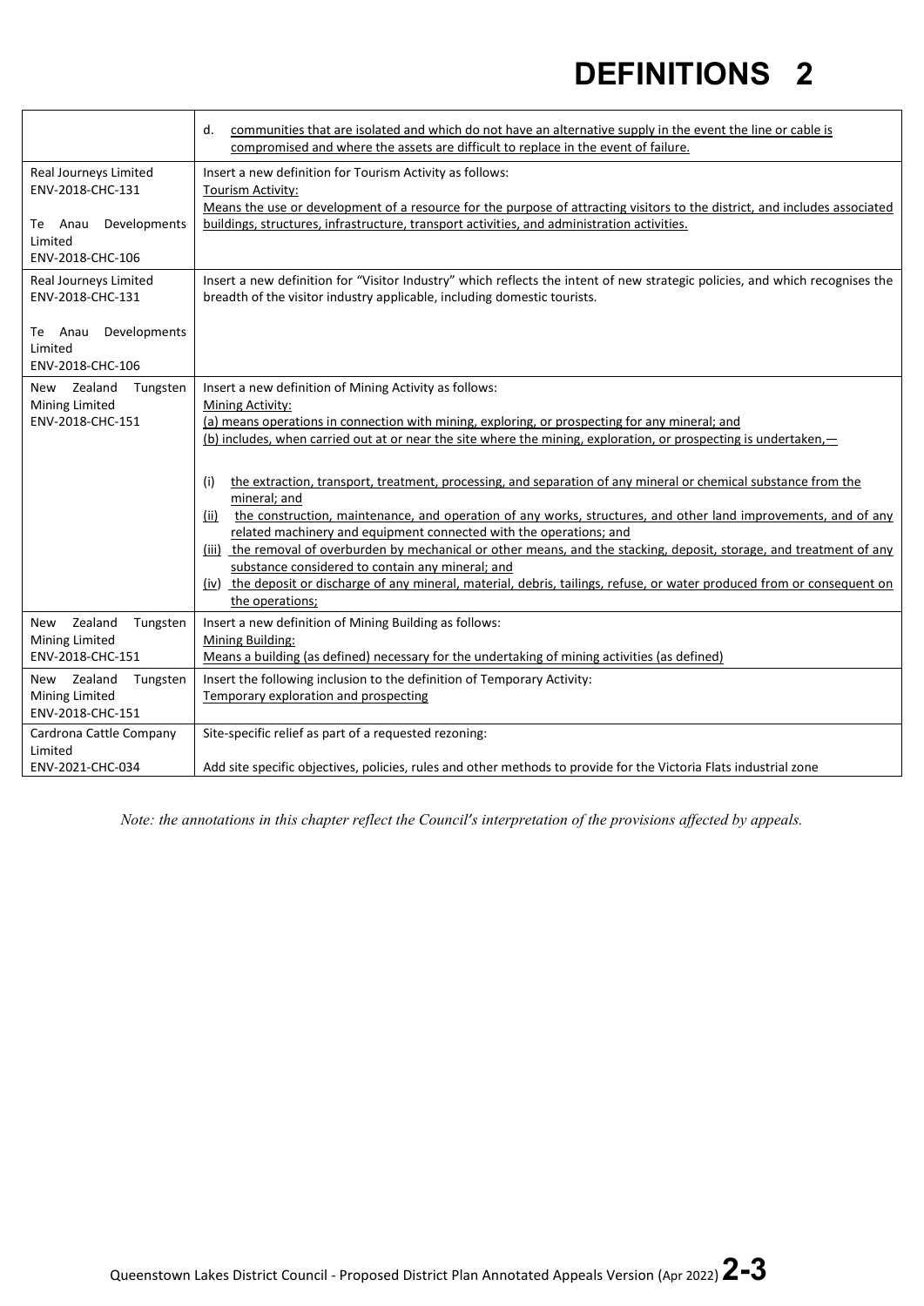| | |
|---|---|
| | d. communities that are isolated and which do not have an alternative supply in the event the line or cable is compromised and where the assets are difficult to replace in the event of failure. |
| Real Journeys Limited ENV-2018-CHC-131<br><br>Te Anau Developments Limited ENV-2018-CHC-106 | Insert a new definition for Tourism Activity as follows:<br>Tourism Activity:<br>Means the use or development of a resource for the purpose of attracting visitors to the district, and includes associated buildings, structures, infrastructure, transport activities, and administration activities. |
| Real Journeys Limited ENV-2018-CHC-131<br><br>Te Anau Developments Limited ENV-2018-CHC-106 | Insert a new definition for "Visitor Industry" which reflects the intent of new strategic policies, and which recognises the breadth of the visitor industry applicable, including domestic tourists. |
| New Zealand Tungsten Mining Limited ENV-2018-CHC-151 | Insert a new definition of Mining Activity as follows:<br>Mining Activity:<br>(a) means operations in connection with mining, exploring, or prospecting for any mineral; and<br>(b) includes, when carried out at or near the site where the mining, exploration, or prospecting is undertaken,—<br><br>(i) the extraction, transport, treatment, processing, and separation of any mineral or chemical substance from the mineral; and<br>(ii) the construction, maintenance, and operation of any works, structures, and other land improvements, and of any related machinery and equipment connected with the operations; and<br>(iii) the removal of overburden by mechanical or other means, and the stacking, deposit, storage, and treatment of any substance considered to contain any mineral; and<br>(iv) the deposit or discharge of any mineral, material, debris, tailings, refuse, or water produced from or consequent on the operations; |
| New Zealand Tungsten Mining Limited ENV-2018-CHC-151 | Insert a new definition of Mining Building as follows:<br>Mining Building:<br>Means a building (as defined) necessary for the undertaking of mining activities (as defined) |
| New Zealand Tungsten Mining Limited ENV-2018-CHC-151 | Insert the following inclusion to the definition of Temporary Activity:<br>Temporary exploration and prospecting |
| Cardrona Cattle Company Limited ENV-2021-CHC-034 | Site-specific relief as part of a requested rezoning:<br><br>Add site specific objectives, policies, rules and other methods to provide for the Victoria Flats industrial zone |

*Note: the annotations in this chapter reflect the Council's interpretation of the provisions affected by appeals.*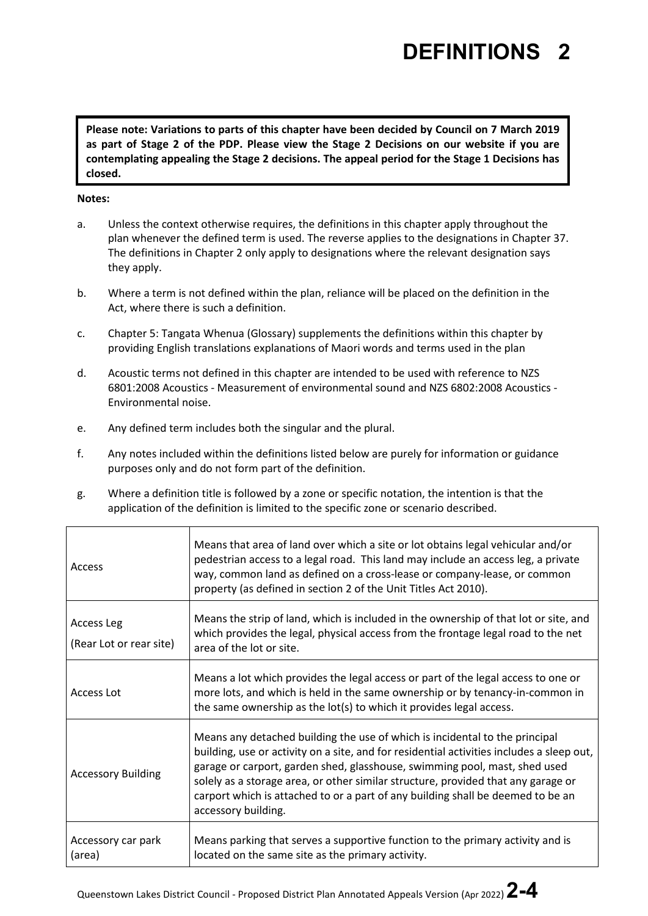# DEFINITIONS 2

**Please note: Variations to parts of this chapter have been decided by Council on 7 March 2019 as part of Stage 2 of the PDP. Please view the Stage 2 Decisions on our website if you are contemplating appealing the Stage 2 decisions. The appeal period for the Stage 1 Decisions has closed.**

**Notes:**

a. Unless the context otherwise requires, the definitions in this chapter apply throughout the plan whenever the defined term is used. The reverse applies to the designations in Chapter 37. The definitions in Chapter 2 only apply to designations where the relevant designation says they apply.

b. Where a term is not defined within the plan, reliance will be placed on the definition in the Act, where there is such a definition.

c. Chapter 5: Tangata Whenua (Glossary) supplements the definitions within this chapter by providing English translations explanations of Maori words and terms used in the plan

d. Acoustic terms not defined in this chapter are intended to be used with reference to NZS 6801:2008 Acoustics - Measurement of environmental sound and NZS 6802:2008 Acoustics - Environmental noise.

e. Any defined term includes both the singular and the plural.

f. Any notes included within the definitions listed below are purely for information or guidance purposes only and do not form part of the definition.

g. Where a definition title is followed by a zone or specific notation, the intention is that the application of the definition is limited to the specific zone or scenario described.

| | |
|---|---|
| Access | Means that area of land over which a site or lot obtains legal vehicular and/or pedestrian access to a legal road. This land may include an access leg, a private way, common land as defined on a cross-lease or company-lease, or common property (as defined in section 2 of the Unit Titles Act 2010). |
| Access Leg (Rear Lot or rear site) | Means the strip of land, which is included in the ownership of that lot or site, and which provides the legal, physical access from the frontage legal road to the net area of the lot or site. |
| Access Lot | Means a lot which provides the legal access or part of the legal access to one or more lots, and which is held in the same ownership or by tenancy-in-common in the same ownership as the lot(s) to which it provides legal access. |
| Accessory Building | Means any detached building the use of which is incidental to the principal building, use or activity on a site, and for residential activities includes a sleep out, garage or carport, garden shed, glasshouse, swimming pool, mast, shed used solely as a storage area, or other similar structure, provided that any garage or carport which is attached to or a part of any building shall be deemed to be an accessory building. |
| Accessory car park (area) | Means parking that serves a supportive function to the primary activity and is located on the same site as the primary activity. |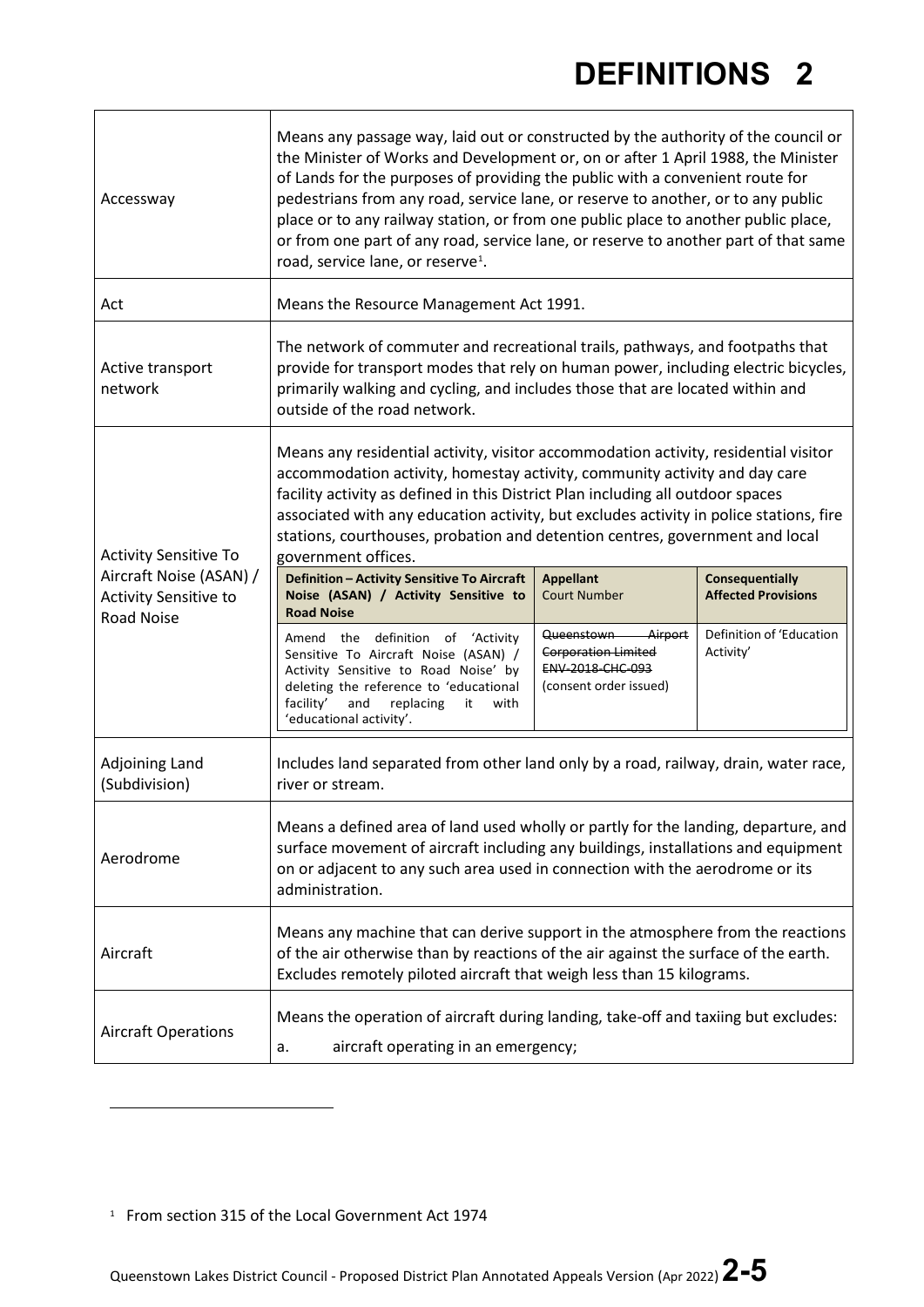# DEFINITIONS 2

| | |
|---|---|
| Accessway | Means any passage way, laid out or constructed by the authority of the council or the Minister of Works and Development or, on or after 1 April 1988, the Minister of Lands for the purposes of providing the public with a convenient route for pedestrians from any road, service lane, or reserve to another, or to any public place or to any railway station, or from one public place to another public place, or from one part of any road, service lane, or reserve to another part of that same road, service lane, or reserve[1]. |
| Act | Means the Resource Management Act 1991. |
| Active transport network | The network of commuter and recreational trails, pathways, and footpaths that provide for transport modes that rely on human power, including electric bicycles, primarily walking and cycling, and includes those that are located within and outside of the road network. |
| Activity Sensitive To Aircraft Noise (ASAN) / Activity Sensitive to Road Noise | Means any residential activity, visitor accommodation activity, residential visitor accommodation activity, homestay activity, community activity and day care facility activity as defined in this District Plan including all outdoor spaces associated with any education activity, but excludes activity in police stations, fire stations, courthouses, probation and detention centres, government and local government offices.<br><br>**Definition – Activity Sensitive To Aircraft Noise (ASAN) / Activity Sensitive to Road Noise** — Amend the definition of 'Activity Sensitive To Aircraft Noise (ASAN) / Activity Sensitive to Road Noise' by deleting the reference to 'educational facility' and replacing it with 'educational activity'.<br>**Appellant / Court Number** — ~~Queenstown Airport Corporation Limited ENV-2018-CHC-093~~ (consent order issued)<br>**Consequentially Affected Provisions** — Definition of 'Education Activity' |
| Adjoining Land (Subdivision) | Includes land separated from other land only by a road, railway, drain, water race, river or stream. |
| Aerodrome | Means a defined area of land used wholly or partly for the landing, departure, and surface movement of aircraft including any buildings, installations and equipment on or adjacent to any such area used in connection with the aerodrome or its administration. |
| Aircraft | Means any machine that can derive support in the atmosphere from the reactions of the air otherwise than by reactions of the air against the surface of the earth. Excludes remotely piloted aircraft that weigh less than 15 kilograms. |
| Aircraft Operations | Means the operation of aircraft during landing, take-off and taxiing but excludes:<br>a. aircraft operating in an emergency; |

[1] From section 315 of the Local Government Act 1974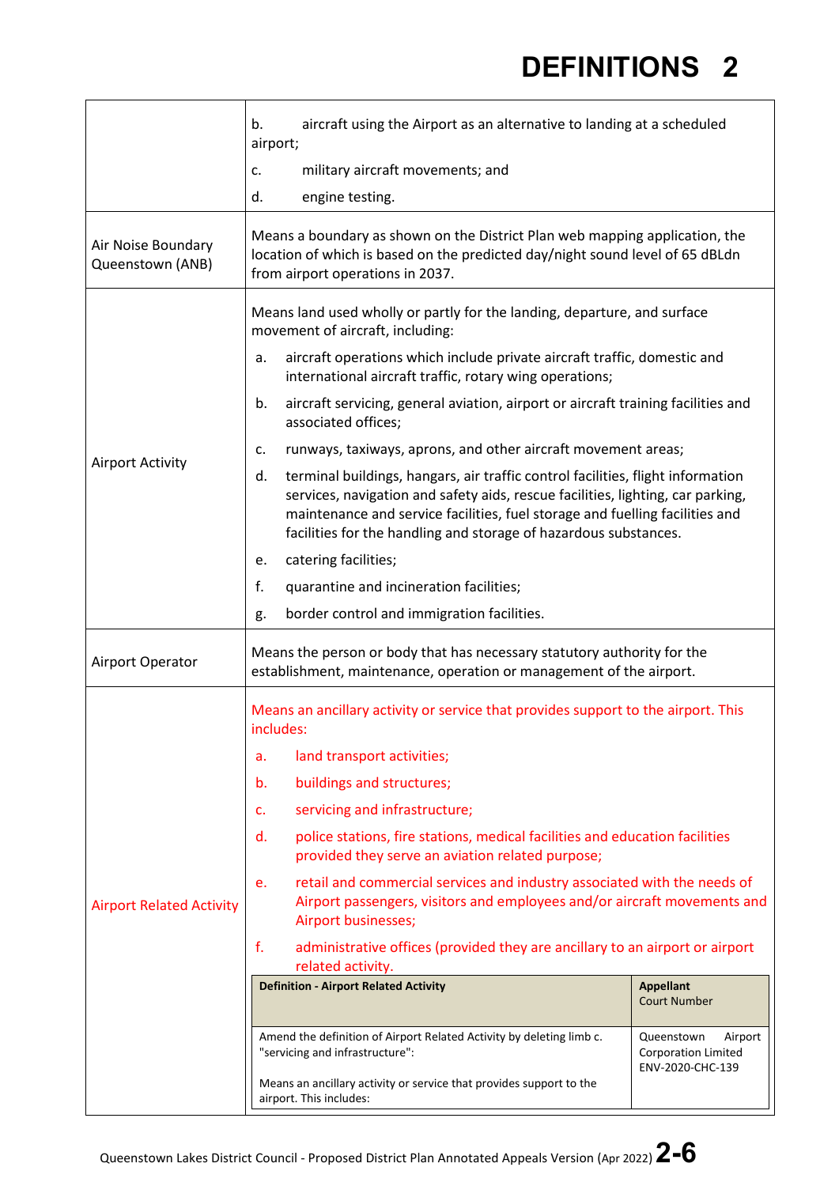| | |
|---|---|
| | b. aircraft using the Airport as an alternative to landing at a scheduled airport;<br>c. military aircraft movements; and<br>d. engine testing. |
| Air Noise Boundary Queenstown (ANB) | Means a boundary as shown on the District Plan web mapping application, the location of which is based on the predicted day/night sound level of 65 dBLdn from airport operations in 2037. |
| Airport Activity | Means land used wholly or partly for the landing, departure, and surface movement of aircraft, including:<br>a. aircraft operations which include private aircraft traffic, domestic and international aircraft traffic, rotary wing operations;<br>b. aircraft servicing, general aviation, airport or aircraft training facilities and associated offices;<br>c. runways, taxiways, aprons, and other aircraft movement areas;<br>d. terminal buildings, hangars, air traffic control facilities, flight information services, navigation and safety aids, rescue facilities, lighting, car parking, maintenance and service facilities, fuel storage and fuelling facilities and facilities for the handling and storage of hazardous substances.<br>e. catering facilities;<br>f. quarantine and incineration facilities;<br>g. border control and immigration facilities. |
| Airport Operator | Means the person or body that has necessary statutory authority for the establishment, maintenance, operation or management of the airport. |
| Airport Related Activity | Means an ancillary activity or service that provides support to the airport. This includes:<br>a. land transport activities;<br>b. buildings and structures;<br>c. servicing and infrastructure;<br>d. police stations, fire stations, medical facilities and education facilities provided they serve an aviation related purpose;<br>e. retail and commercial services and industry associated with the needs of Airport passengers, visitors and employees and/or aircraft movements and Airport businesses;<br>f. administrative offices (provided they are ancillary to an airport or airport related activity. |

| Definition - Airport Related Activity | Appellant<br>Court Number |
|---|---|
| Amend the definition of Airport Related Activity by deleting limb c. "servicing and infrastructure":<br><br>Means an ancillary activity or service that provides support to the airport. This includes: | Queenstown Airport Corporation Limited<br>ENV-2020-CHC-139 |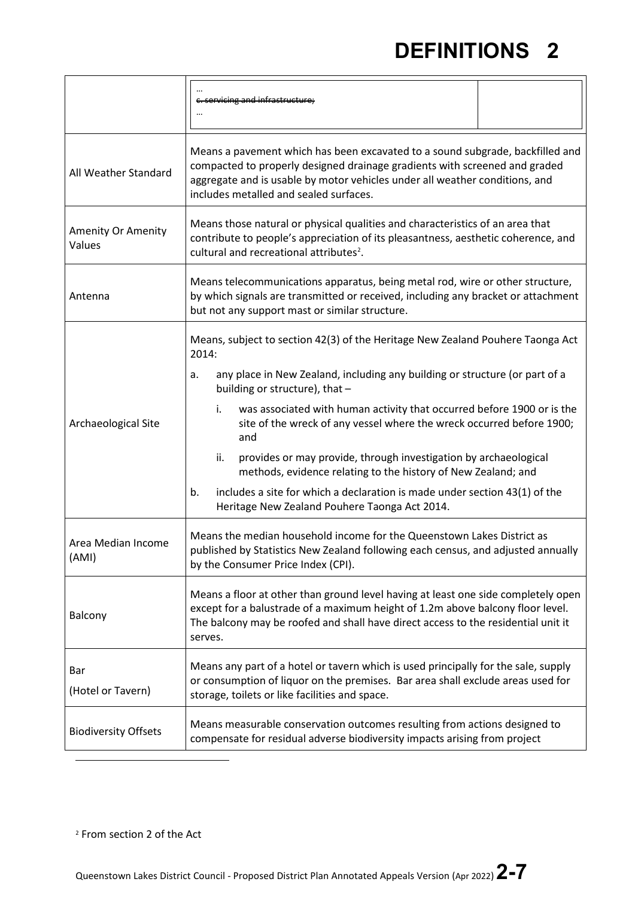| | |
|---|---|
| | … ~~c. servicing and infrastructure;~~ … |
| All Weather Standard | Means a pavement which has been excavated to a sound subgrade, backfilled and compacted to properly designed drainage gradients with screened and graded aggregate and is usable by motor vehicles under all weather conditions, and includes metalled and sealed surfaces. |
| Amenity Or Amenity Values | Means those natural or physical qualities and characteristics of an area that contribute to people's appreciation of its pleasantness, aesthetic coherence, and cultural and recreational attributes[2]. |
| Antenna | Means telecommunications apparatus, being metal rod, wire or other structure, by which signals are transmitted or received, including any bracket or attachment but not any support mast or similar structure. |
| Archaeological Site | Means, subject to section 42(3) of the Heritage New Zealand Pouhere Taonga Act 2014:<br>a. any place in New Zealand, including any building or structure (or part of a building or structure), that –<br>i. was associated with human activity that occurred before 1900 or is the site of the wreck of any vessel where the wreck occurred before 1900; and<br>ii. provides or may provide, through investigation by archaeological methods, evidence relating to the history of New Zealand; and<br>b. includes a site for which a declaration is made under section 43(1) of the Heritage New Zealand Pouhere Taonga Act 2014. |
| Area Median Income (AMI) | Means the median household income for the Queenstown Lakes District as published by Statistics New Zealand following each census, and adjusted annually by the Consumer Price Index (CPI). |
| Balcony | Means a floor at other than ground level having at least one side completely open except for a balustrade of a maximum height of 1.2m above balcony floor level. The balcony may be roofed and shall have direct access to the residential unit it serves. |
| Bar (Hotel or Tavern) | Means any part of a hotel or tavern which is used principally for the sale, supply or consumption of liquor on the premises. Bar area shall exclude areas used for storage, toilets or like facilities and space. |
| Biodiversity Offsets | Means measurable conservation outcomes resulting from actions designed to compensate for residual adverse biodiversity impacts arising from project |

[2] From section 2 of the Act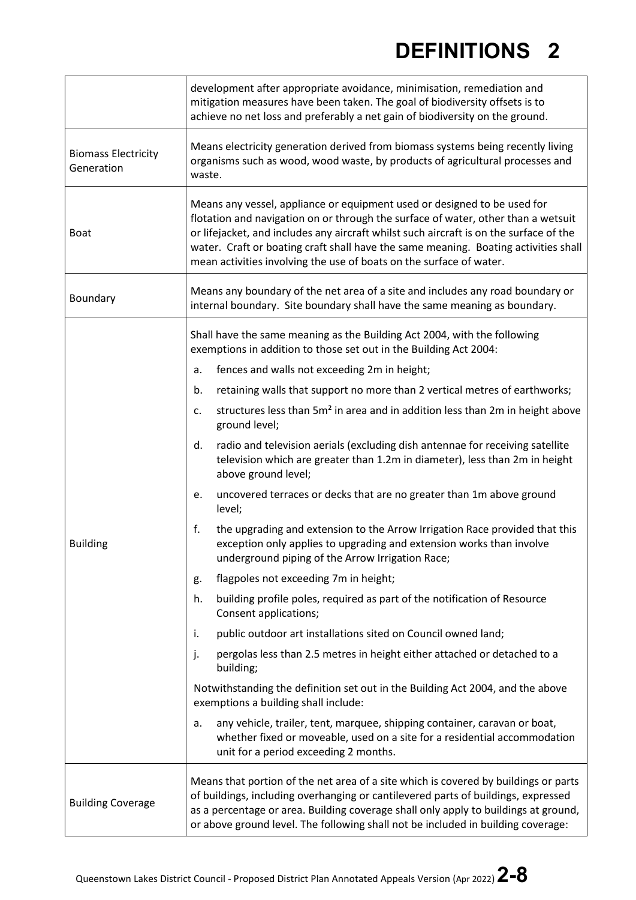| | |
|---|---|
| | development after appropriate avoidance, minimisation, remediation and mitigation measures have been taken. The goal of biodiversity offsets is to achieve no net loss and preferably a net gain of biodiversity on the ground. |
| Biomass Electricity Generation | Means electricity generation derived from biomass systems being recently living organisms such as wood, wood waste, by products of agricultural processes and waste. |
| Boat | Means any vessel, appliance or equipment used or designed to be used for flotation and navigation on or through the surface of water, other than a wetsuit or lifejacket, and includes any aircraft whilst such aircraft is on the surface of the water. Craft or boating craft shall have the same meaning. Boating activities shall mean activities involving the use of boats on the surface of water. |
| Boundary | Means any boundary of the net area of a site and includes any road boundary or internal boundary. Site boundary shall have the same meaning as boundary. |
| Building | Shall have the same meaning as the Building Act 2004, with the following exemptions in addition to those set out in the Building Act 2004:<br>a. fences and walls not exceeding 2m in height;<br>b. retaining walls that support no more than 2 vertical metres of earthworks;<br>c. structures less than $5m^2$ in area and in addition less than 2m in height above ground level;<br>d. radio and television aerials (excluding dish antennae for receiving satellite television which are greater than 1.2m in diameter), less than 2m in height above ground level;<br>e. uncovered terraces or decks that are no greater than 1m above ground level;<br>f. the upgrading and extension to the Arrow Irrigation Race provided that this exception only applies to upgrading and extension works than involve underground piping of the Arrow Irrigation Race;<br>g. flagpoles not exceeding 7m in height;<br>h. building profile poles, required as part of the notification of Resource Consent applications;<br>i. public outdoor art installations sited on Council owned land;<br>j. pergolas less than 2.5 metres in height either attached or detached to a building;<br>Notwithstanding the definition set out in the Building Act 2004, and the above exemptions a building shall include:<br>a. any vehicle, trailer, tent, marquee, shipping container, caravan or boat, whether fixed or moveable, used on a site for a residential accommodation unit for a period exceeding 2 months. |
| Building Coverage | Means that portion of the net area of a site which is covered by buildings or parts of buildings, including overhanging or cantilevered parts of buildings, expressed as a percentage or area. Building coverage shall only apply to buildings at ground, or above ground level. The following shall not be included in building coverage: |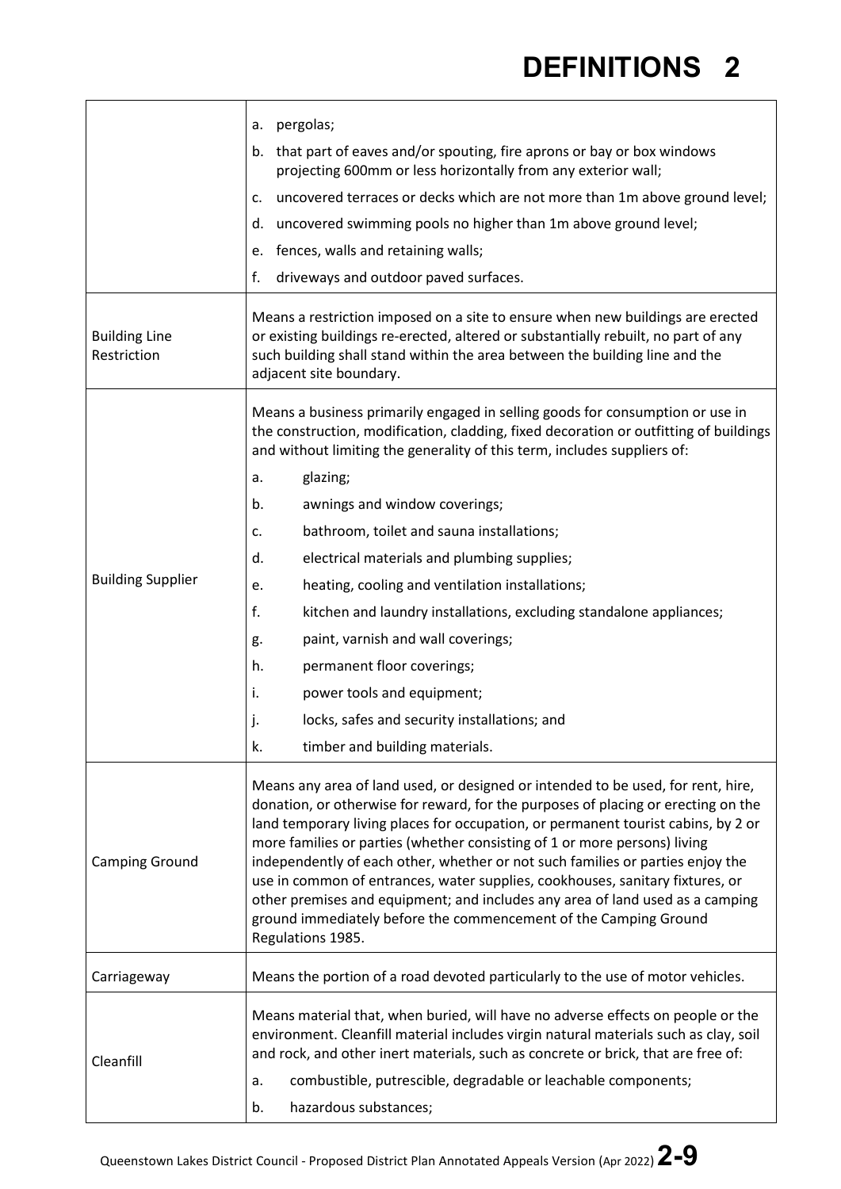| | |
|---|---|
| | a. pergolas;<br>b. that part of eaves and/or spouting, fire aprons or bay or box windows projecting 600mm or less horizontally from any exterior wall;<br>c. uncovered terraces or decks which are not more than 1m above ground level;<br>d. uncovered swimming pools no higher than 1m above ground level;<br>e. fences, walls and retaining walls;<br>f. driveways and outdoor paved surfaces. |
| Building Line Restriction | Means a restriction imposed on a site to ensure when new buildings are erected or existing buildings re-erected, altered or substantially rebuilt, no part of any such building shall stand within the area between the building line and the adjacent site boundary. |
| Building Supplier | Means a business primarily engaged in selling goods for consumption or use in the construction, modification, cladding, fixed decoration or outfitting of buildings and without limiting the generality of this term, includes suppliers of:<br>a. glazing;<br>b. awnings and window coverings;<br>c. bathroom, toilet and sauna installations;<br>d. electrical materials and plumbing supplies;<br>e. heating, cooling and ventilation installations;<br>f. kitchen and laundry installations, excluding standalone appliances;<br>g. paint, varnish and wall coverings;<br>h. permanent floor coverings;<br>i. power tools and equipment;<br>j. locks, safes and security installations; and<br>k. timber and building materials. |
| Camping Ground | Means any area of land used, or designed or intended to be used, for rent, hire, donation, or otherwise for reward, for the purposes of placing or erecting on the land temporary living places for occupation, or permanent tourist cabins, by 2 or more families or parties (whether consisting of 1 or more persons) living independently of each other, whether or not such families or parties enjoy the use in common of entrances, water supplies, cookhouses, sanitary fixtures, or other premises and equipment; and includes any area of land used as a camping ground immediately before the commencement of the Camping Ground Regulations 1985. |
| Carriageway | Means the portion of a road devoted particularly to the use of motor vehicles. |
| Cleanfill | Means material that, when buried, will have no adverse effects on people or the environment. Cleanfill material includes virgin natural materials such as clay, soil and rock, and other inert materials, such as concrete or brick, that are free of:<br>a. combustible, putrescible, degradable or leachable components;<br>b. hazardous substances; |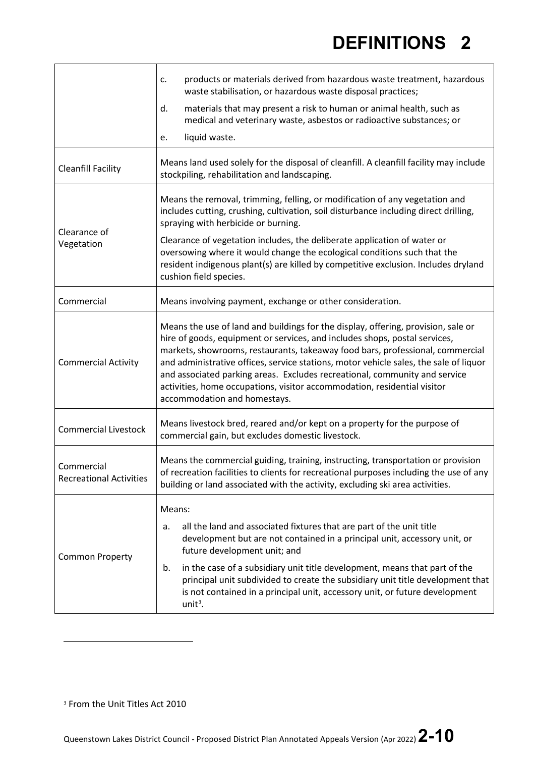| | |
|---|---|
| | c. products or materials derived from hazardous waste treatment, hazardous waste stabilisation, or hazardous waste disposal practices;<br>d. materials that may present a risk to human or animal health, such as medical and veterinary waste, asbestos or radioactive substances; or<br>e. liquid waste. |
| Cleanfill Facility | Means land used solely for the disposal of cleanfill. A cleanfill facility may include stockpiling, rehabilitation and landscaping. |
| Clearance of Vegetation | Means the removal, trimming, felling, or modification of any vegetation and includes cutting, crushing, cultivation, soil disturbance including direct drilling, spraying with herbicide or burning.<br>Clearance of vegetation includes, the deliberate application of water or oversowing where it would change the ecological conditions such that the resident indigenous plant(s) are killed by competitive exclusion. Includes dryland cushion field species. |
| Commercial | Means involving payment, exchange or other consideration. |
| Commercial Activity | Means the use of land and buildings for the display, offering, provision, sale or hire of goods, equipment or services, and includes shops, postal services, markets, showrooms, restaurants, takeaway food bars, professional, commercial and administrative offices, service stations, motor vehicle sales, the sale of liquor and associated parking areas. Excludes recreational, community and service activities, home occupations, visitor accommodation, residential visitor accommodation and homestays. |
| Commercial Livestock | Means livestock bred, reared and/or kept on a property for the purpose of commercial gain, but excludes domestic livestock. |
| Commercial Recreational Activities | Means the commercial guiding, training, instructing, transportation or provision of recreation facilities to clients for recreational purposes including the use of any building or land associated with the activity, excluding ski area activities. |
| Common Property | Means:<br>a. all the land and associated fixtures that are part of the unit title development but are not contained in a principal unit, accessory unit, or future development unit; and<br>b. in the case of a subsidiary unit title development, means that part of the principal unit subdivided to create the subsidiary unit title development that is not contained in a principal unit, accessory unit, or future development unit[3]. |

[3] From the Unit Titles Act 2010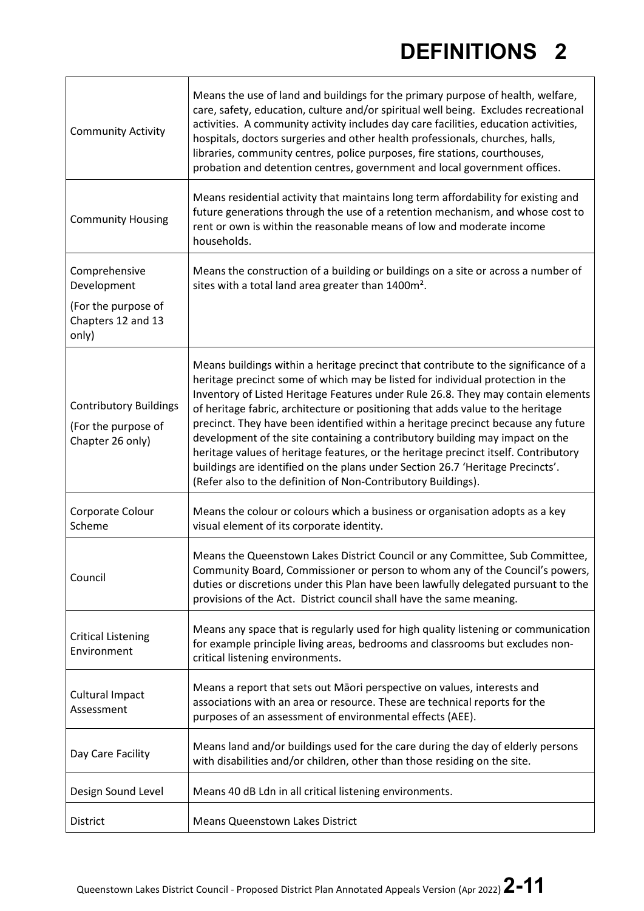# DEFINITIONS 2

| | |
|---|---|
| Community Activity | Means the use of land and buildings for the primary purpose of health, welfare, care, safety, education, culture and/or spiritual well being. Excludes recreational activities. A community activity includes day care facilities, education activities, hospitals, doctors surgeries and other health professionals, churches, halls, libraries, community centres, police purposes, fire stations, courthouses, probation and detention centres, government and local government offices. |
| Community Housing | Means residential activity that maintains long term affordability for existing and future generations through the use of a retention mechanism, and whose cost to rent or own is within the reasonable means of low and moderate income households. |
| Comprehensive Development<br><br>(For the purpose of Chapters 12 and 13 only) | Means the construction of a building or buildings on a site or across a number of sites with a total land area greater than 1400m². |
| Contributory Buildings<br><br>(For the purpose of Chapter 26 only) | Means buildings within a heritage precinct that contribute to the significance of a heritage precinct some of which may be listed for individual protection in the Inventory of Listed Heritage Features under Rule 26.8. They may contain elements of heritage fabric, architecture or positioning that adds value to the heritage precinct. They have been identified within a heritage precinct because any future development of the site containing a contributory building may impact on the heritage values of heritage features, or the heritage precinct itself. Contributory buildings are identified on the plans under Section 26.7 'Heritage Precincts'. (Refer also to the definition of Non-Contributory Buildings). |
| Corporate Colour Scheme | Means the colour or colours which a business or organisation adopts as a key visual element of its corporate identity. |
| Council | Means the Queenstown Lakes District Council or any Committee, Sub Committee, Community Board, Commissioner or person to whom any of the Council's powers, duties or discretions under this Plan have been lawfully delegated pursuant to the provisions of the Act. District council shall have the same meaning. |
| Critical Listening Environment | Means any space that is regularly used for high quality listening or communication for example principle living areas, bedrooms and classrooms but excludes non-critical listening environments. |
| Cultural Impact Assessment | Means a report that sets out Māori perspective on values, interests and associations with an area or resource. These are technical reports for the purposes of an assessment of environmental effects (AEE). |
| Day Care Facility | Means land and/or buildings used for the care during the day of elderly persons with disabilities and/or children, other than those residing on the site. |
| Design Sound Level | Means 40 dB Ldn in all critical listening environments. |
| District | Means Queenstown Lakes District |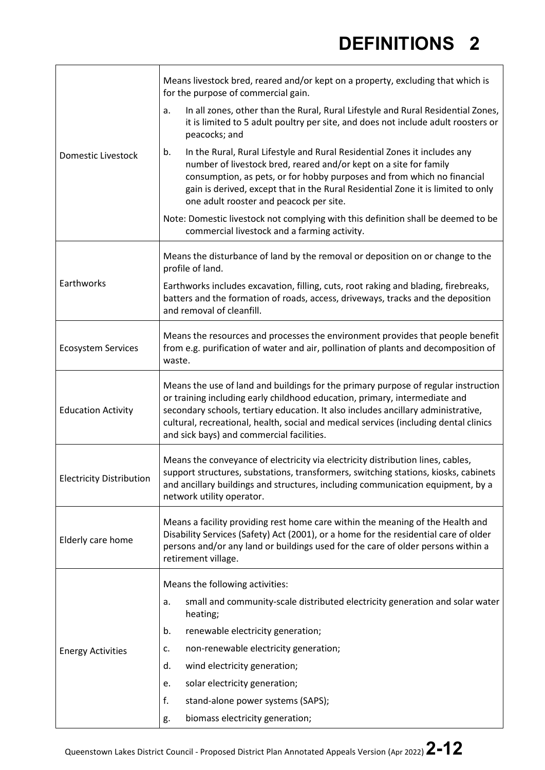# DEFINITIONS 2

| | |
|---|---|
| Domestic Livestock | Means livestock bred, reared and/or kept on a property, excluding that which is for the purpose of commercial gain.<br>a. In all zones, other than the Rural, Rural Lifestyle and Rural Residential Zones, it is limited to 5 adult poultry per site, and does not include adult roosters or peacocks; and<br>b. In the Rural, Rural Lifestyle and Rural Residential Zones it includes any number of livestock bred, reared and/or kept on a site for family consumption, as pets, or for hobby purposes and from which no financial gain is derived, except that in the Rural Residential Zone it is limited to only one adult rooster and peacock per site.<br>Note: Domestic livestock not complying with this definition shall be deemed to be commercial livestock and a farming activity. |
| Earthworks | Means the disturbance of land by the removal or deposition on or change to the profile of land.<br>Earthworks includes excavation, filling, cuts, root raking and blading, firebreaks, batters and the formation of roads, access, driveways, tracks and the deposition and removal of cleanfill. |
| Ecosystem Services | Means the resources and processes the environment provides that people benefit from e.g. purification of water and air, pollination of plants and decomposition of waste. |
| Education Activity | Means the use of land and buildings for the primary purpose of regular instruction or training including early childhood education, primary, intermediate and secondary schools, tertiary education. It also includes ancillary administrative, cultural, recreational, health, social and medical services (including dental clinics and sick bays) and commercial facilities. |
| Electricity Distribution | Means the conveyance of electricity via electricity distribution lines, cables, support structures, substations, transformers, switching stations, kiosks, cabinets and ancillary buildings and structures, including communication equipment, by a network utility operator. |
| Elderly care home | Means a facility providing rest home care within the meaning of the Health and Disability Services (Safety) Act (2001), or a home for the residential care of older persons and/or any land or buildings used for the care of older persons within a retirement village. |
| Energy Activities | Means the following activities:<br>a. small and community-scale distributed electricity generation and solar water heating;<br>b. renewable electricity generation;<br>c. non-renewable electricity generation;<br>d. wind electricity generation;<br>e. solar electricity generation;<br>f. stand-alone power systems (SAPS);<br>g. biomass electricity generation; |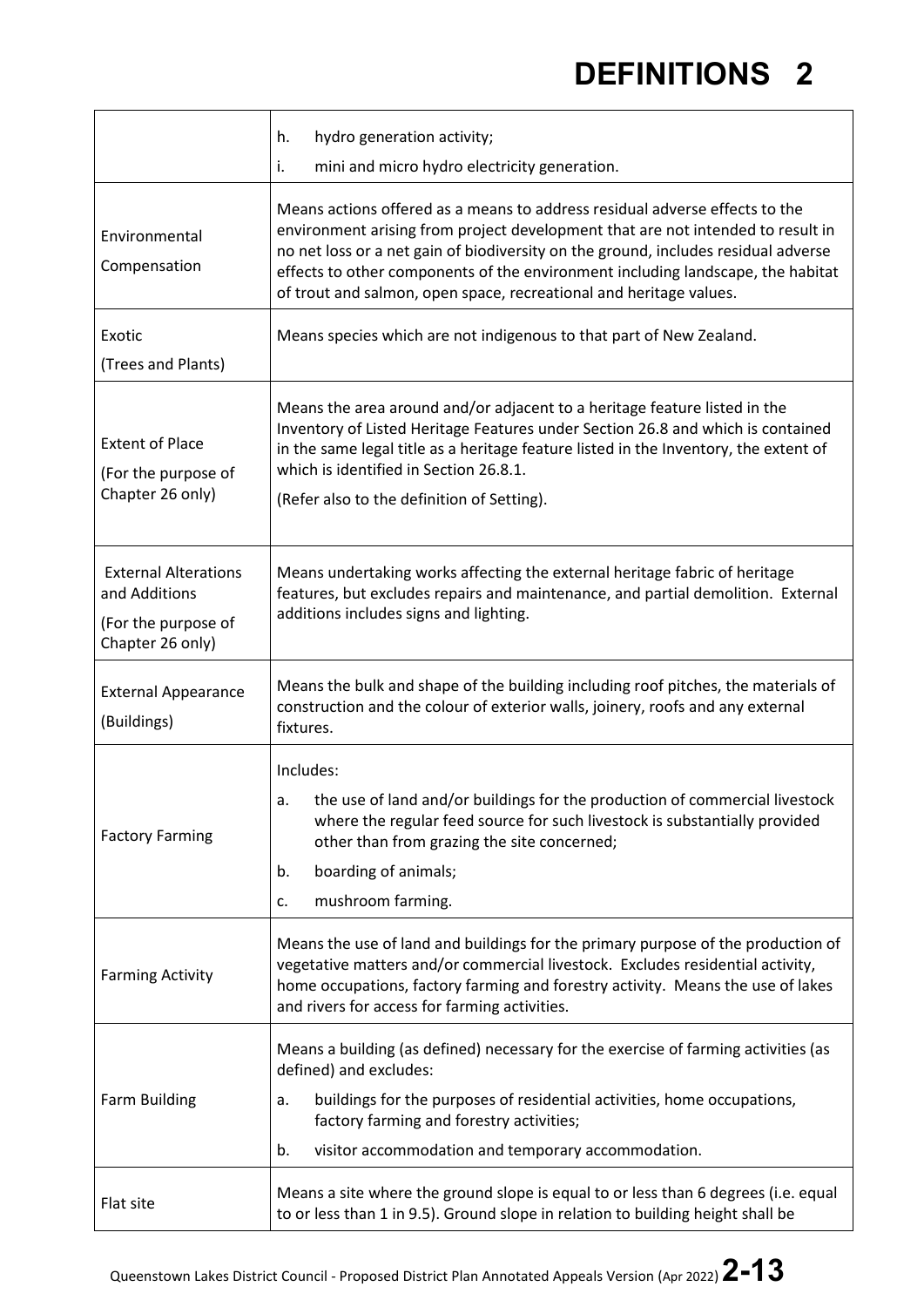| | |
|---|---|
| | h. hydro generation activity;<br>i. mini and micro hydro electricity generation. |
| Environmental Compensation | Means actions offered as a means to address residual adverse effects to the environment arising from project development that are not intended to result in no net loss or a net gain of biodiversity on the ground, includes residual adverse effects to other components of the environment including landscape, the habitat of trout and salmon, open space, recreational and heritage values. |
| Exotic (Trees and Plants) | Means species which are not indigenous to that part of New Zealand. |
| Extent of Place (For the purpose of Chapter 26 only) | Means the area around and/or adjacent to a heritage feature listed in the Inventory of Listed Heritage Features under Section 26.8 and which is contained in the same legal title as a heritage feature listed in the Inventory, the extent of which is identified in Section 26.8.1.<br>(Refer also to the definition of Setting). |
| External Alterations and Additions (For the purpose of Chapter 26 only) | Means undertaking works affecting the external heritage fabric of heritage features, but excludes repairs and maintenance, and partial demolition. External additions includes signs and lighting. |
| External Appearance (Buildings) | Means the bulk and shape of the building including roof pitches, the materials of construction and the colour of exterior walls, joinery, roofs and any external fixtures. |
| Factory Farming | Includes:<br>a. the use of land and/or buildings for the production of commercial livestock where the regular feed source for such livestock is substantially provided other than from grazing the site concerned;<br>b. boarding of animals;<br>c. mushroom farming. |
| Farming Activity | Means the use of land and buildings for the primary purpose of the production of vegetative matters and/or commercial livestock. Excludes residential activity, home occupations, factory farming and forestry activity. Means the use of lakes and rivers for access for farming activities. |
| Farm Building | Means a building (as defined) necessary for the exercise of farming activities (as defined) and excludes:<br>a. buildings for the purposes of residential activities, home occupations, factory farming and forestry activities;<br>b. visitor accommodation and temporary accommodation. |
| Flat site | Means a site where the ground slope is equal to or less than 6 degrees (i.e. equal to or less than 1 in 9.5). Ground slope in relation to building height shall be |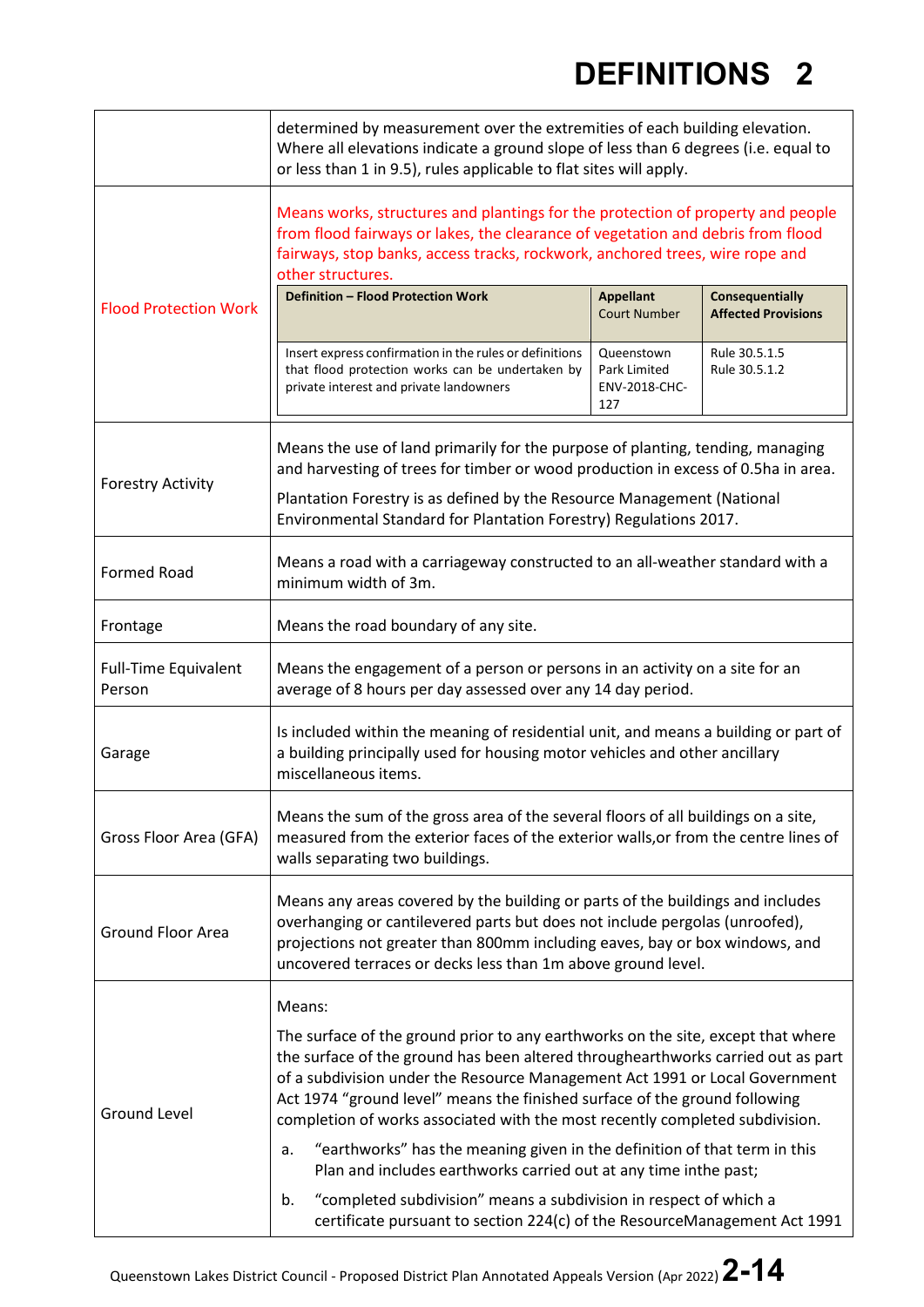| | |
|---|---|
| | determined by measurement over the extremities of each building elevation. Where all elevations indicate a ground slope of less than 6 degrees (i.e. equal to or less than 1 in 9.5), rules applicable to flat sites will apply. |
| Flood Protection Work | Means works, structures and plantings for the protection of property and people from flood fairways or lakes, the clearance of vegetation and debris from flood fairways, stop banks, access tracks, rockwork, anchored trees, wire rope and other structures.<br><br>**Definition – Flood Protection Work** / **Appellant** Court Number / **Consequentially Affected Provisions**<br>Insert express confirmation in the rules or definitions that flood protection works can be undertaken by private interest and private landowners / Queenstown Park Limited ENV-2018-CHC-127 / Rule 30.5.1.5, Rule 30.5.1.2 |
| Forestry Activity | Means the use of land primarily for the purpose of planting, tending, managing and harvesting of trees for timber or wood production in excess of 0.5ha in area.<br><br>Plantation Forestry is as defined by the Resource Management (National Environmental Standard for Plantation Forestry) Regulations 2017. |
| Formed Road | Means a road with a carriageway constructed to an all-weather standard with a minimum width of 3m. |
| Frontage | Means the road boundary of any site. |
| Full-Time Equivalent Person | Means the engagement of a person or persons in an activity on a site for an average of 8 hours per day assessed over any 14 day period. |
| Garage | Is included within the meaning of residential unit, and means a building or part of a building principally used for housing motor vehicles and other ancillary miscellaneous items. |
| Gross Floor Area (GFA) | Means the sum of the gross area of the several floors of all buildings on a site, measured from the exterior faces of the exterior walls,or from the centre lines of walls separating two buildings. |
| Ground Floor Area | Means any areas covered by the building or parts of the buildings and includes overhanging or cantilevered parts but does not include pergolas (unroofed), projections not greater than 800mm including eaves, bay or box windows, and uncovered terraces or decks less than 1m above ground level. |
| Ground Level | Means:<br><br>The surface of the ground prior to any earthworks on the site, except that where the surface of the ground has been altered throughearthworks carried out as part of a subdivision under the Resource Management Act 1991 or Local Government Act 1974 "ground level" means the finished surface of the ground following completion of works associated with the most recently completed subdivision.<br><br>a. "earthworks" has the meaning given in the definition of that term in this Plan and includes earthworks carried out at any time inthe past;<br><br>b. "completed subdivision" means a subdivision in respect of which a certificate pursuant to section 224(c) of the ResourceManagement Act 1991 |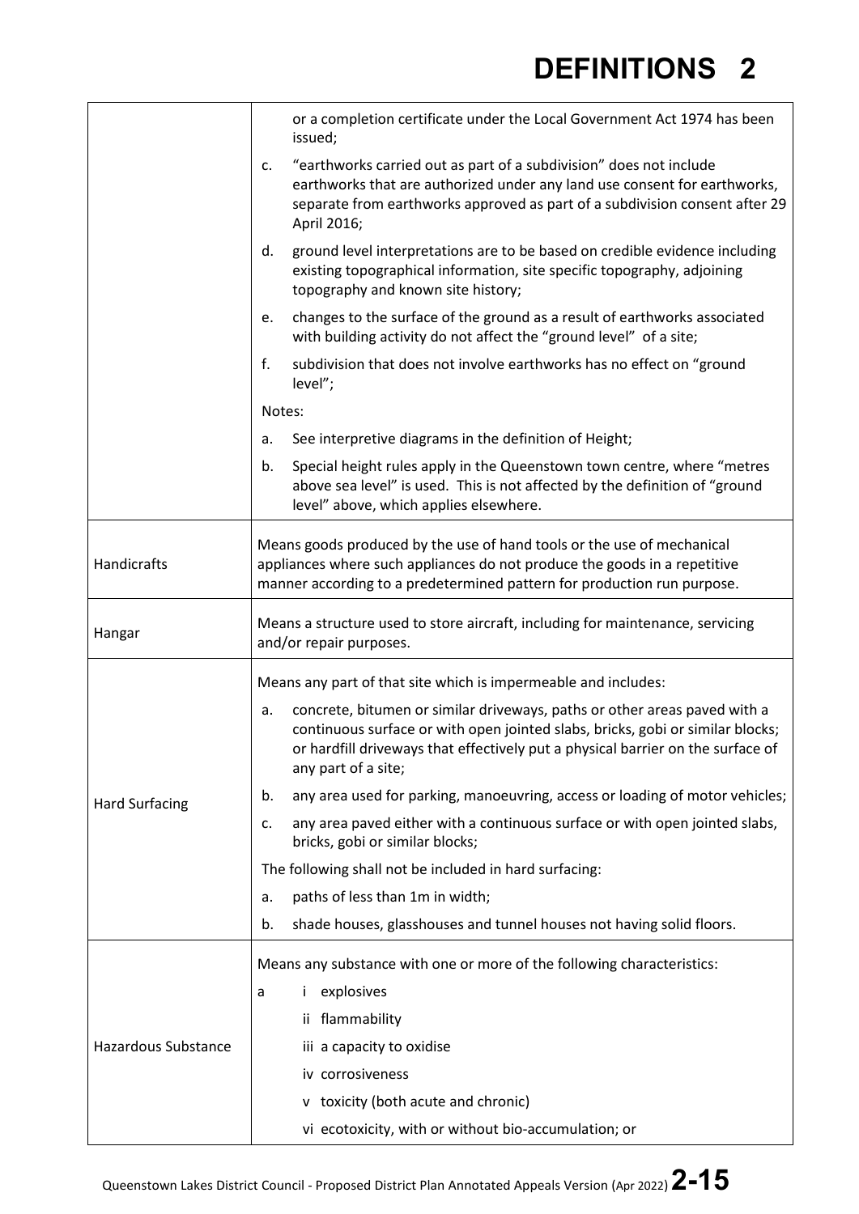| | |
|---|---|
| | or a completion certificate under the Local Government Act 1974 has been issued;<br>c. "earthworks carried out as part of a subdivision" does not include earthworks that are authorized under any land use consent for earthworks, separate from earthworks approved as part of a subdivision consent after 29 April 2016;<br>d. ground level interpretations are to be based on credible evidence including existing topographical information, site specific topography, adjoining topography and known site history;<br>e. changes to the surface of the ground as a result of earthworks associated with building activity do not affect the "ground level" of a site;<br>f. subdivision that does not involve earthworks has no effect on "ground level";<br>Notes:<br>a. See interpretive diagrams in the definition of Height;<br>b. Special height rules apply in the Queenstown town centre, where "metres above sea level" is used. This is not affected by the definition of "ground level" above, which applies elsewhere. |
| Handicrafts | Means goods produced by the use of hand tools or the use of mechanical appliances where such appliances do not produce the goods in a repetitive manner according to a predetermined pattern for production run purpose. |
| Hangar | Means a structure used to store aircraft, including for maintenance, servicing and/or repair purposes. |
| Hard Surfacing | Means any part of that site which is impermeable and includes:<br>a. concrete, bitumen or similar driveways, paths or other areas paved with a continuous surface or with open jointed slabs, bricks, gobi or similar blocks; or hardfill driveways that effectively put a physical barrier on the surface of any part of a site;<br>b. any area used for parking, manoeuvring, access or loading of motor vehicles;<br>c. any area paved either with a continuous surface or with open jointed slabs, bricks, gobi or similar blocks;<br>The following shall not be included in hard surfacing:<br>a. paths of less than 1m in width;<br>b. shade houses, glasshouses and tunnel houses not having solid floors. |
| Hazardous Substance | Means any substance with one or more of the following characteristics:<br>a i explosives<br>ii flammability<br>iii a capacity to oxidise<br>iv corrosiveness<br>v toxicity (both acute and chronic)<br>vi ecotoxicity, with or without bio-accumulation; or |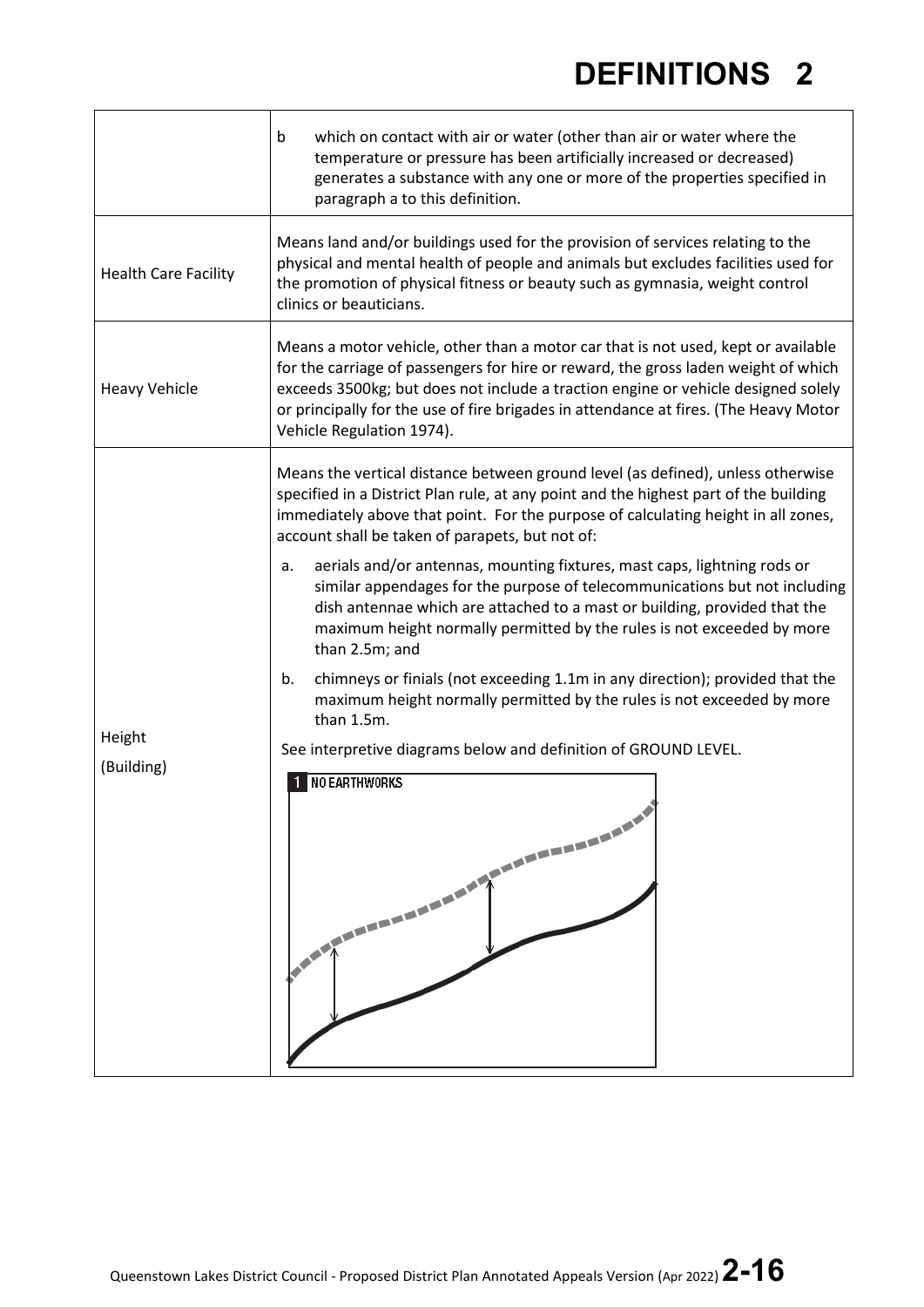# DEFINITIONS 2

| | |
|---|---|
| | b which on contact with air or water (other than air or water where the temperature or pressure has been artificially increased or decreased) generates a substance with any one or more of the properties specified in paragraph a to this definition. |
| Health Care Facility | Means land and/or buildings used for the provision of services relating to the physical and mental health of people and animals but excludes facilities used for the promotion of physical fitness or beauty such as gymnasia, weight control clinics or beauticians. |
| Heavy Vehicle | Means a motor vehicle, other than a motor car that is not used, kept or available for the carriage of passengers for hire or reward, the gross laden weight of which exceeds 3500kg; but does not include a traction engine or vehicle designed solely or principally for the use of fire brigades in attendance at fires. (The Heavy Motor Vehicle Regulation 1974). |
| Height (Building) | Means the vertical distance between ground level (as defined), unless otherwise specified in a District Plan rule, at any point and the highest part of the building immediately above that point. For the purpose of calculating height in all zones, account shall be taken of parapets, but not of:<br><br>a. aerials and/or antennas, mounting fixtures, mast caps, lightning rods or similar appendages for the purpose of telecommunications but not including dish antennae which are attached to a mast or building, provided that the maximum height normally permitted by the rules is not exceeded by more than 2.5m; and<br><br>b. chimneys or finials (not exceeding 1.1m in any direction); provided that the maximum height normally permitted by the rules is not exceeded by more than 1.5m.<br><br>See interpretive diagrams below and definition of GROUND LEVEL.<br><br>1 NO EARTHWORKS |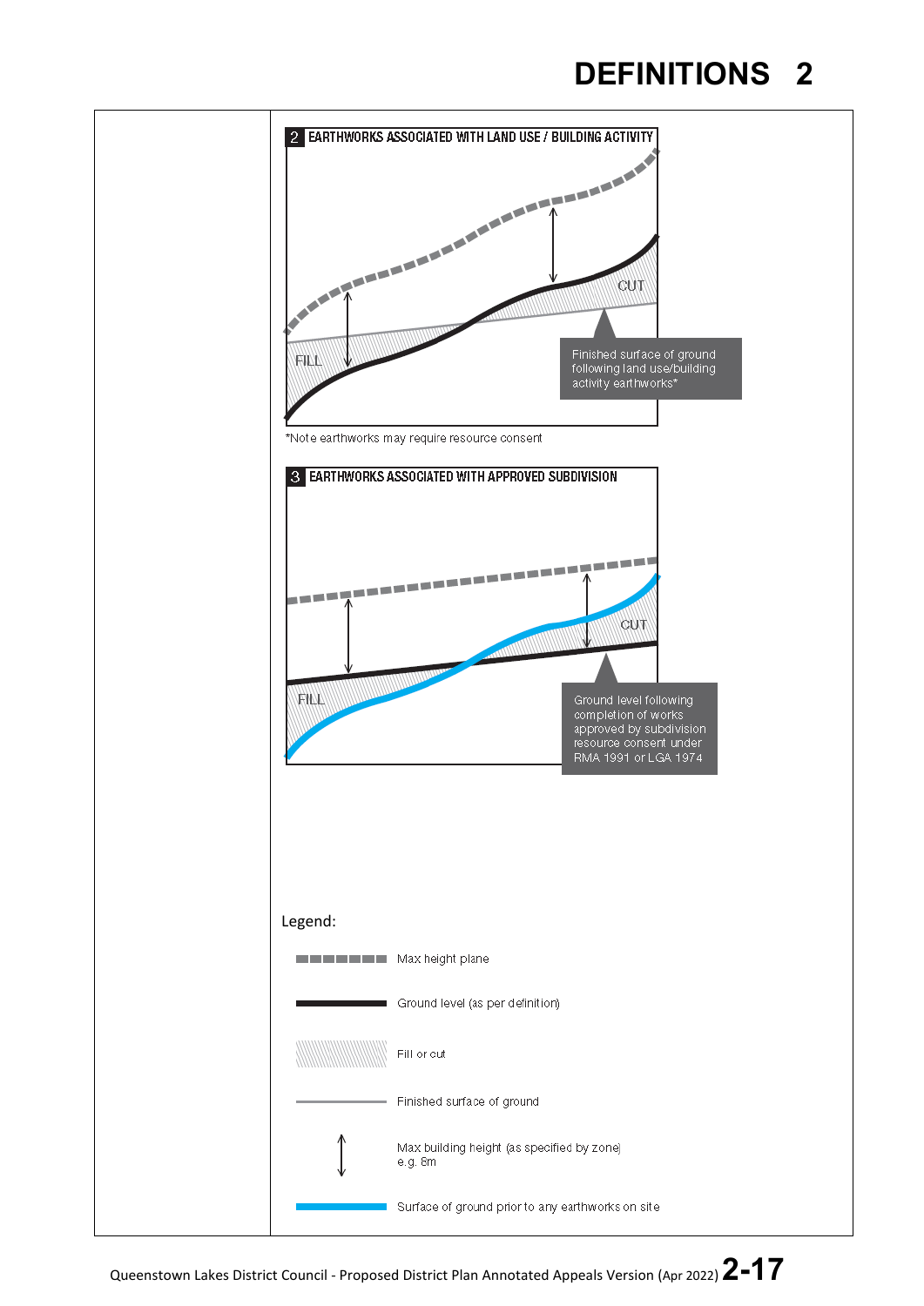**2 EARTHWORKS ASSOCIATED WITH LAND USE / BUILDING ACTIVITY**

CUT

FILL

Finished surface of ground following land use/building activity earthworks*

*Note earthworks may require resource consent

**3 EARTHWORKS ASSOCIATED WITH APPROVED SUBDIVISION**

CUT

FILL

Ground level following completion of works approved by subdivision resource consent under RMA 1991 or LGA 1974

Legend:

- Max height plane
- Ground level (as per definition)
- Fill or cut
- Finished surface of ground
- Max building height (as specified by zone) e.g. 8m
- Surface of ground prior to any earthworks on site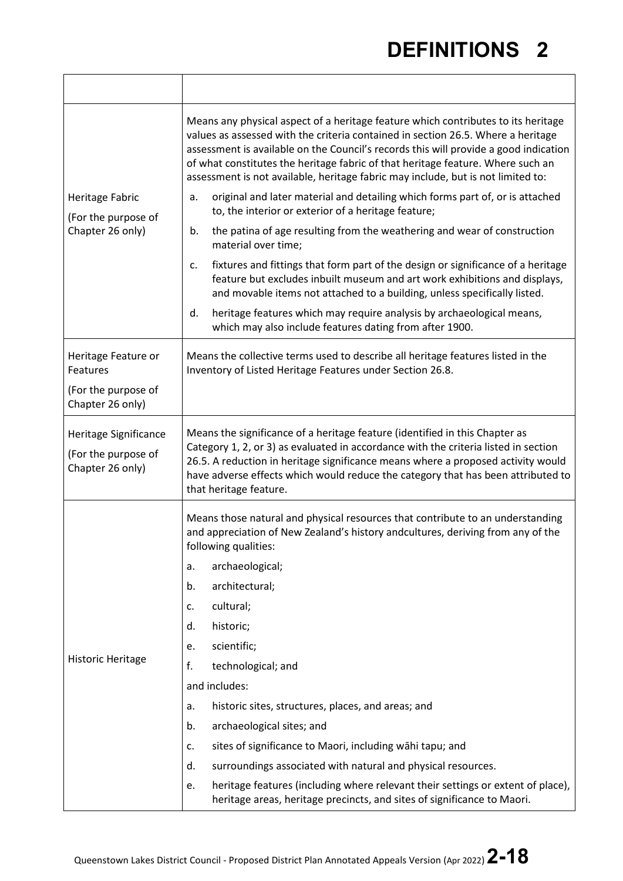| | |
|---|---|
| Heritage Fabric (For the purpose of Chapter 26 only) | Means any physical aspect of a heritage feature which contributes to its heritage values as assessed with the criteria contained in section 26.5. Where a heritage assessment is available on the Council's records this will provide a good indication of what constitutes the heritage fabric of that heritage feature. Where such an assessment is not available, heritage fabric may include, but is not limited to:<br>a. original and later material and detailing which forms part of, or is attached to, the interior or exterior of a heritage feature;<br>b. the patina of age resulting from the weathering and wear of construction material over time;<br>c. fixtures and fittings that form part of the design or significance of a heritage feature but excludes inbuilt museum and art work exhibitions and displays, and movable items not attached to a building, unless specifically listed.<br>d. heritage features which may require analysis by archaeological means, which may also include features dating from after 1900. |
| Heritage Feature or Features (For the purpose of Chapter 26 only) | Means the collective terms used to describe all heritage features listed in the Inventory of Listed Heritage Features under Section 26.8. |
| Heritage Significance (For the purpose of Chapter 26 only) | Means the significance of a heritage feature (identified in this Chapter as Category 1, 2, or 3) as evaluated in accordance with the criteria listed in section 26.5. A reduction in heritage significance means where a proposed activity would have adverse effects which would reduce the category that has been attributed to that heritage feature. |
| Historic Heritage | Means those natural and physical resources that contribute to an understanding and appreciation of New Zealand's history andcultures, deriving from any of the following qualities:<br>a. archaeological;<br>b. architectural;<br>c. cultural;<br>d. historic;<br>e. scientific;<br>f. technological; and<br>and includes:<br>a. historic sites, structures, places, and areas; and<br>b. archaeological sites; and<br>c. sites of significance to Maori, including wāhi tapu; and<br>d. surroundings associated with natural and physical resources.<br>e. heritage features (including where relevant their settings or extent of place), heritage areas, heritage precincts, and sites of significance to Maori. |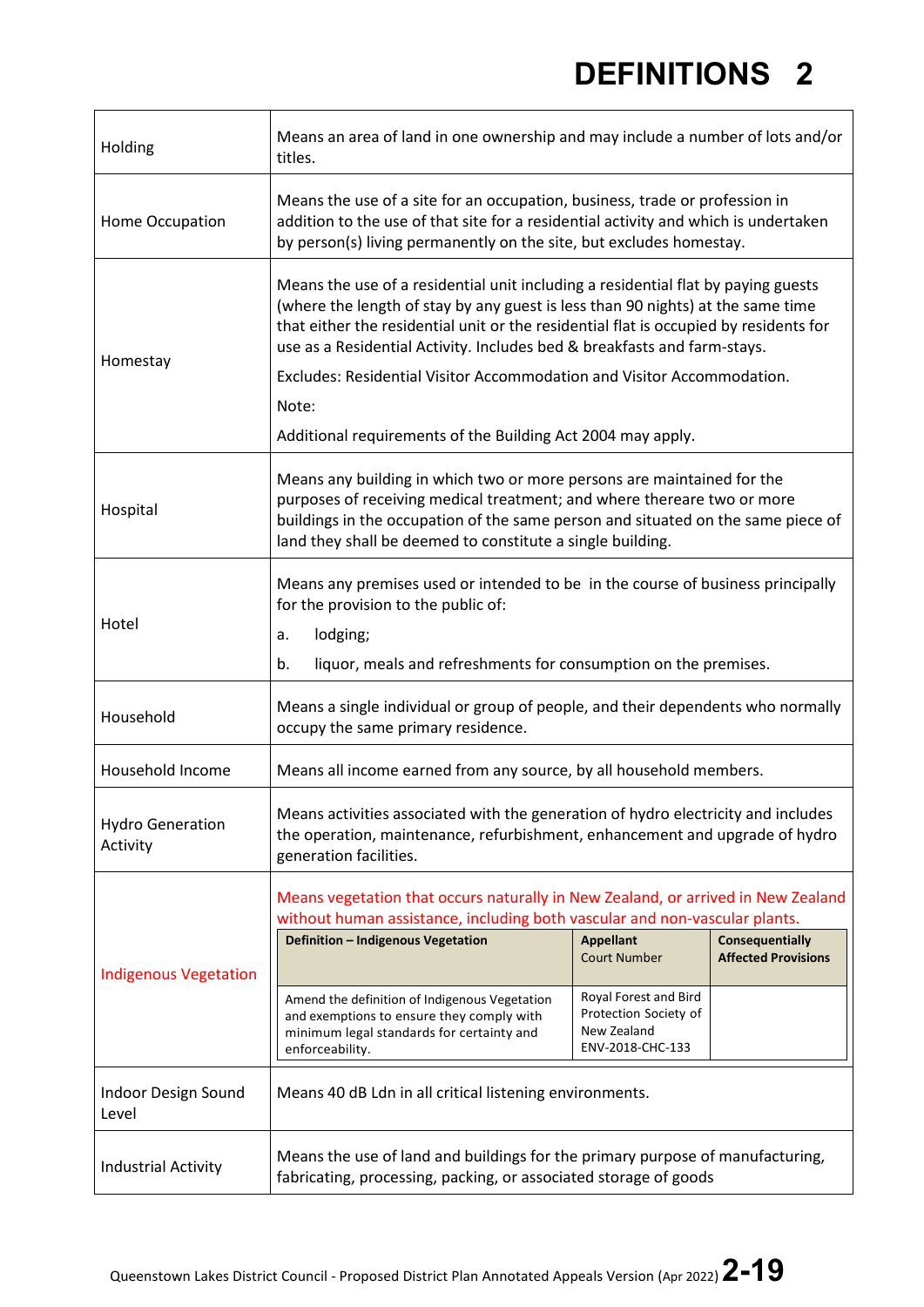# DEFINITIONS 2

| | |
|---|---|
| Holding | Means an area of land in one ownership and may include a number of lots and/or titles. |
| Home Occupation | Means the use of a site for an occupation, business, trade or profession in addition to the use of that site for a residential activity and which is undertaken by person(s) living permanently on the site, but excludes homestay. |
| Homestay | Means the use of a residential unit including a residential flat by paying guests (where the length of stay by any guest is less than 90 nights) at the same time that either the residential unit or the residential flat is occupied by residents for use as a Residential Activity. Includes bed & breakfasts and farm-stays.<br><br>Excludes: Residential Visitor Accommodation and Visitor Accommodation.<br><br>Note:<br><br>Additional requirements of the Building Act 2004 may apply. |
| Hospital | Means any building in which two or more persons are maintained for the purposes of receiving medical treatment; and where thereare two or more buildings in the occupation of the same person and situated on the same piece of land they shall be deemed to constitute a single building. |
| Hotel | Means any premises used or intended to be in the course of business principally for the provision to the public of:<br><br>a. lodging;<br><br>b. liquor, meals and refreshments for consumption on the premises. |
| Household | Means a single individual or group of people, and their dependents who normally occupy the same primary residence. |
| Household Income | Means all income earned from any source, by all household members. |
| Hydro Generation Activity | Means activities associated with the generation of hydro electricity and includes the operation, maintenance, refurbishment, enhancement and upgrade of hydro generation facilities. |
| Indigenous Vegetation | Means vegetation that occurs naturally in New Zealand, or arrived in New Zealand without human assistance, including both vascular and non-vascular plants.<br><br>**Definition – Indigenous Vegetation**: Amend the definition of Indigenous Vegetation and exemptions to ensure they comply with minimum legal standards for certainty and enforceability.<br>**Appellant** Court Number: Royal Forest and Bird Protection Society of New Zealand ENV-2018-CHC-133<br>**Consequentially Affected Provisions**: |
| Indoor Design Sound Level | Means 40 dB Ldn in all critical listening environments. |
| Industrial Activity | Means the use of land and buildings for the primary purpose of manufacturing, fabricating, processing, packing, or associated storage of goods |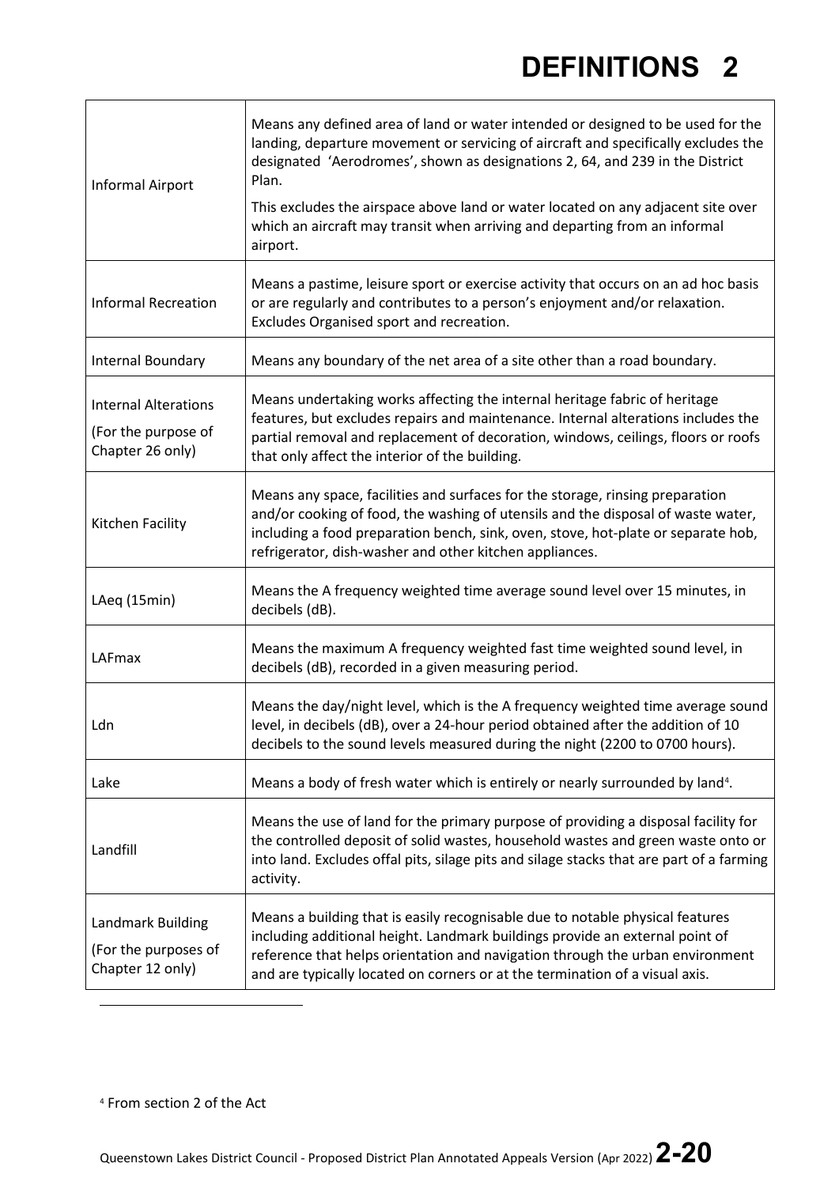| | |
|---|---|
| Informal Airport | Means any defined area of land or water intended or designed to be used for the landing, departure movement or servicing of aircraft and specifically excludes the designated 'Aerodromes', shown as designations 2, 64, and 239 in the District Plan.<br><br>This excludes the airspace above land or water located on any adjacent site over which an aircraft may transit when arriving and departing from an informal airport. |
| Informal Recreation | Means a pastime, leisure sport or exercise activity that occurs on an ad hoc basis or are regularly and contributes to a person's enjoyment and/or relaxation. Excludes Organised sport and recreation. |
| Internal Boundary | Means any boundary of the net area of a site other than a road boundary. |
| Internal Alterations<br><br>(For the purpose of Chapter 26 only) | Means undertaking works affecting the internal heritage fabric of heritage features, but excludes repairs and maintenance. Internal alterations includes the partial removal and replacement of decoration, windows, ceilings, floors or roofs that only affect the interior of the building. |
| Kitchen Facility | Means any space, facilities and surfaces for the storage, rinsing preparation and/or cooking of food, the washing of utensils and the disposal of waste water, including a food preparation bench, sink, oven, stove, hot-plate or separate hob, refrigerator, dish-washer and other kitchen appliances. |
| LAeq (15min) | Means the A frequency weighted time average sound level over 15 minutes, in decibels (dB). |
| LAFmax | Means the maximum A frequency weighted fast time weighted sound level, in decibels (dB), recorded in a given measuring period. |
| Ldn | Means the day/night level, which is the A frequency weighted time average sound level, in decibels (dB), over a 24-hour period obtained after the addition of 10 decibels to the sound levels measured during the night (2200 to 0700 hours). |
| Lake | Means a body of fresh water which is entirely or nearly surrounded by land[4]. |
| Landfill | Means the use of land for the primary purpose of providing a disposal facility for the controlled deposit of solid wastes, household wastes and green waste onto or into land. Excludes offal pits, silage pits and silage stacks that are part of a farming activity. |
| Landmark Building<br><br>(For the purposes of Chapter 12 only) | Means a building that is easily recognisable due to notable physical features including additional height. Landmark buildings provide an external point of reference that helps orientation and navigation through the urban environment and are typically located on corners or at the termination of a visual axis. |

[4] From section 2 of the Act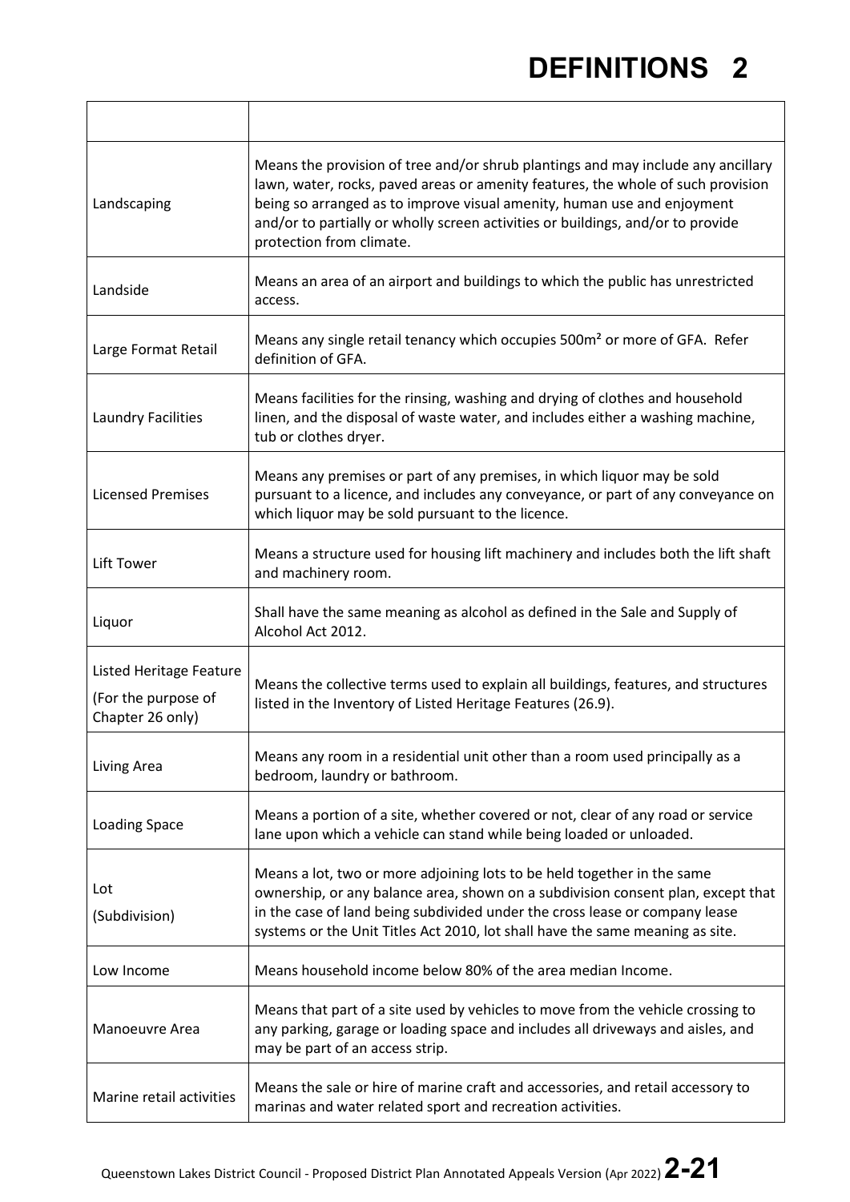# DEFINITIONS 2

| | |
|---|---|
| Landscaping | Means the provision of tree and/or shrub plantings and may include any ancillary lawn, water, rocks, paved areas or amenity features, the whole of such provision being so arranged as to improve visual amenity, human use and enjoyment and/or to partially or wholly screen activities or buildings, and/or to provide protection from climate. |
| Landside | Means an area of an airport and buildings to which the public has unrestricted access. |
| Large Format Retail | Means any single retail tenancy which occupies 500m² or more of GFA. Refer definition of GFA. |
| Laundry Facilities | Means facilities for the rinsing, washing and drying of clothes and household linen, and the disposal of waste water, and includes either a washing machine, tub or clothes dryer. |
| Licensed Premises | Means any premises or part of any premises, in which liquor may be sold pursuant to a licence, and includes any conveyance, or part of any conveyance on which liquor may be sold pursuant to the licence. |
| Lift Tower | Means a structure used for housing lift machinery and includes both the lift shaft and machinery room. |
| Liquor | Shall have the same meaning as alcohol as defined in the Sale and Supply of Alcohol Act 2012. |
| Listed Heritage Feature (For the purpose of Chapter 26 only) | Means the collective terms used to explain all buildings, features, and structures listed in the Inventory of Listed Heritage Features (26.9). |
| Living Area | Means any room in a residential unit other than a room used principally as a bedroom, laundry or bathroom. |
| Loading Space | Means a portion of a site, whether covered or not, clear of any road or service lane upon which a vehicle can stand while being loaded or unloaded. |
| Lot (Subdivision) | Means a lot, two or more adjoining lots to be held together in the same ownership, or any balance area, shown on a subdivision consent plan, except that in the case of land being subdivided under the cross lease or company lease systems or the Unit Titles Act 2010, lot shall have the same meaning as site. |
| Low Income | Means household income below 80% of the area median Income. |
| Manoeuvre Area | Means that part of a site used by vehicles to move from the vehicle crossing to any parking, garage or loading space and includes all driveways and aisles, and may be part of an access strip. |
| Marine retail activities | Means the sale or hire of marine craft and accessories, and retail accessory to marinas and water related sport and recreation activities. |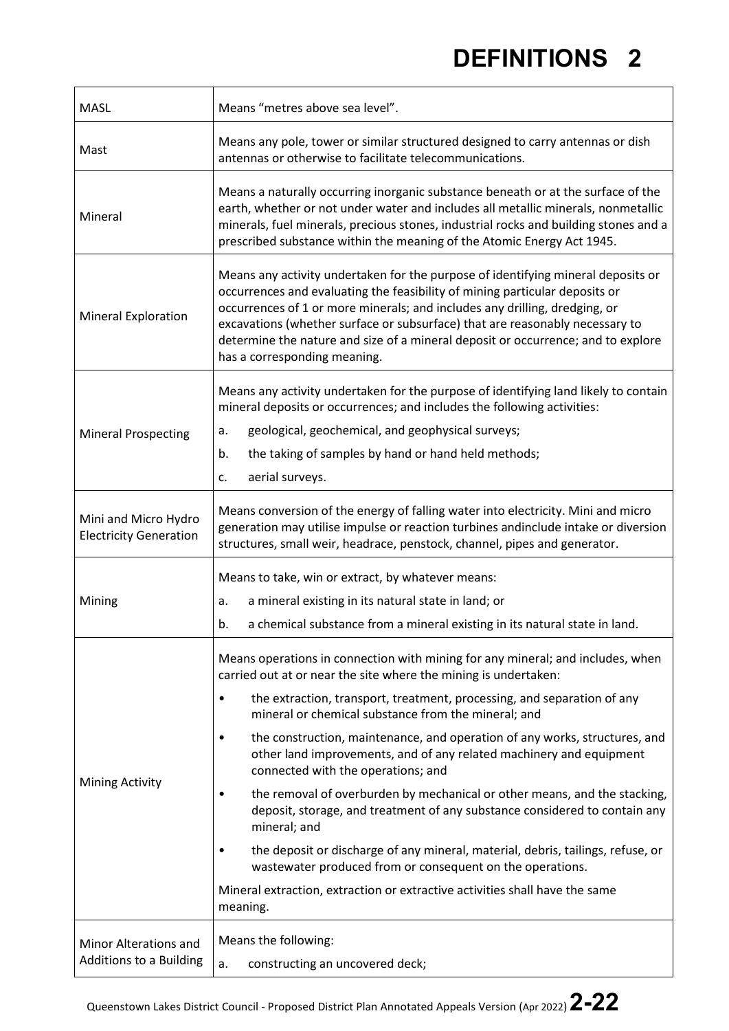# DEFINITIONS 2

| | |
|---|---|
| MASL | Means "metres above sea level". |
| Mast | Means any pole, tower or similar structured designed to carry antennas or dish antennas or otherwise to facilitate telecommunications. |
| Mineral | Means a naturally occurring inorganic substance beneath or at the surface of the earth, whether or not under water and includes all metallic minerals, nonmetallic minerals, fuel minerals, precious stones, industrial rocks and building stones and a prescribed substance within the meaning of the Atomic Energy Act 1945. |
| Mineral Exploration | Means any activity undertaken for the purpose of identifying mineral deposits or occurrences and evaluating the feasibility of mining particular deposits or occurrences of 1 or more minerals; and includes any drilling, dredging, or excavations (whether surface or subsurface) that are reasonably necessary to determine the nature and size of a mineral deposit or occurrence; and to explore has a corresponding meaning. |
| Mineral Prospecting | Means any activity undertaken for the purpose of identifying land likely to contain mineral deposits or occurrences; and includes the following activities:<br>a. geological, geochemical, and geophysical surveys;<br>b. the taking of samples by hand or hand held methods;<br>c. aerial surveys. |
| Mini and Micro Hydro Electricity Generation | Means conversion of the energy of falling water into electricity. Mini and micro generation may utilise impulse or reaction turbines andinclude intake or diversion structures, small weir, headrace, penstock, channel, pipes and generator. |
| Mining | Means to take, win or extract, by whatever means:<br>a. a mineral existing in its natural state in land; or<br>b. a chemical substance from a mineral existing in its natural state in land. |
| Mining Activity | Means operations in connection with mining for any mineral; and includes, when carried out at or near the site where the mining is undertaken:<br>• the extraction, transport, treatment, processing, and separation of any mineral or chemical substance from the mineral; and<br>• the construction, maintenance, and operation of any works, structures, and other land improvements, and of any related machinery and equipment connected with the operations; and<br>• the removal of overburden by mechanical or other means, and the stacking, deposit, storage, and treatment of any substance considered to contain any mineral; and<br>• the deposit or discharge of any mineral, material, debris, tailings, refuse, or wastewater produced from or consequent on the operations.<br>Mineral extraction, extraction or extractive activities shall have the same meaning. |
| Minor Alterations and Additions to a Building | Means the following:<br>a. constructing an uncovered deck; |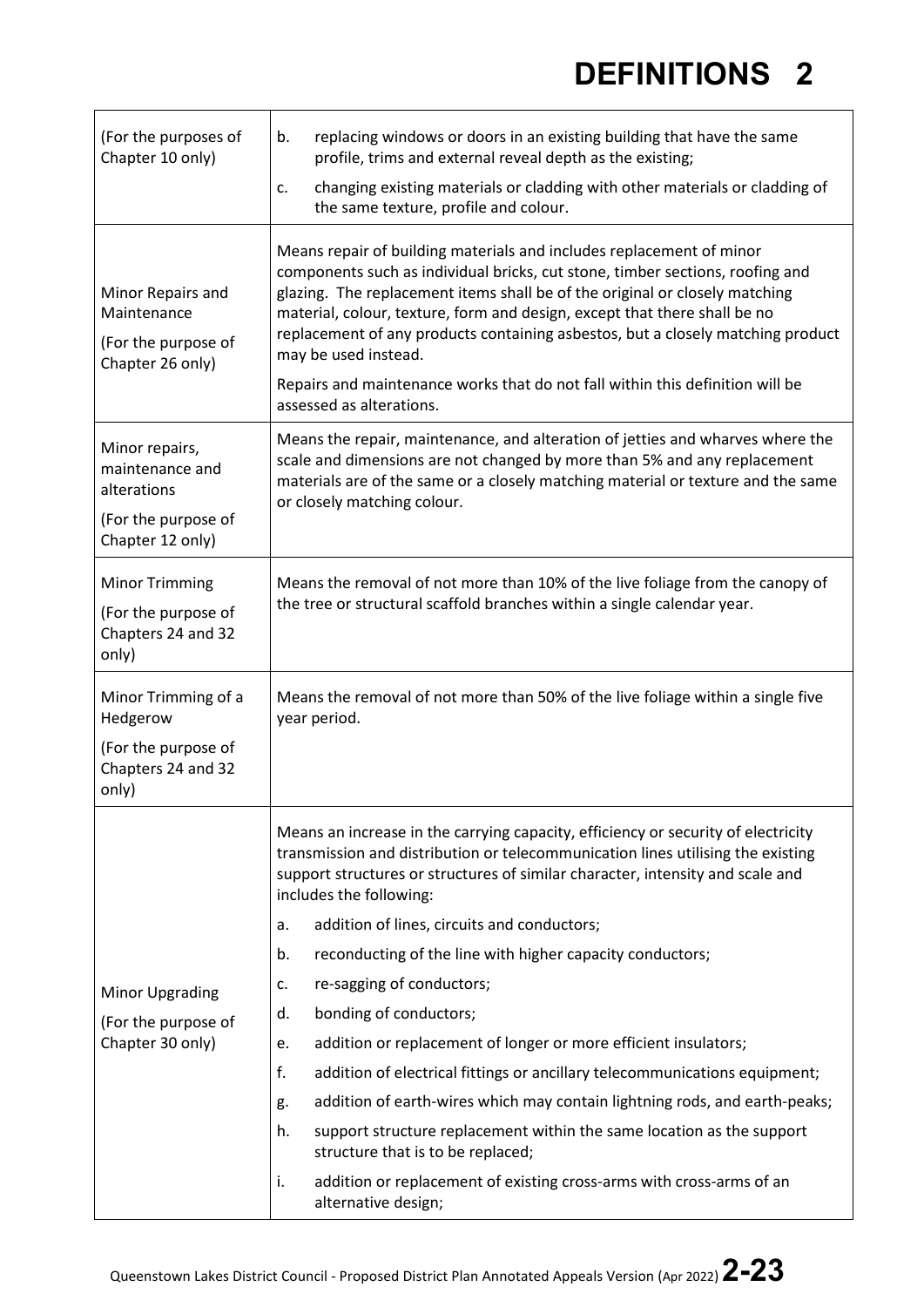| | |
|---|---|
| (For the purposes of Chapter 10 only) | b. replacing windows or doors in an existing building that have the same profile, trims and external reveal depth as the existing;<br>c. changing existing materials or cladding with other materials or cladding of the same texture, profile and colour. |
| Minor Repairs and Maintenance<br>(For the purpose of Chapter 26 only) | Means repair of building materials and includes replacement of minor components such as individual bricks, cut stone, timber sections, roofing and glazing. The replacement items shall be of the original or closely matching material, colour, texture, form and design, except that there shall be no replacement of any products containing asbestos, but a closely matching product may be used instead.<br>Repairs and maintenance works that do not fall within this definition will be assessed as alterations. |
| Minor repairs, maintenance and alterations<br>(For the purpose of Chapter 12 only) | Means the repair, maintenance, and alteration of jetties and wharves where the scale and dimensions are not changed by more than 5% and any replacement materials are of the same or a closely matching material or texture and the same or closely matching colour. |
| Minor Trimming<br>(For the purpose of Chapters 24 and 32 only) | Means the removal of not more than 10% of the live foliage from the canopy of the tree or structural scaffold branches within a single calendar year. |
| Minor Trimming of a Hedgerow<br>(For the purpose of Chapters 24 and 32 only) | Means the removal of not more than 50% of the live foliage within a single five year period. |
| Minor Upgrading<br>(For the purpose of Chapter 30 only) | Means an increase in the carrying capacity, efficiency or security of electricity transmission and distribution or telecommunication lines utilising the existing support structures or structures of similar character, intensity and scale and includes the following:<br>a. addition of lines, circuits and conductors;<br>b. reconducting of the line with higher capacity conductors;<br>c. re-sagging of conductors;<br>d. bonding of conductors;<br>e. addition or replacement of longer or more efficient insulators;<br>f. addition of electrical fittings or ancillary telecommunications equipment;<br>g. addition of earth-wires which may contain lightning rods, and earth-peaks;<br>h. support structure replacement within the same location as the support structure that is to be replaced;<br>i. addition or replacement of existing cross-arms with cross-arms of an alternative design; |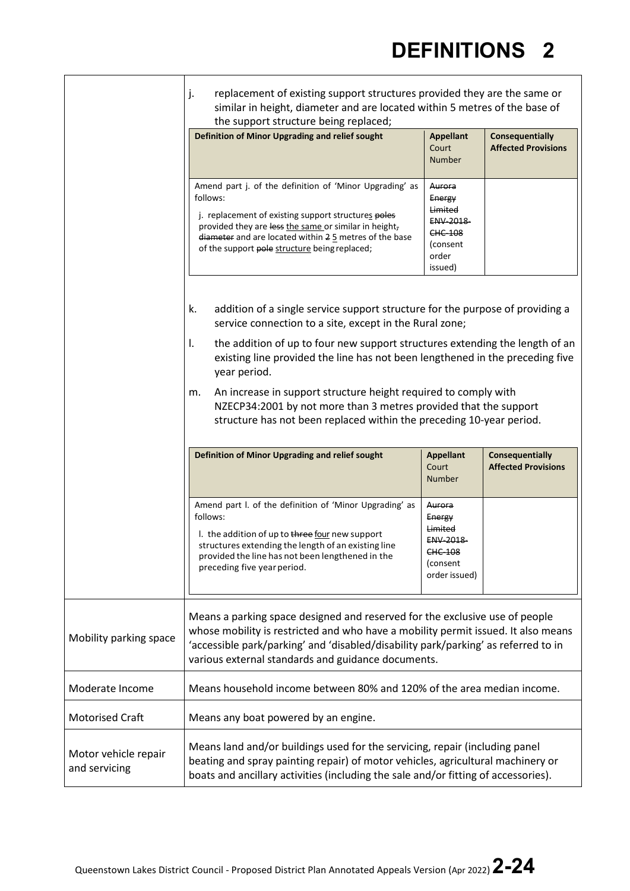# DEFINITIONS 2

| | |
|---|---|
| | j. replacement of existing support structures provided they are the same or similar in height, diameter and are located within 5 metres of the base of the support structure being replaced; |

| Definition of Minor Upgrading and relief sought | Appellant Court Number | Consequentially Affected Provisions |
|---|---|---|
| Amend part j. of the definition of 'Minor Upgrading' as follows: j. replacement of existing support structures ~~poles~~ provided they are ~~less~~ the same or similar in height, ~~diameter~~ and are located within ~~2~~ 5 metres of the base of the support ~~pole~~ structure being replaced; | ~~Aurora Energy Limited ENV-2018-CHC-108~~ (consent order issued) | |

k. addition of a single service support structure for the purpose of providing a service connection to a site, except in the Rural zone;

l. the addition of up to four new support structures extending the length of an existing line provided the line has not been lengthened in the preceding five year period.

m. An increase in support structure height required to comply with NZECP34:2001 by not more than 3 metres provided that the support structure has not been replaced within the preceding 10-year period.

| Definition of Minor Upgrading and relief sought | Appellant Court Number | Consequentially Affected Provisions |
|---|---|---|
| Amend part l. of the definition of 'Minor Upgrading' as follows: l. the addition of up to ~~three~~ four new support structures extending the length of an existing line provided the line has not been lengthened in the preceding five year period. | ~~Aurora Energy Limited ENV-2018-CHC-108~~ (consent order issued) | |

| | |
|---|---|
| Mobility parking space | Means a parking space designed and reserved for the exclusive use of people whose mobility is restricted and who have a mobility permit issued. It also means 'accessible park/parking' and 'disabled/disability park/parking' as referred to in various external standards and guidance documents. |
| Moderate Income | Means household income between 80% and 120% of the area median income. |
| Motorised Craft | Means any boat powered by an engine. |
| Motor vehicle repair and servicing | Means land and/or buildings used for the servicing, repair (including panel beating and spray painting repair) of motor vehicles, agricultural machinery or boats and ancillary activities (including the sale and/or fitting of accessories). |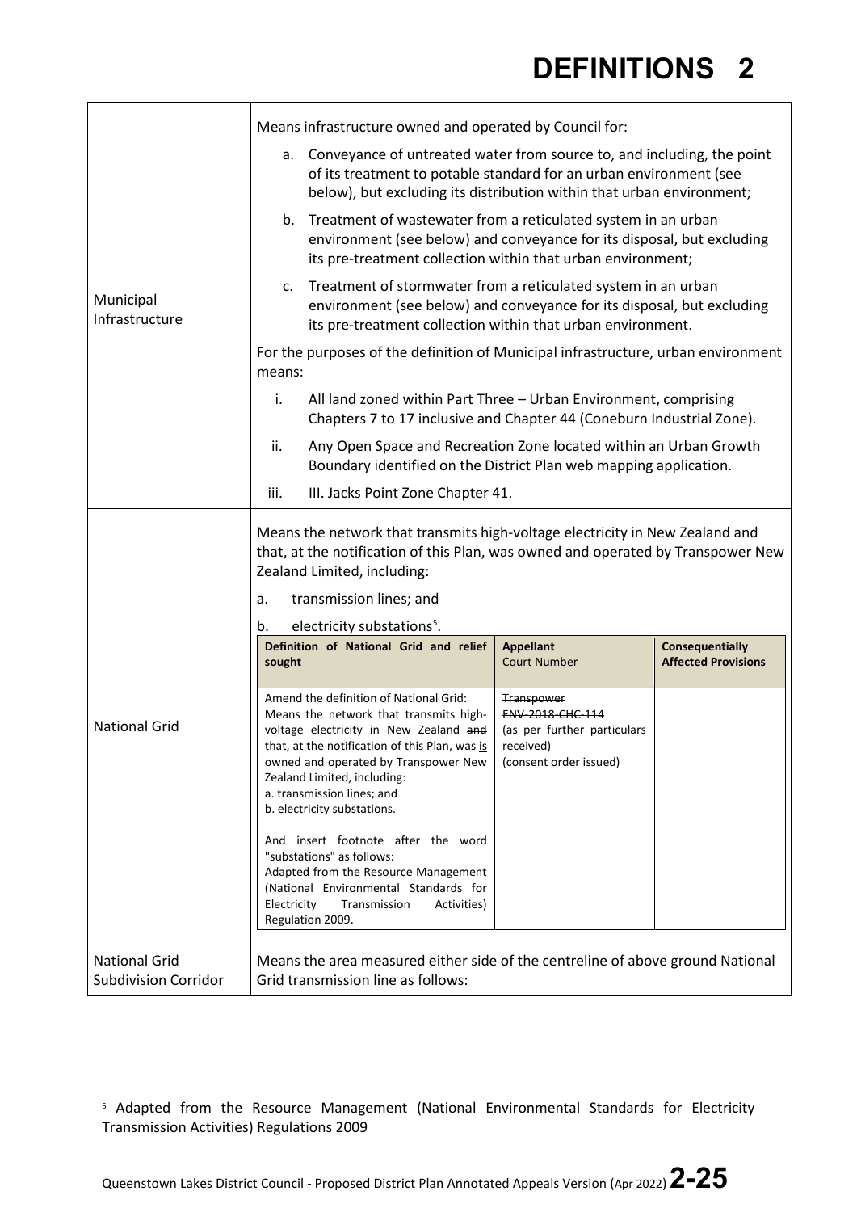| | |
|---|---|
| Municipal Infrastructure | Means infrastructure owned and operated by Council for:<br>a. Conveyance of untreated water from source to, and including, the point of its treatment to potable standard for an urban environment (see below), but excluding its distribution within that urban environment;<br>b. Treatment of wastewater from a reticulated system in an urban environment (see below) and conveyance for its disposal, but excluding its pre-treatment collection within that urban environment;<br>c. Treatment of stormwater from a reticulated system in an urban environment (see below) and conveyance for its disposal, but excluding its pre-treatment collection within that urban environment.<br>For the purposes of the definition of Municipal infrastructure, urban environment means:<br>i. All land zoned within Part Three – Urban Environment, comprising Chapters 7 to 17 inclusive and Chapter 44 (Coneburn Industrial Zone).<br>ii. Any Open Space and Recreation Zone located within an Urban Growth Boundary identified on the District Plan web mapping application.<br>iii. III. Jacks Point Zone Chapter 41. |
| National Grid | Means the network that transmits high-voltage electricity in New Zealand and that, at the notification of this Plan, was owned and operated by Transpower New Zealand Limited, including:<br>a. transmission lines; and<br>b. electricity substations[5]. |
| National Grid Subdivision Corridor | Means the area measured either side of the centreline of above ground National Grid transmission line as follows: |

| Definition of National Grid and relief sought | Appellant Court Number | Consequentially Affected Provisions |
|---|---|---|
| Amend the definition of National Grid:<br>Means the network that transmits high-voltage electricity in New Zealand ~~and~~ that~~, at the notification of this Plan, was~~ is owned and operated by Transpower New Zealand Limited, including:<br>a. transmission lines; and<br>b. electricity substations.<br><br>And insert footnote after the word "substations" as follows:<br>Adapted from the Resource Management (National Environmental Standards for Electricity Transmission Activities) Regulation 2009. | ~~Transpower~~<br>~~ENV-2018-CHC-114~~<br>(as per further particulars received)<br>(consent order issued) | |

[5] Adapted from the Resource Management (National Environmental Standards for Electricity Transmission Activities) Regulations 2009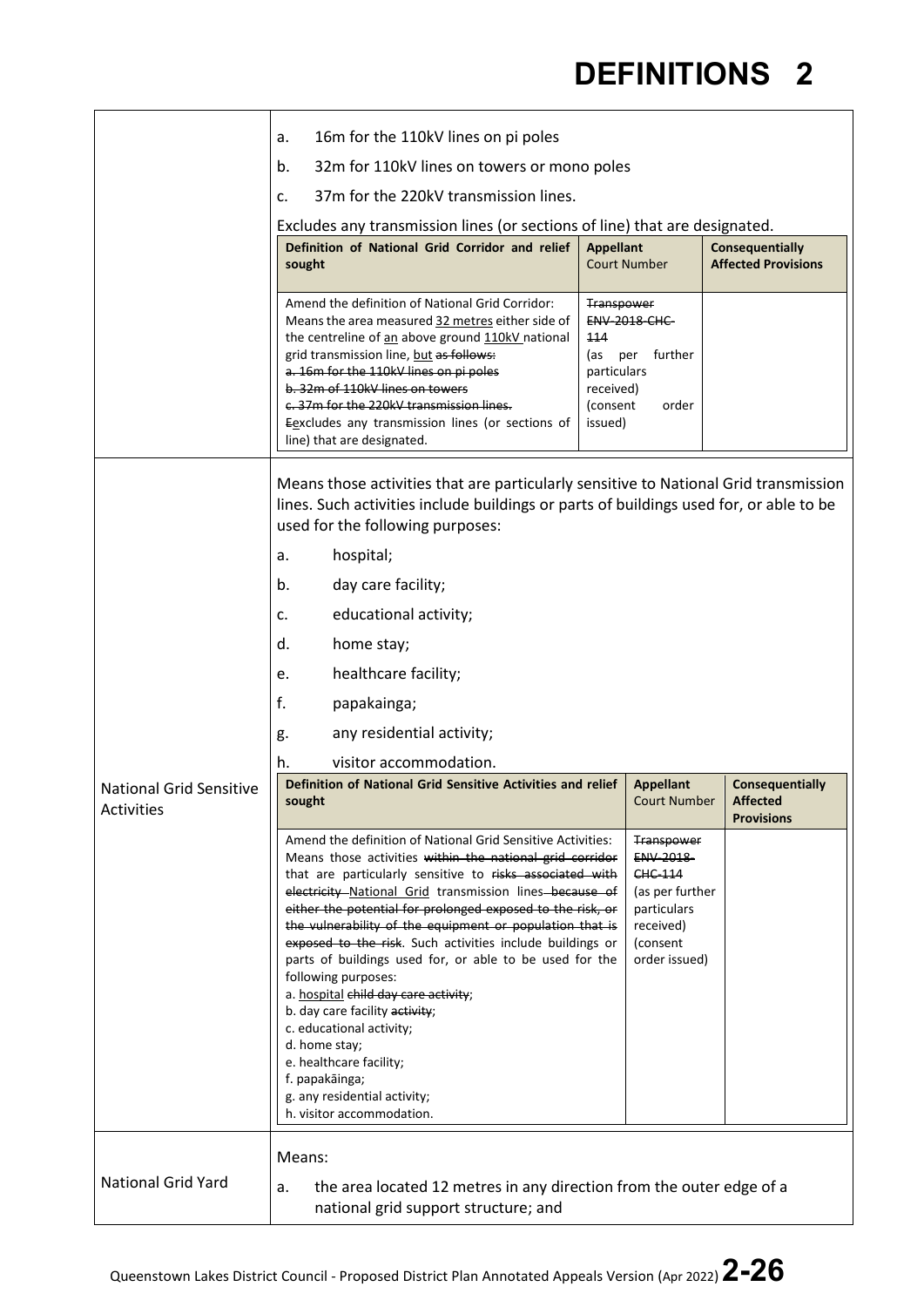| | |
|---|---|
| | a. 16m for the 110kV lines on pi poles<br>b. 32m for 110kV lines on towers or mono poles<br>c. 37m for the 220kV transmission lines.<br>Excludes any transmission lines (or sections of line) that are designated. |

| Definition of National Grid Corridor and relief sought | Appellant Court Number | Consequentially Affected Provisions |
|---|---|---|
| Amend the definition of National Grid Corridor: Means the area measured <u>32 metres</u> either side of the centreline of <u>an</u> above ground <u>110kV</u> national grid transmission line, <u>but</u> ~~as follows:~~ ~~a. 16m for the 110kV lines on pi poles~~ ~~b. 32m of 110kV lines on towers~~ ~~c. 37m for the 220kV transmission lines.~~ ~~E~~<u>e</u>xcludes any transmission lines (or sections of line) that are designated. | ~~Transpower ENV-2018-CHC-114~~ (as per further particulars received) (consent order issued) | |

**National Grid Sensitive Activities**

Means those activities that are particularly sensitive to National Grid transmission lines. Such activities include buildings or parts of buildings used for, or able to be used for the following purposes:

a. hospital;

b. day care facility;

c. educational activity;

d. home stay;

e. healthcare facility;

f. papakainga;

g. any residential activity;

h. visitor accommodation.

| Definition of National Grid Sensitive Activities and relief sought | Appellant Court Number | Consequentially Affected Provisions |
|---|---|---|
| Amend the definition of National Grid Sensitive Activities: Means those activities ~~within the national grid corridor~~ that are particularly sensitive to ~~risks associated with electricity~~ <u>National Grid</u> transmission lines ~~because of either the potential for prolonged exposed to the risk, or the vulnerability of the equipment or population that is exposed to the risk~~. Such activities include buildings or parts of buildings used for, or able to be used for the following purposes:<br>a. <u>hospital</u> ~~child day care activity~~;<br>b. day care facility ~~activity~~;<br>c. educational activity;<br>d. home stay;<br>e. healthcare facility;<br>f. papakāinga;<br>g. any residential activity;<br>h. visitor accommodation. | ~~Transpower ENV-2018-CHC-114~~ (as per further particulars received) (consent order issued) | |

**National Grid Yard**

Means:

a. the area located 12 metres in any direction from the outer edge of a national grid support structure; and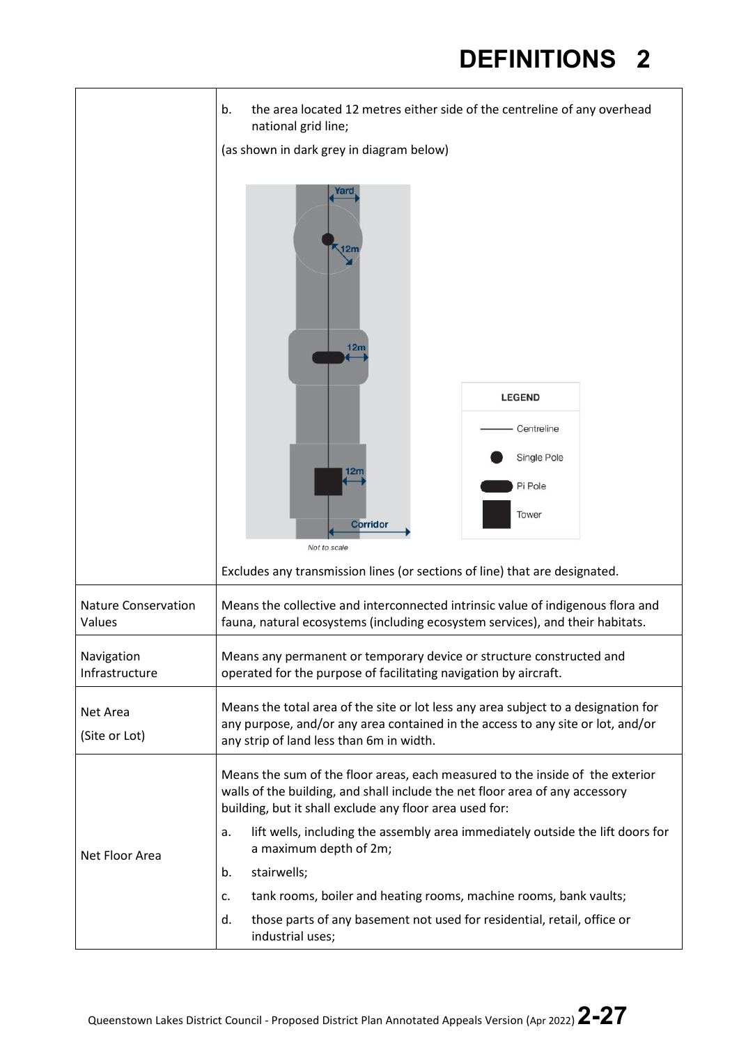| | |
|---|---|
| | b. the area located 12 metres either side of the centreline of any overhead national grid line;<br>(as shown in dark grey in diagram below)<br>Excludes any transmission lines (or sections of line) that are designated. |
| Nature Conservation Values | Means the collective and interconnected intrinsic value of indigenous flora and fauna, natural ecosystems (including ecosystem services), and their habitats. |
| Navigation Infrastructure | Means any permanent or temporary device or structure constructed and operated for the purpose of facilitating navigation by aircraft. |
| Net Area (Site or Lot) | Means the total area of the site or lot less any area subject to a designation for any purpose, and/or any area contained in the access to any site or lot, and/or any strip of land less than 6m in width. |
| Net Floor Area | Means the sum of the floor areas, each measured to the inside of the exterior walls of the building, and shall include the net floor area of any accessory building, but it shall exclude any floor area used for:<br>a. lift wells, including the assembly area immediately outside the lift doors for a maximum depth of 2m;<br>b. stairwells;<br>c. tank rooms, boiler and heating rooms, machine rooms, bank vaults;<br>d. those parts of any basement not used for residential, retail, office or industrial uses; |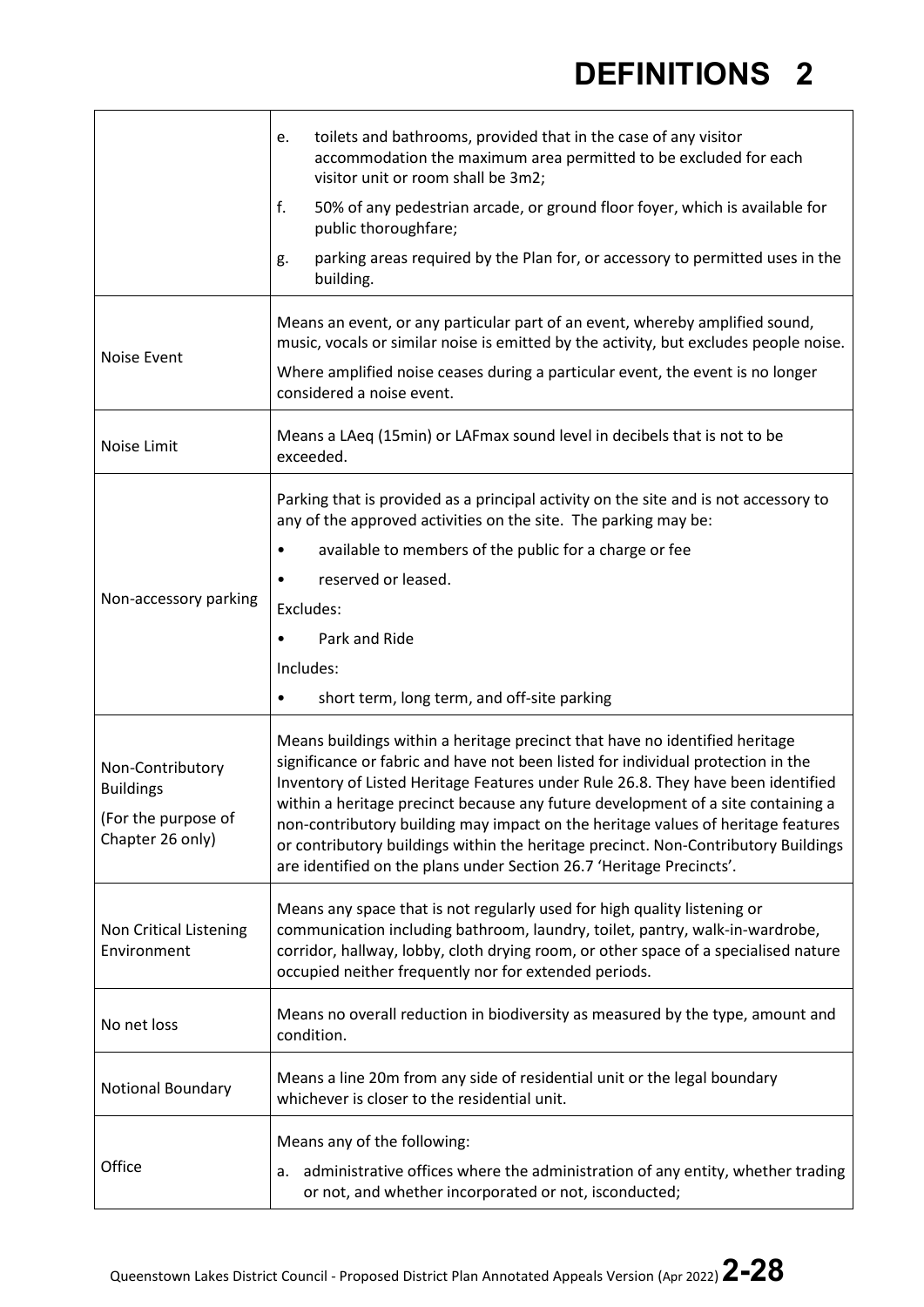| | |
|---|---|
| | e. toilets and bathrooms, provided that in the case of any visitor accommodation the maximum area permitted to be excluded for each visitor unit or room shall be 3m2;<br>f. 50% of any pedestrian arcade, or ground floor foyer, which is available for public thoroughfare;<br>g. parking areas required by the Plan for, or accessory to permitted uses in the building. |
| Noise Event | Means an event, or any particular part of an event, whereby amplified sound, music, vocals or similar noise is emitted by the activity, but excludes people noise.<br>Where amplified noise ceases during a particular event, the event is no longer considered a noise event. |
| Noise Limit | Means a LAeq (15min) or LAFmax sound level in decibels that is not to be exceeded. |
| Non-accessory parking | Parking that is provided as a principal activity on the site and is not accessory to any of the approved activities on the site. The parking may be:<br>• available to members of the public for a charge or fee<br>• reserved or leased.<br>Excludes:<br>• Park and Ride<br>Includes:<br>• short term, long term, and off-site parking |
| Non-Contributory Buildings<br>(For the purpose of Chapter 26 only) | Means buildings within a heritage precinct that have no identified heritage significance or fabric and have not been listed for individual protection in the Inventory of Listed Heritage Features under Rule 26.8. They have been identified within a heritage precinct because any future development of a site containing a non-contributory building may impact on the heritage values of heritage features or contributory buildings within the heritage precinct. Non-Contributory Buildings are identified on the plans under Section 26.7 'Heritage Precincts'. |
| Non Critical Listening Environment | Means any space that is not regularly used for high quality listening or communication including bathroom, laundry, toilet, pantry, walk-in-wardrobe, corridor, hallway, lobby, cloth drying room, or other space of a specialised nature occupied neither frequently nor for extended periods. |
| No net loss | Means no overall reduction in biodiversity as measured by the type, amount and condition. |
| Notional Boundary | Means a line 20m from any side of residential unit or the legal boundary whichever is closer to the residential unit. |
| Office | Means any of the following:<br>a. administrative offices where the administration of any entity, whether trading or not, and whether incorporated or not, isconducted; |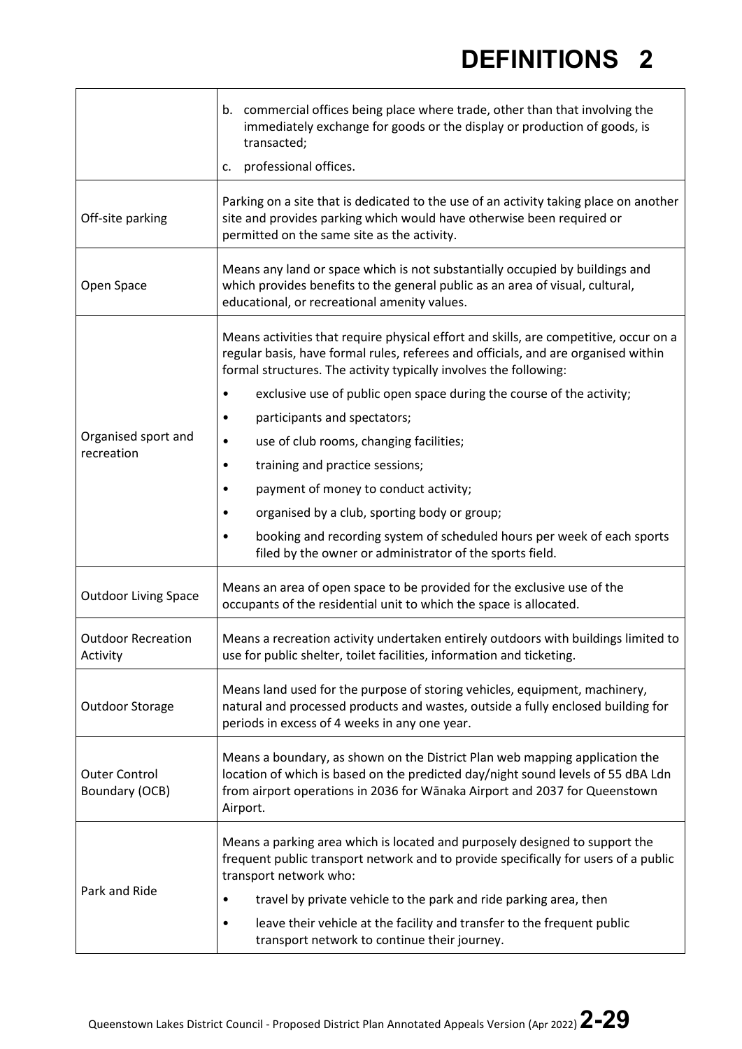| | |
|---|---|
| | b. commercial offices being place where trade, other than that involving the immediately exchange for goods or the display or production of goods, is transacted;<br>c. professional offices. |
| Off-site parking | Parking on a site that is dedicated to the use of an activity taking place on another site and provides parking which would have otherwise been required or permitted on the same site as the activity. |
| Open Space | Means any land or space which is not substantially occupied by buildings and which provides benefits to the general public as an area of visual, cultural, educational, or recreational amenity values. |
| Organised sport and recreation | Means activities that require physical effort and skills, are competitive, occur on a regular basis, have formal rules, referees and officials, and are organised within formal structures. The activity typically involves the following:<br>• exclusive use of public open space during the course of the activity;<br>• participants and spectators;<br>• use of club rooms, changing facilities;<br>• training and practice sessions;<br>• payment of money to conduct activity;<br>• organised by a club, sporting body or group;<br>• booking and recording system of scheduled hours per week of each sports filed by the owner or administrator of the sports field. |
| Outdoor Living Space | Means an area of open space to be provided for the exclusive use of the occupants of the residential unit to which the space is allocated. |
| Outdoor Recreation Activity | Means a recreation activity undertaken entirely outdoors with buildings limited to use for public shelter, toilet facilities, information and ticketing. |
| Outdoor Storage | Means land used for the purpose of storing vehicles, equipment, machinery, natural and processed products and wastes, outside a fully enclosed building for periods in excess of 4 weeks in any one year. |
| Outer Control Boundary (OCB) | Means a boundary, as shown on the District Plan web mapping application the location of which is based on the predicted day/night sound levels of 55 dBA Ldn from airport operations in 2036 for Wānaka Airport and 2037 for Queenstown Airport. |
| Park and Ride | Means a parking area which is located and purposely designed to support the frequent public transport network and to provide specifically for users of a public transport network who:<br>• travel by private vehicle to the park and ride parking area, then<br>• leave their vehicle at the facility and transfer to the frequent public transport network to continue their journey. |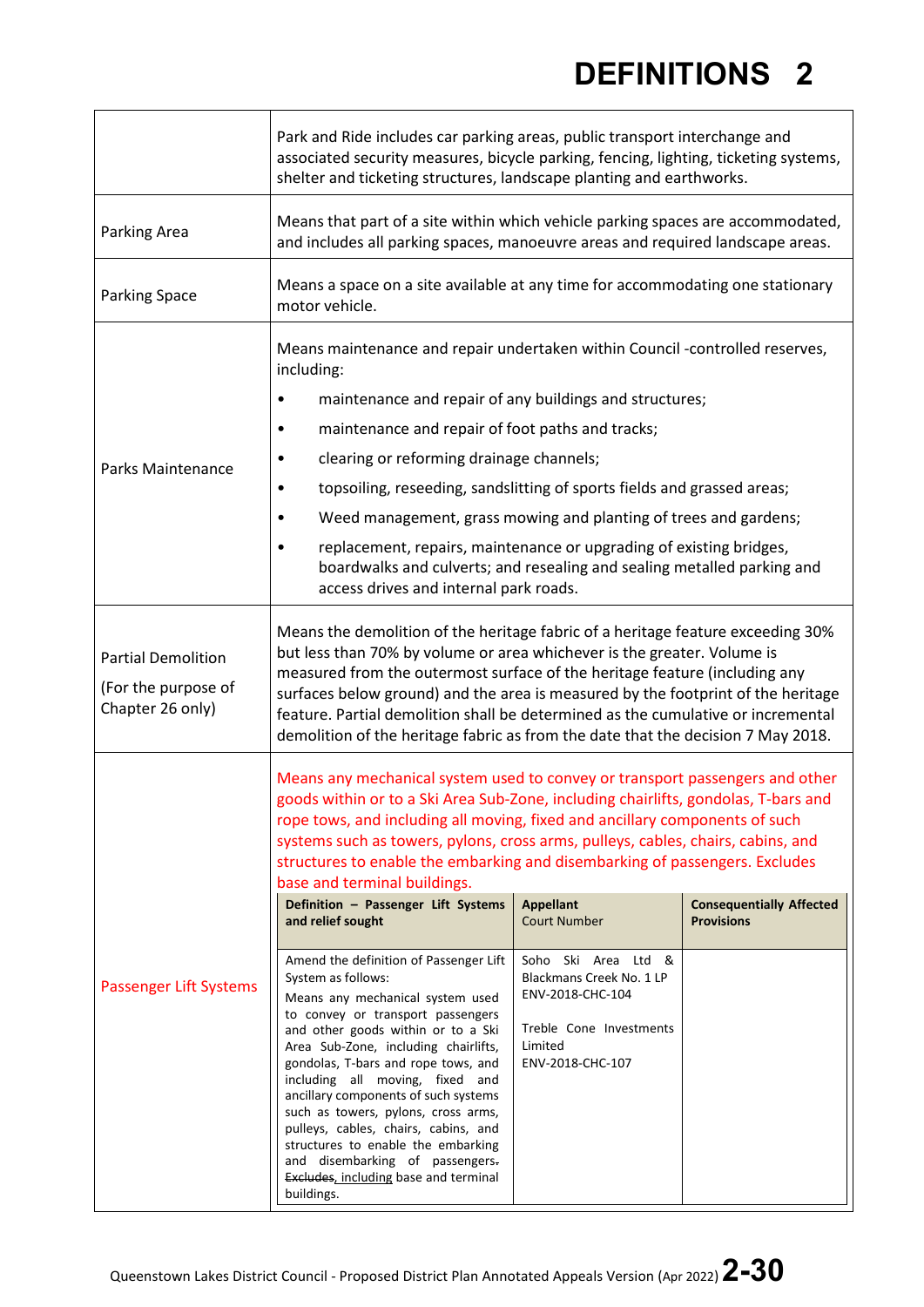# DEFINITIONS 2

<table>
<tr>
<td></td>
<td>Park and Ride includes car parking areas, public transport interchange and associated security measures, bicycle parking, fencing, lighting, ticketing systems, shelter and ticketing structures, landscape planting and earthworks.</td>
</tr>
<tr>
<td>Parking Area</td>
<td>Means that part of a site within which vehicle parking spaces are accommodated, and includes all parking spaces, manoeuvre areas and required landscape areas.</td>
</tr>
<tr>
<td>Parking Space</td>
<td>Means a space on a site available at any time for accommodating one stationary motor vehicle.</td>
</tr>
<tr>
<td>Parks Maintenance</td>
<td>Means maintenance and repair undertaken within Council -controlled reserves, including:
<ul>
<li>maintenance and repair of any buildings and structures;</li>
<li>maintenance and repair of foot paths and tracks;</li>
<li>clearing or reforming drainage channels;</li>
<li>topsoiling, reseeding, sandslitting of sports fields and grassed areas;</li>
<li>Weed management, grass mowing and planting of trees and gardens;</li>
<li>replacement, repairs, maintenance or upgrading of existing bridges, boardwalks and culverts; and resealing and sealing metalled parking and access drives and internal park roads.</li>
</ul>
</td>
</tr>
<tr>
<td>Partial Demolition<br><br>(For the purpose of Chapter 26 only)</td>
<td>Means the demolition of the heritage fabric of a heritage feature exceeding 30% but less than 70% by volume or area whichever is the greater. Volume is measured from the outermost surface of the heritage feature (including any surfaces below ground) and the area is measured by the footprint of the heritage feature. Partial demolition shall be determined as the cumulative or incremental demolition of the heritage fabric as from the date that the decision 7 May 2018.</td>
</tr>
<tr>
<td>Passenger Lift Systems</td>
<td>Means any mechanical system used to convey or transport passengers and other goods within or to a Ski Area Sub-Zone, including chairlifts, gondolas, T-bars and rope tows, and including all moving, fixed and ancillary components of such systems such as towers, pylons, cross arms, pulleys, cables, chairs, cabins, and structures to enable the embarking and disembarking of passengers. Excludes base and terminal buildings.
<table>
<tr>
<th>Definition – Passenger Lift Systems and relief sought</th>
<th>Appellant<br>Court Number</th>
<th>Consequentially Affected Provisions</th>
</tr>
<tr>
<td>Amend the definition of Passenger Lift System as follows:<br>Means any mechanical system used to convey or transport passengers and other goods within or to a Ski Area Sub-Zone, including chairlifts, gondolas, T-bars and rope tows, and including all moving, fixed and ancillary components of such systems such as towers, pylons, cross arms, pulleys, cables, chairs, cabins, and structures to enable the embarking and disembarking of passengers<s>.</s> <s>Excludes</s>, <u>including</u> base and terminal buildings.</td>
<td>Soho Ski Area Ltd &amp; Blackmans Creek No. 1 LP<br>ENV-2018-CHC-104<br><br>Treble Cone Investments Limited<br>ENV-2018-CHC-107</td>
<td></td>
</tr>
</table>
</td>
</tr>
</table>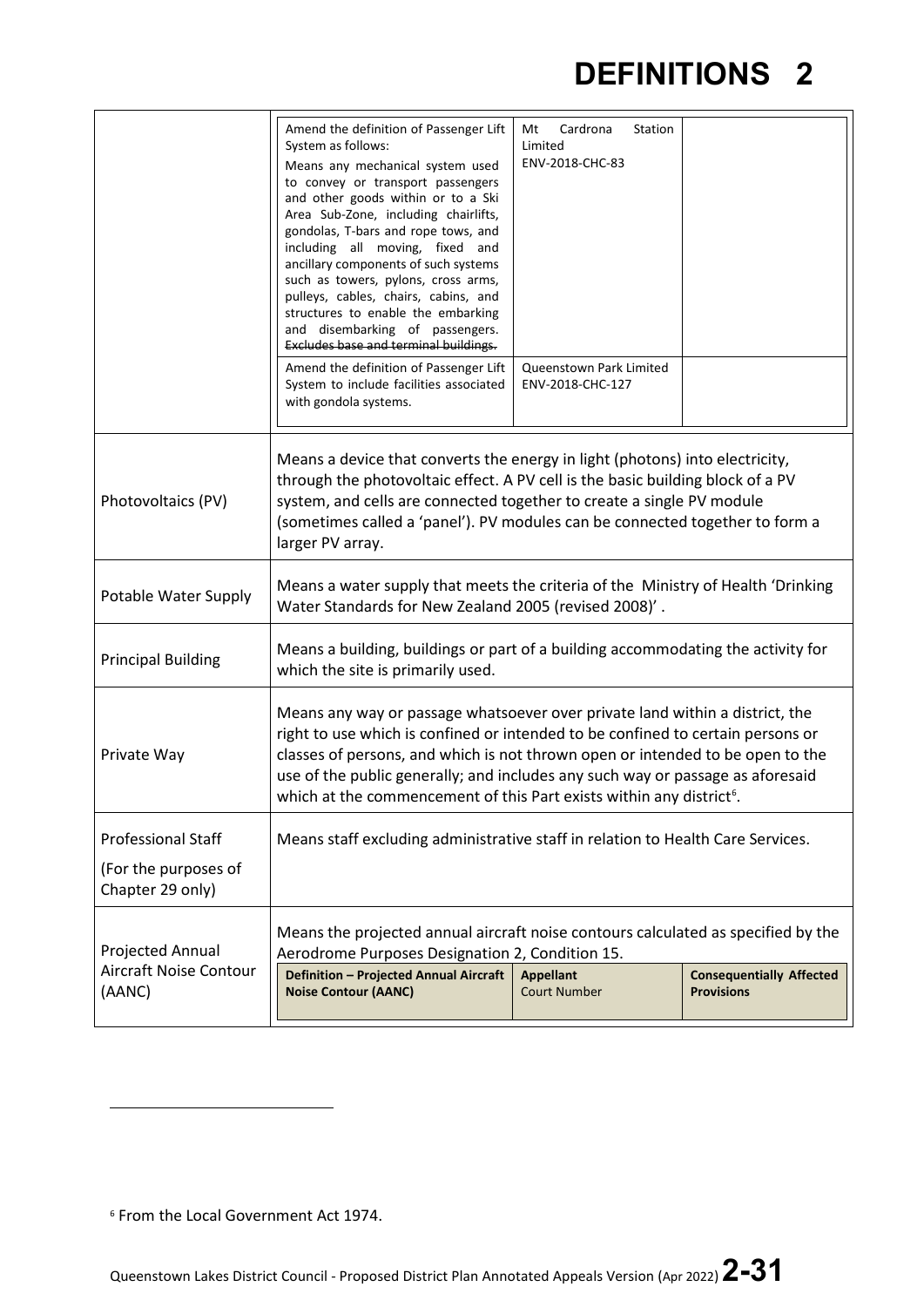| | | | |
|---|---|---|---|
| | Amend the definition of Passenger Lift System as follows: Means any mechanical system used to convey or transport passengers and other goods within or to a Ski Area Sub-Zone, including chairlifts, gondolas, T-bars and rope tows, and including all moving, fixed and ancillary components of such systems such as towers, pylons, cross arms, pulleys, cables, chairs, cabins, and structures to enable the embarking and disembarking of passengers. ~~Excludes base and terminal buildings.~~ | Mt Cardrona Station Limited ENV-2018-CHC-83 | |
| | Amend the definition of Passenger Lift System to include facilities associated with gondola systems. | Queenstown Park Limited ENV-2018-CHC-127 | |

| | |
|---|---|
| Photovoltaics (PV) | Means a device that converts the energy in light (photons) into electricity, through the photovoltaic effect. A PV cell is the basic building block of a PV system, and cells are connected together to create a single PV module (sometimes called a 'panel'). PV modules can be connected together to form a larger PV array. |
| Potable Water Supply | Means a water supply that meets the criteria of the Ministry of Health 'Drinking Water Standards for New Zealand 2005 (revised 2008)' . |
| Principal Building | Means a building, buildings or part of a building accommodating the activity for which the site is primarily used. |
| Private Way | Means any way or passage whatsoever over private land within a district, the right to use which is confined or intended to be confined to certain persons or classes of persons, and which is not thrown open or intended to be open to the use of the public generally; and includes any such way or passage as aforesaid which at the commencement of this Part exists within any district[6]. |
| Professional Staff (For the purposes of Chapter 29 only) | Means staff excluding administrative staff in relation to Health Care Services. |
| Projected Annual Aircraft Noise Contour (AANC) | Means the projected annual aircraft noise contours calculated as specified by the Aerodrome Purposes Designation 2, Condition 15. |

| Definition – Projected Annual Aircraft Noise Contour (AANC) | Appellant Court Number | Consequentially Affected Provisions |
|---|---|---|

[6] From the Local Government Act 1974.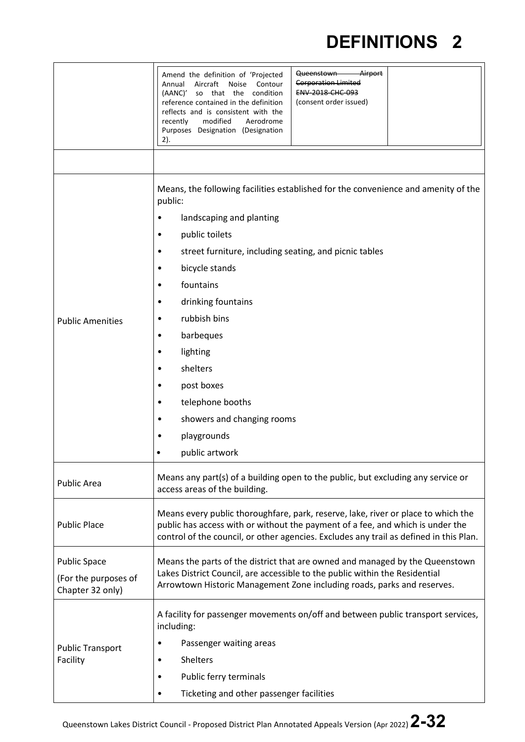| | | | |
|---|---|---|---|
| | Amend the definition of 'Projected Annual Aircraft Noise Contour (AANC)' so that the condition reference contained in the definition reflects and is consistent with the recently modified Aerodrome Purposes Designation (Designation 2). | ~~Queenstown Airport Corporation Limited ENV-2018-CHC-093~~ (consent order issued) | |

| | |
|---|---|
| | |
| Public Amenities | Means, the following facilities established for the convenience and amenity of the public:<br>• landscaping and planting<br>• public toilets<br>• street furniture, including seating, and picnic tables<br>• bicycle stands<br>• fountains<br>• drinking fountains<br>• rubbish bins<br>• barbeques<br>• lighting<br>• shelters<br>• post boxes<br>• telephone booths<br>• showers and changing rooms<br>• playgrounds<br>• public artwork |
| Public Area | Means any part(s) of a building open to the public, but excluding any service or access areas of the building. |
| Public Place | Means every public thoroughfare, park, reserve, lake, river or place to which the public has access with or without the payment of a fee, and which is under the control of the council, or other agencies. Excludes any trail as defined in this Plan. |
| Public Space (For the purposes of Chapter 32 only) | Means the parts of the district that are owned and managed by the Queenstown Lakes District Council, are accessible to the public within the Residential Arrowtown Historic Management Zone including roads, parks and reserves. |
| Public Transport Facility | A facility for passenger movements on/off and between public transport services, including:<br>• Passenger waiting areas<br>• Shelters<br>• Public ferry terminals<br>• Ticketing and other passenger facilities |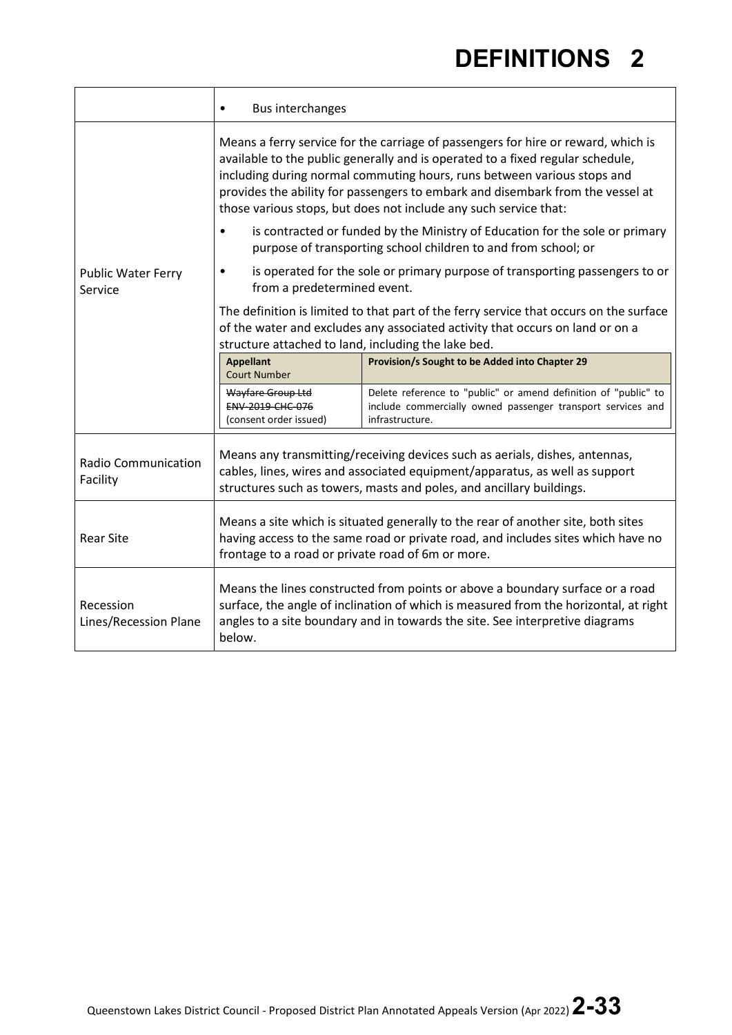# DEFINITIONS 2

| | |
|---|---|
| | • Bus interchanges |
| Public Water Ferry Service | Means a ferry service for the carriage of passengers for hire or reward, which is available to the public generally and is operated to a fixed regular schedule, including during normal commuting hours, runs between various stops and provides the ability for passengers to embark and disembark from the vessel at those various stops, but does not include any such service that:<br>• is contracted or funded by the Ministry of Education for the sole or primary purpose of transporting school children to and from school; or<br>• is operated for the sole or primary purpose of transporting passengers to or from a predetermined event.<br>The definition is limited to that part of the ferry service that occurs on the surface of the water and excludes any associated activity that occurs on land or on a structure attached to land, including the lake bed.<br>**Appellant** / Court Number: ~~Wayfare Group Ltd~~ ~~ENV-2019-CHC-076~~ (consent order issued)<br>**Provision/s Sought to be Added into Chapter 29**: Delete reference to "public" or amend definition of "public" to include commercially owned passenger transport services and infrastructure. |
| Radio Communication Facility | Means any transmitting/receiving devices such as aerials, dishes, antennas, cables, lines, wires and associated equipment/apparatus, as well as support structures such as towers, masts and poles, and ancillary buildings. |
| Rear Site | Means a site which is situated generally to the rear of another site, both sites having access to the same road or private road, and includes sites which have no frontage to a road or private road of 6m or more. |
| Recession Lines/Recession Plane | Means the lines constructed from points or above a boundary surface or a road surface, the angle of inclination of which is measured from the horizontal, at right angles to a site boundary and in towards the site. See interpretive diagrams below. |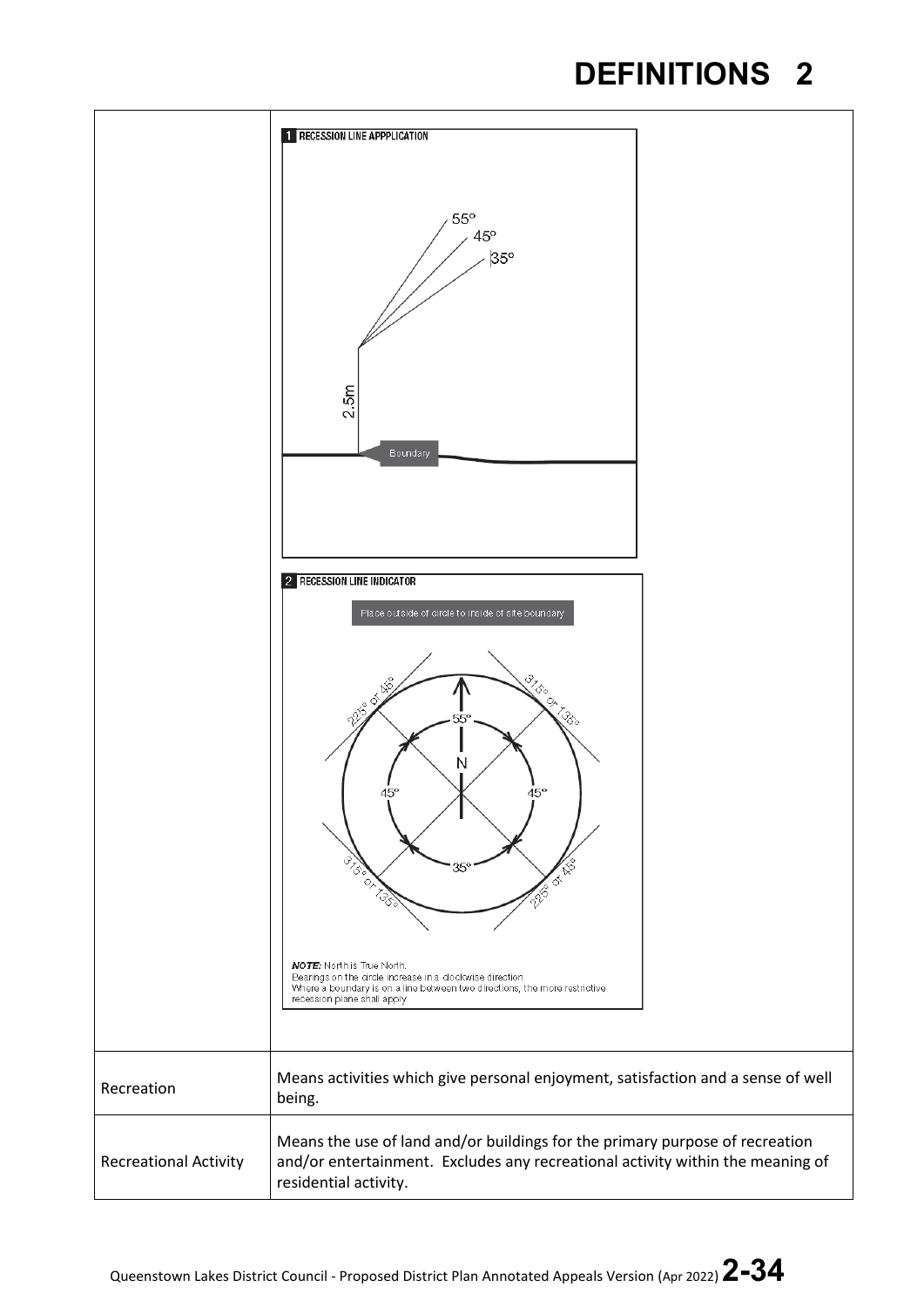| | |
|---|---|
| | **1 RECESSION LINE APPPLICATION**<br><br>55°<br>45°<br>35°<br>2.5m<br>Boundary<br><br>**2 RECESSION LINE INDICATOR**<br><br>Place outside of circle to inside of site boundary<br><br>225° or 45°<br>315° or 135°<br>55°<br>N<br>45°<br>45°<br>35°<br>315° or 135°<br>225° or 45°<br><br>***NOTE:*** North is True North.<br>Bearings on the circle increase in a clockwise direction.<br>Where a boundary is on a line between two directions, the more restrictive recession plane shall apply. |
| Recreation | Means activities which give personal enjoyment, satisfaction and a sense of well being. |
| Recreational Activity | Means the use of land and/or buildings for the primary purpose of recreation and/or entertainment. Excludes any recreational activity within the meaning of residential activity. |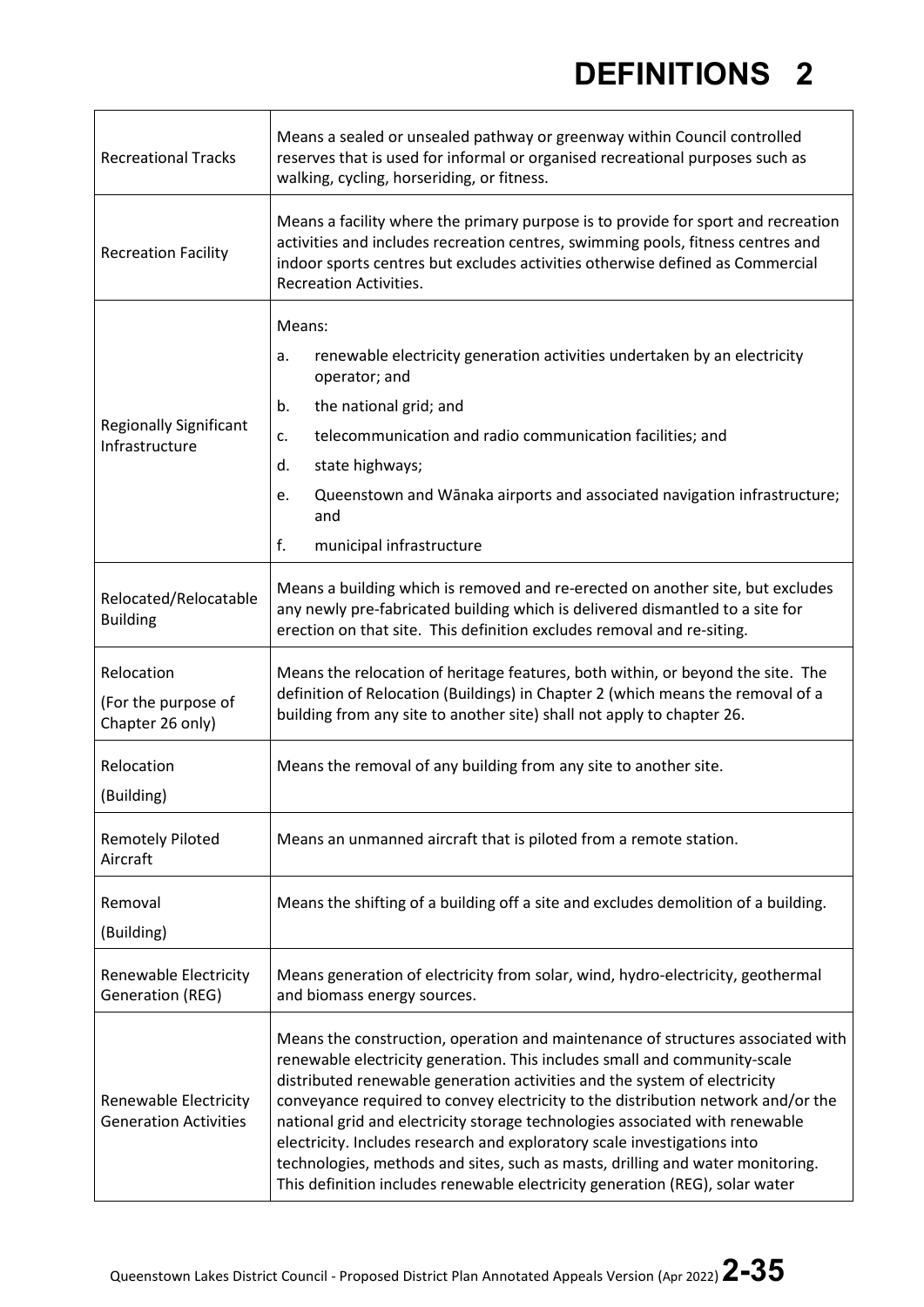| | |
|---|---|
| Recreational Tracks | Means a sealed or unsealed pathway or greenway within Council controlled reserves that is used for informal or organised recreational purposes such as walking, cycling, horseriding, or fitness. |
| Recreation Facility | Means a facility where the primary purpose is to provide for sport and recreation activities and includes recreation centres, swimming pools, fitness centres and indoor sports centres but excludes activities otherwise defined as Commercial Recreation Activities. |
| Regionally Significant Infrastructure | Means:<br>a. renewable electricity generation activities undertaken by an electricity operator; and<br>b. the national grid; and<br>c. telecommunication and radio communication facilities; and<br>d. state highways;<br>e. Queenstown and Wānaka airports and associated navigation infrastructure; and<br>f. municipal infrastructure |
| Relocated/Relocatable Building | Means a building which is removed and re-erected on another site, but excludes any newly pre-fabricated building which is delivered dismantled to a site for erection on that site. This definition excludes removal and re-siting. |
| Relocation<br>(For the purpose of Chapter 26 only) | Means the relocation of heritage features, both within, or beyond the site. The definition of Relocation (Buildings) in Chapter 2 (which means the removal of a building from any site to another site) shall not apply to chapter 26. |
| Relocation<br>(Building) | Means the removal of any building from any site to another site. |
| Remotely Piloted Aircraft | Means an unmanned aircraft that is piloted from a remote station. |
| Removal<br>(Building) | Means the shifting of a building off a site and excludes demolition of a building. |
| Renewable Electricity Generation (REG) | Means generation of electricity from solar, wind, hydro-electricity, geothermal and biomass energy sources. |
| Renewable Electricity Generation Activities | Means the construction, operation and maintenance of structures associated with renewable electricity generation. This includes small and community-scale distributed renewable generation activities and the system of electricity conveyance required to convey electricity to the distribution network and/or the national grid and electricity storage technologies associated with renewable electricity. Includes research and exploratory scale investigations into technologies, methods and sites, such as masts, drilling and water monitoring. This definition includes renewable electricity generation (REG), solar water |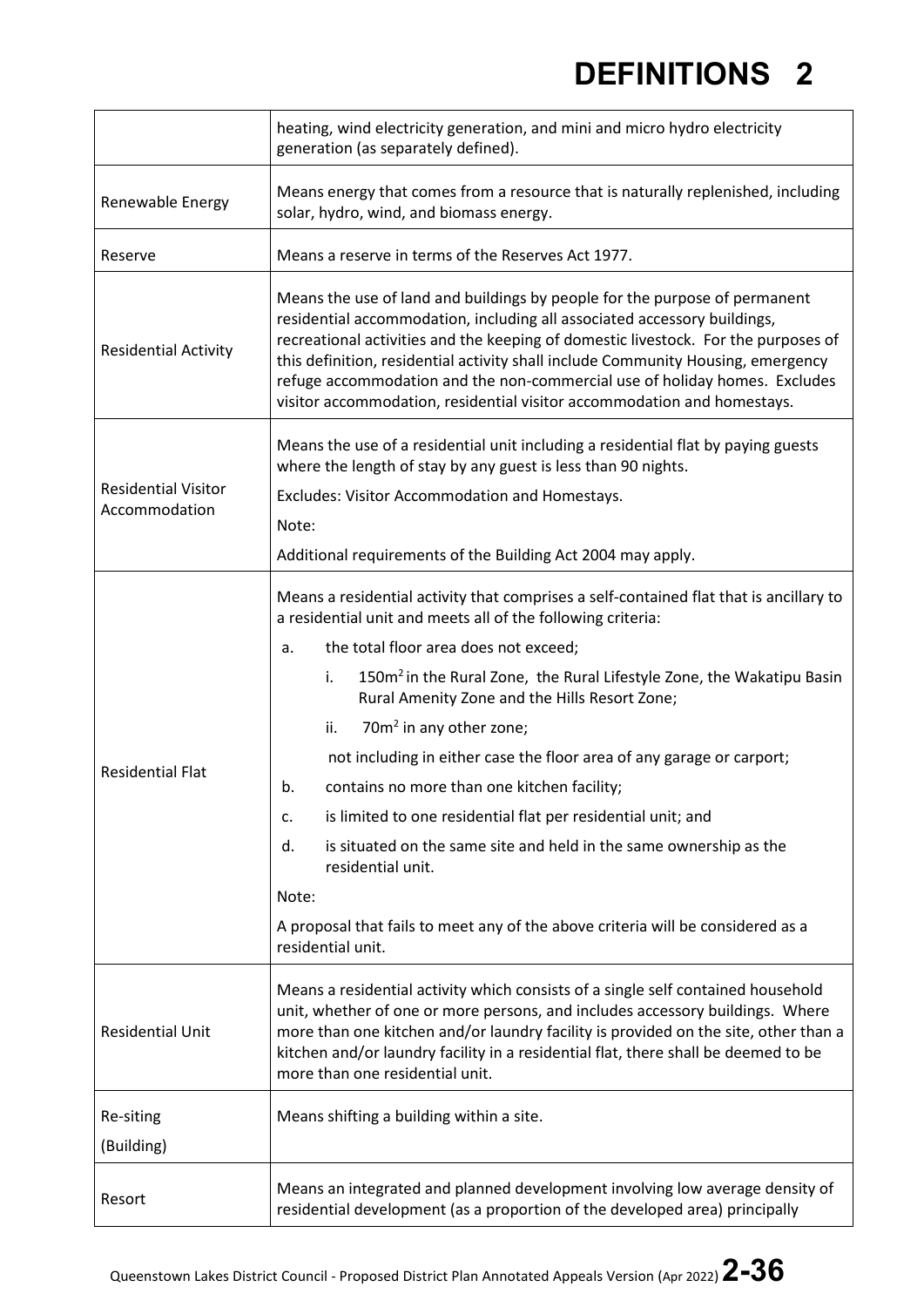| | |
|---|---|
| | heating, wind electricity generation, and mini and micro hydro electricity generation (as separately defined). |
| Renewable Energy | Means energy that comes from a resource that is naturally replenished, including solar, hydro, wind, and biomass energy. |
| Reserve | Means a reserve in terms of the Reserves Act 1977. |
| Residential Activity | Means the use of land and buildings by people for the purpose of permanent residential accommodation, including all associated accessory buildings, recreational activities and the keeping of domestic livestock. For the purposes of this definition, residential activity shall include Community Housing, emergency refuge accommodation and the non-commercial use of holiday homes. Excludes visitor accommodation, residential visitor accommodation and homestays. |
| Residential Visitor Accommodation | Means the use of a residential unit including a residential flat by paying guests where the length of stay by any guest is less than 90 nights.<br><br>Excludes: Visitor Accommodation and Homestays.<br><br>Note:<br><br>Additional requirements of the Building Act 2004 may apply. |
| Residential Flat | Means a residential activity that comprises a self-contained flat that is ancillary to a residential unit and meets all of the following criteria:<br><br>a. the total floor area does not exceed;<br><br>i. 150m² in the Rural Zone, the Rural Lifestyle Zone, the Wakatipu Basin Rural Amenity Zone and the Hills Resort Zone;<br><br>ii. 70m² in any other zone;<br><br>not including in either case the floor area of any garage or carport;<br><br>b. contains no more than one kitchen facility;<br><br>c. is limited to one residential flat per residential unit; and<br><br>d. is situated on the same site and held in the same ownership as the residential unit.<br><br>Note:<br><br>A proposal that fails to meet any of the above criteria will be considered as a residential unit. |
| Residential Unit | Means a residential activity which consists of a single self contained household unit, whether of one or more persons, and includes accessory buildings. Where more than one kitchen and/or laundry facility is provided on the site, other than a kitchen and/or laundry facility in a residential flat, there shall be deemed to be more than one residential unit. |
| Re-siting (Building) | Means shifting a building within a site. |
| Resort | Means an integrated and planned development involving low average density of residential development (as a proportion of the developed area) principally |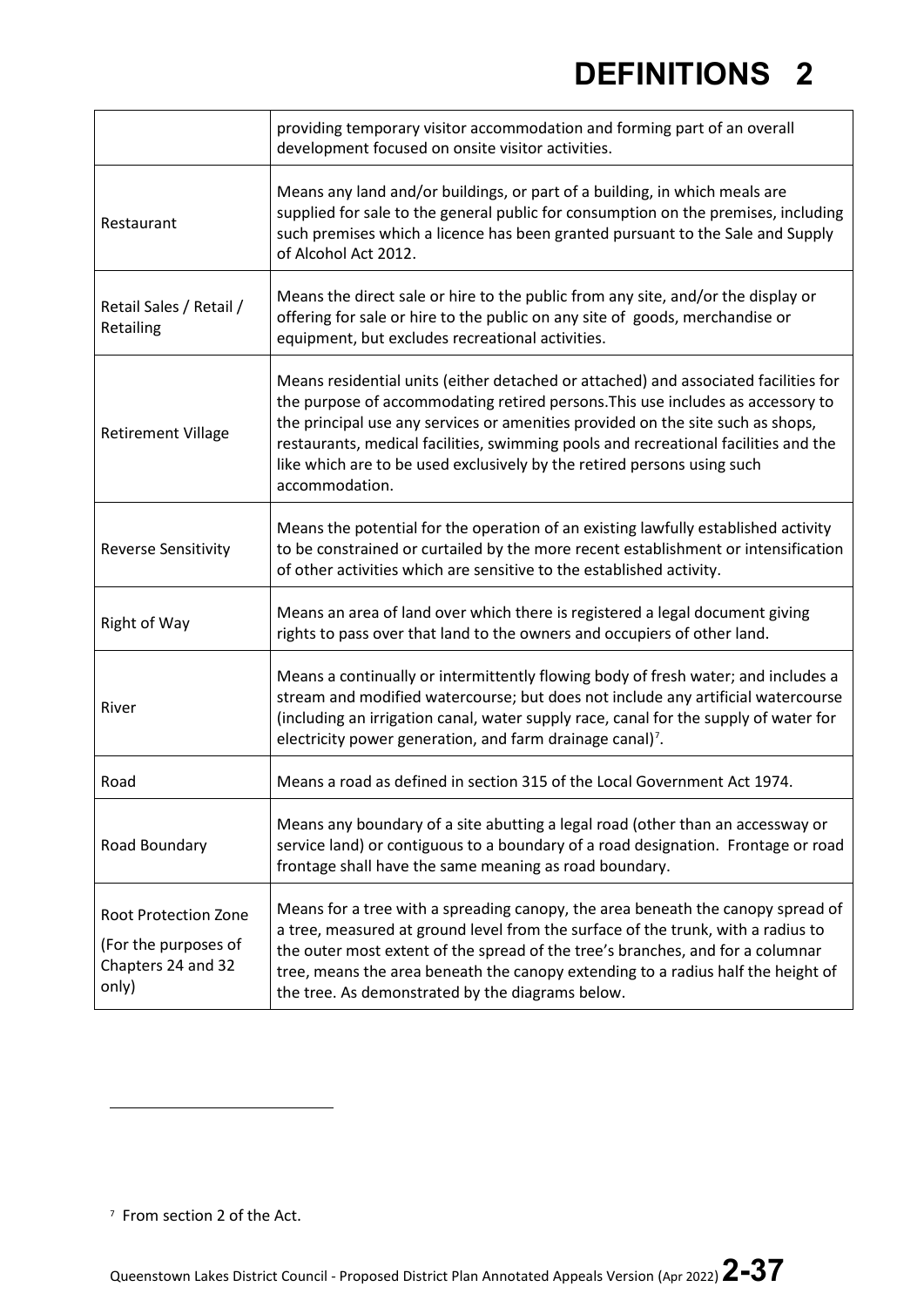| | |
|---|---|
| | providing temporary visitor accommodation and forming part of an overall development focused on onsite visitor activities. |
| Restaurant | Means any land and/or buildings, or part of a building, in which meals are supplied for sale to the general public for consumption on the premises, including such premises which a licence has been granted pursuant to the Sale and Supply of Alcohol Act 2012. |
| Retail Sales / Retail / Retailing | Means the direct sale or hire to the public from any site, and/or the display or offering for sale or hire to the public on any site of goods, merchandise or equipment, but excludes recreational activities. |
| Retirement Village | Means residential units (either detached or attached) and associated facilities for the purpose of accommodating retired persons.This use includes as accessory to the principal use any services or amenities provided on the site such as shops, restaurants, medical facilities, swimming pools and recreational facilities and the like which are to be used exclusively by the retired persons using such accommodation. |
| Reverse Sensitivity | Means the potential for the operation of an existing lawfully established activity to be constrained or curtailed by the more recent establishment or intensification of other activities which are sensitive to the established activity. |
| Right of Way | Means an area of land over which there is registered a legal document giving rights to pass over that land to the owners and occupiers of other land. |
| River | Means a continually or intermittently flowing body of fresh water; and includes a stream and modified watercourse; but does not include any artificial watercourse (including an irrigation canal, water supply race, canal for the supply of water for electricity power generation, and farm drainage canal)[7]. |
| Road | Means a road as defined in section 315 of the Local Government Act 1974. |
| Road Boundary | Means any boundary of a site abutting a legal road (other than an accessway or service land) or contiguous to a boundary of a road designation. Frontage or road frontage shall have the same meaning as road boundary. |
| Root Protection Zone (For the purposes of Chapters 24 and 32 only) | Means for a tree with a spreading canopy, the area beneath the canopy spread of a tree, measured at ground level from the surface of the trunk, with a radius to the outer most extent of the spread of the tree's branches, and for a columnar tree, means the area beneath the canopy extending to a radius half the height of the tree. As demonstrated by the diagrams below. |

[7] From section 2 of the Act.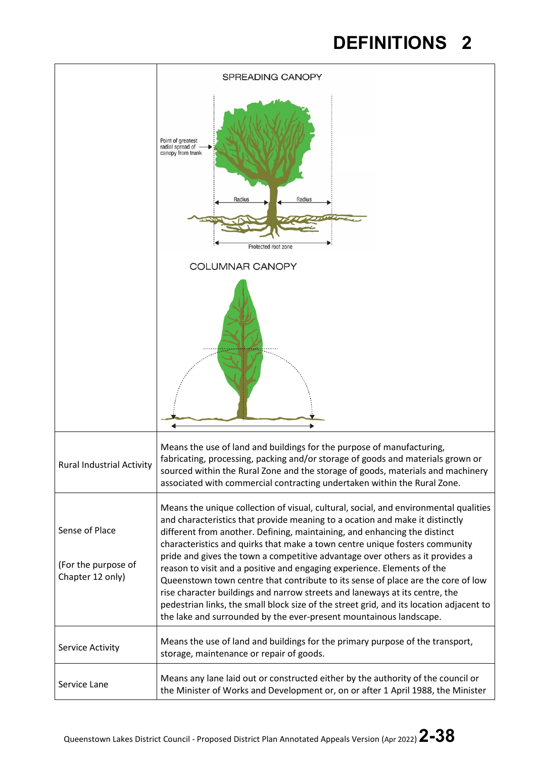# DEFINITIONS 2

| | |
|---|---|
| | SPREADING CANOPY<br><br>Point of greatest radial spread of canopy from trunk<br><br>Radius Radius<br><br>Protected root zone<br><br>COLUMNAR CANOPY |
| Rural Industrial Activity | Means the use of land and buildings for the purpose of manufacturing, fabricating, processing, packing and/or storage of goods and materials grown or sourced within the Rural Zone and the storage of goods, materials and machinery associated with commercial contracting undertaken within the Rural Zone. |
| Sense of Place<br><br>(For the purpose of Chapter 12 only) | Means the unique collection of visual, cultural, social, and environmental qualities and characteristics that provide meaning to a ocation and make it distinctly different from another. Defining, maintaining, and enhancing the distinct characteristics and quirks that make a town centre unique fosters community pride and gives the town a competitive advantage over others as it provides a reason to visit and a positive and engaging experience. Elements of the Queenstown town centre that contribute to its sense of place are the core of low rise character buildings and narrow streets and laneways at its centre, the pedestrian links, the small block size of the street grid, and its location adjacent to the lake and surrounded by the ever-present mountainous landscape. |
| Service Activity | Means the use of land and buildings for the primary purpose of the transport, storage, maintenance or repair of goods. |
| Service Lane | Means any lane laid out or constructed either by the authority of the council or the Minister of Works and Development or, on or after 1 April 1988, the Minister |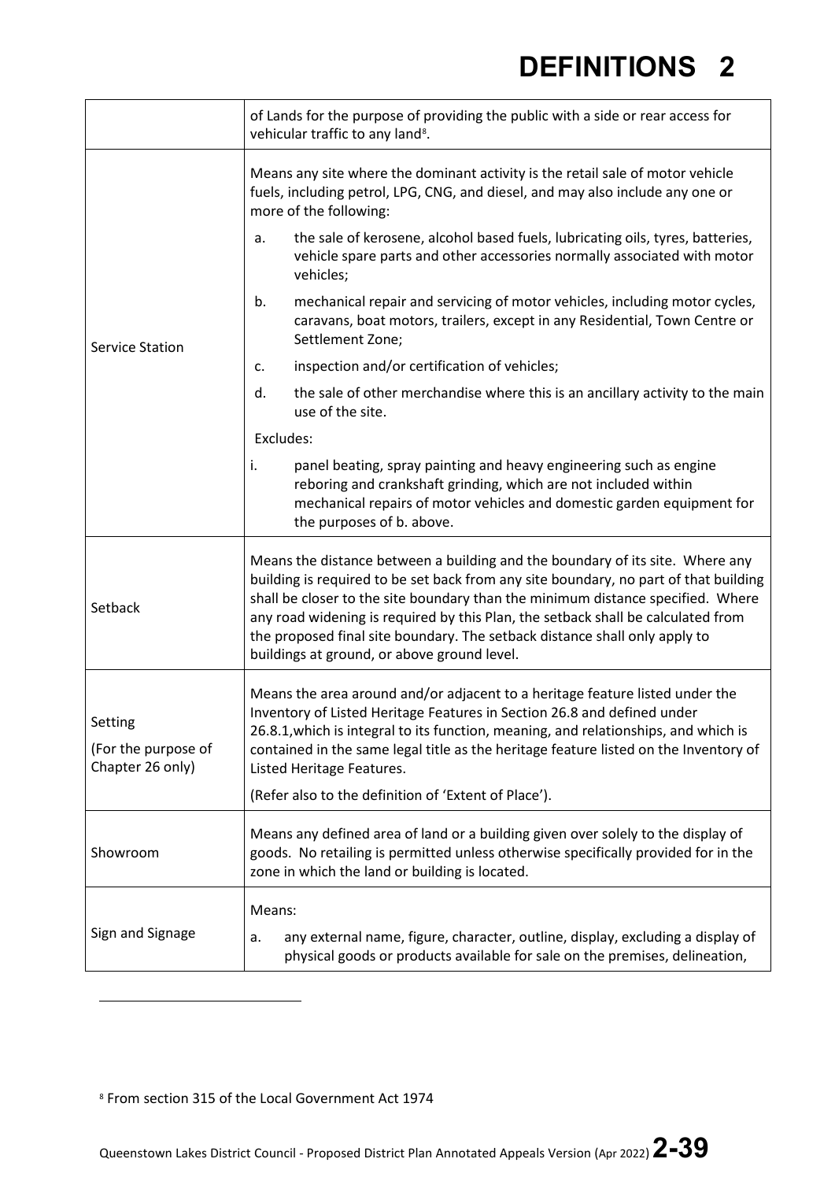| | |
|---|---|
| | of Lands for the purpose of providing the public with a side or rear access for vehicular traffic to any land[8]. |
| Service Station | Means any site where the dominant activity is the retail sale of motor vehicle fuels, including petrol, LPG, CNG, and diesel, and may also include any one or more of the following:<br>a. the sale of kerosene, alcohol based fuels, lubricating oils, tyres, batteries, vehicle spare parts and other accessories normally associated with motor vehicles;<br>b. mechanical repair and servicing of motor vehicles, including motor cycles, caravans, boat motors, trailers, except in any Residential, Town Centre or Settlement Zone;<br>c. inspection and/or certification of vehicles;<br>d. the sale of other merchandise where this is an ancillary activity to the main use of the site.<br>Excludes:<br>i. panel beating, spray painting and heavy engineering such as engine reboring and crankshaft grinding, which are not included within mechanical repairs of motor vehicles and domestic garden equipment for the purposes of b. above. |
| Setback | Means the distance between a building and the boundary of its site. Where any building is required to be set back from any site boundary, no part of that building shall be closer to the site boundary than the minimum distance specified. Where any road widening is required by this Plan, the setback shall be calculated from the proposed final site boundary. The setback distance shall only apply to buildings at ground, or above ground level. |
| Setting<br>(For the purpose of Chapter 26 only) | Means the area around and/or adjacent to a heritage feature listed under the Inventory of Listed Heritage Features in Section 26.8 and defined under 26.8.1,which is integral to its function, meaning, and relationships, and which is contained in the same legal title as the heritage feature listed on the Inventory of Listed Heritage Features.<br>(Refer also to the definition of 'Extent of Place'). |
| Showroom | Means any defined area of land or a building given over solely to the display of goods. No retailing is permitted unless otherwise specifically provided for in the zone in which the land or building is located. |
| Sign and Signage | Means:<br>a. any external name, figure, character, outline, display, excluding a display of physical goods or products available for sale on the premises, delineation, |

[8] From section 315 of the Local Government Act 1974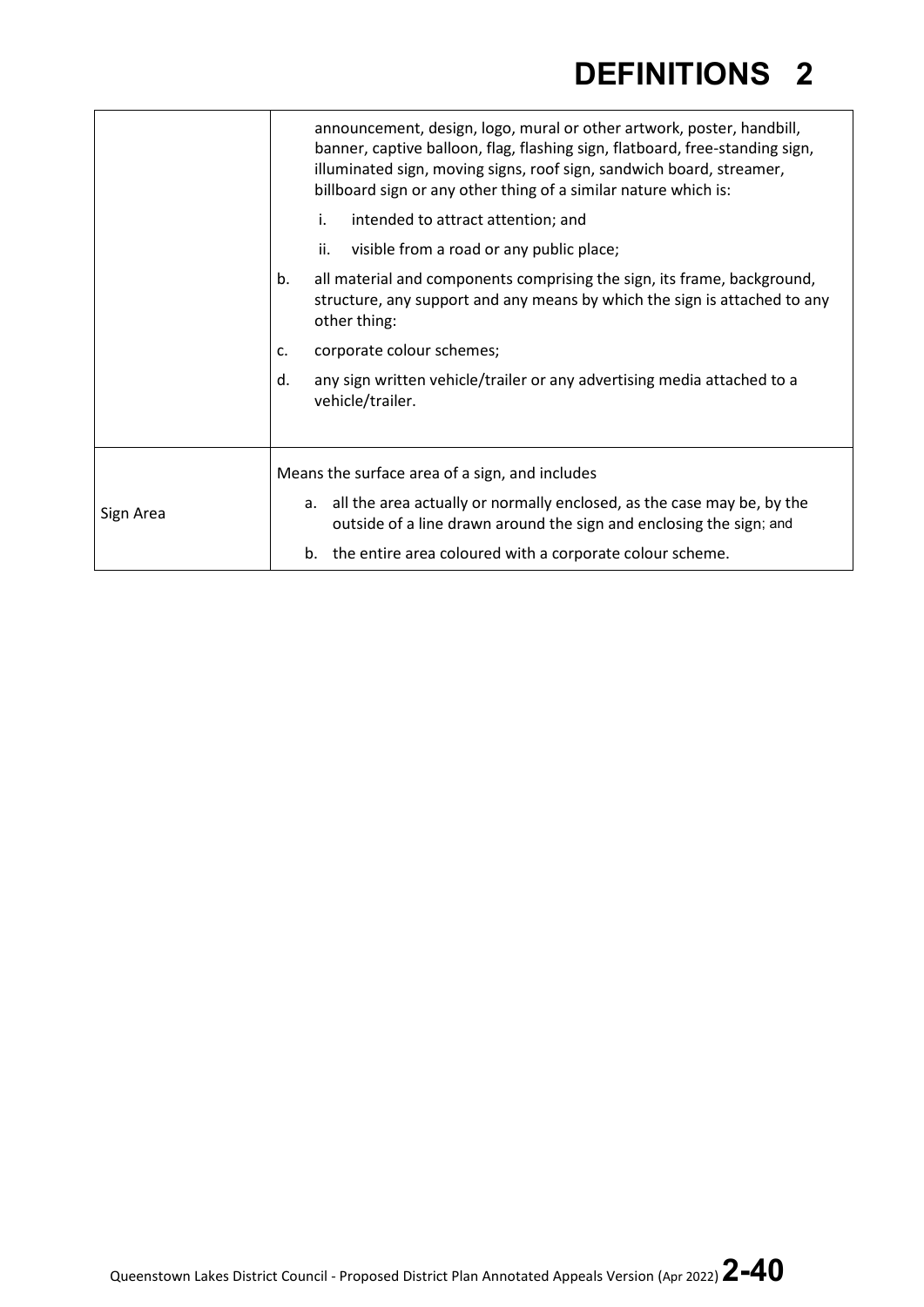| | |
|---|---|
| | announcement, design, logo, mural or other artwork, poster, handbill, banner, captive balloon, flag, flashing sign, flatboard, free-standing sign, illuminated sign, moving signs, roof sign, sandwich board, streamer, billboard sign or any other thing of a similar nature which is:<br>i. intended to attract attention; and<br>ii. visible from a road or any public place;<br>b. all material and components comprising the sign, its frame, background, structure, any support and any means by which the sign is attached to any other thing:<br>c. corporate colour schemes;<br>d. any sign written vehicle/trailer or any advertising media attached to a vehicle/trailer. |
| Sign Area | Means the surface area of a sign, and includes<br>a. all the area actually or normally enclosed, as the case may be, by the outside of a line drawn around the sign and enclosing the sign; and<br>b. the entire area coloured with a corporate colour scheme. |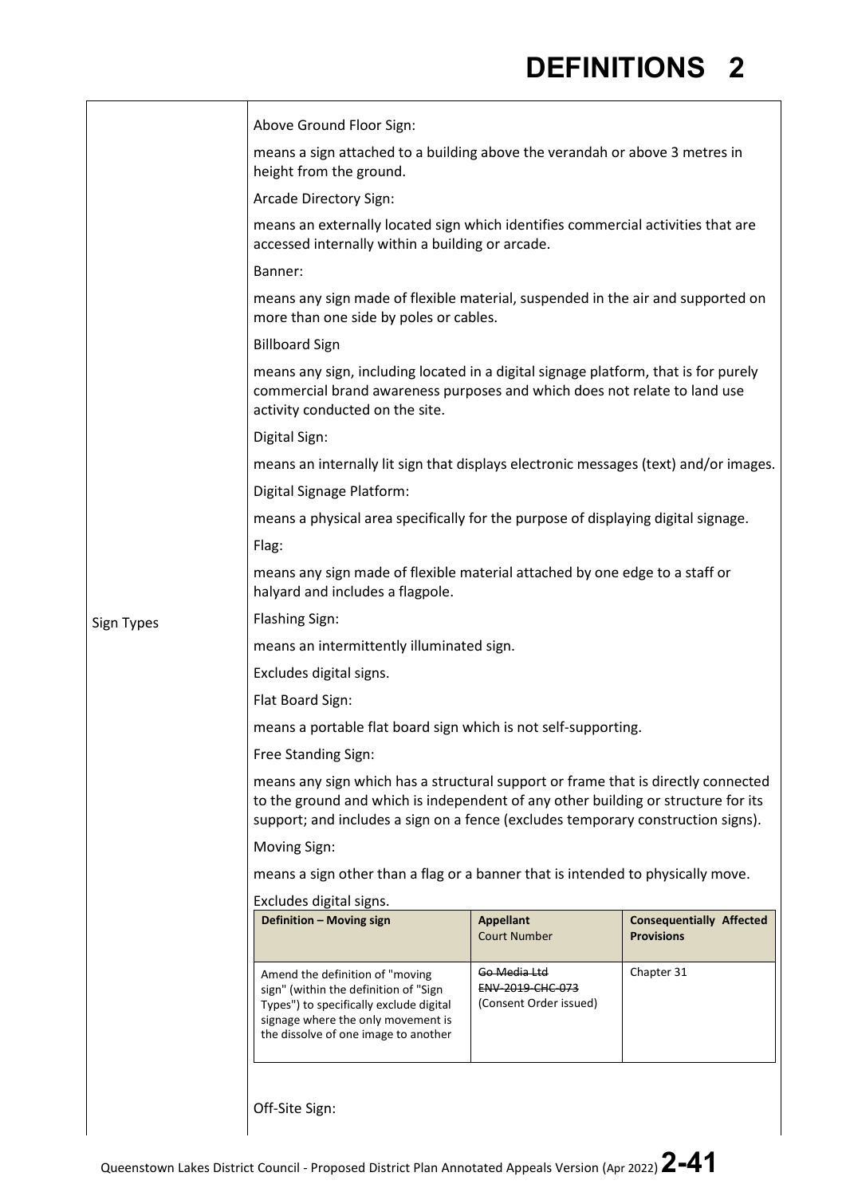# DEFINITIONS 2

**Sign Types**

Above Ground Floor Sign:

means a sign attached to a building above the verandah or above 3 metres in height from the ground.

Arcade Directory Sign:

means an externally located sign which identifies commercial activities that are accessed internally within a building or arcade.

Banner:

means any sign made of flexible material, suspended in the air and supported on more than one side by poles or cables.

Billboard Sign

means any sign, including located in a digital signage platform, that is for purely commercial brand awareness purposes and which does not relate to land use activity conducted on the site.

Digital Sign:

means an internally lit sign that displays electronic messages (text) and/or images.

Digital Signage Platform:

means a physical area specifically for the purpose of displaying digital signage.

Flag:

means any sign made of flexible material attached by one edge to a staff or halyard and includes a flagpole.

Flashing Sign:

means an intermittently illuminated sign.

Excludes digital signs.

Flat Board Sign:

means a portable flat board sign which is not self-supporting.

Free Standing Sign:

means any sign which has a structural support or frame that is directly connected to the ground and which is independent of any other building or structure for its support; and includes a sign on a fence (excludes temporary construction signs).

Moving Sign:

means a sign other than a flag or a banner that is intended to physically move.

Excludes digital signs.

| Definition – Moving sign | Appellant<br>Court Number | Consequentially Affected Provisions |
|---|---|---|
| Amend the definition of "moving sign" (within the definition of "Sign Types") to specifically exclude digital signage where the only movement is the dissolve of one image to another | ~~Go Media Ltd~~<br>~~ENV-2019-CHC-073~~<br>(Consent Order issued) | Chapter 31 |

Off-Site Sign: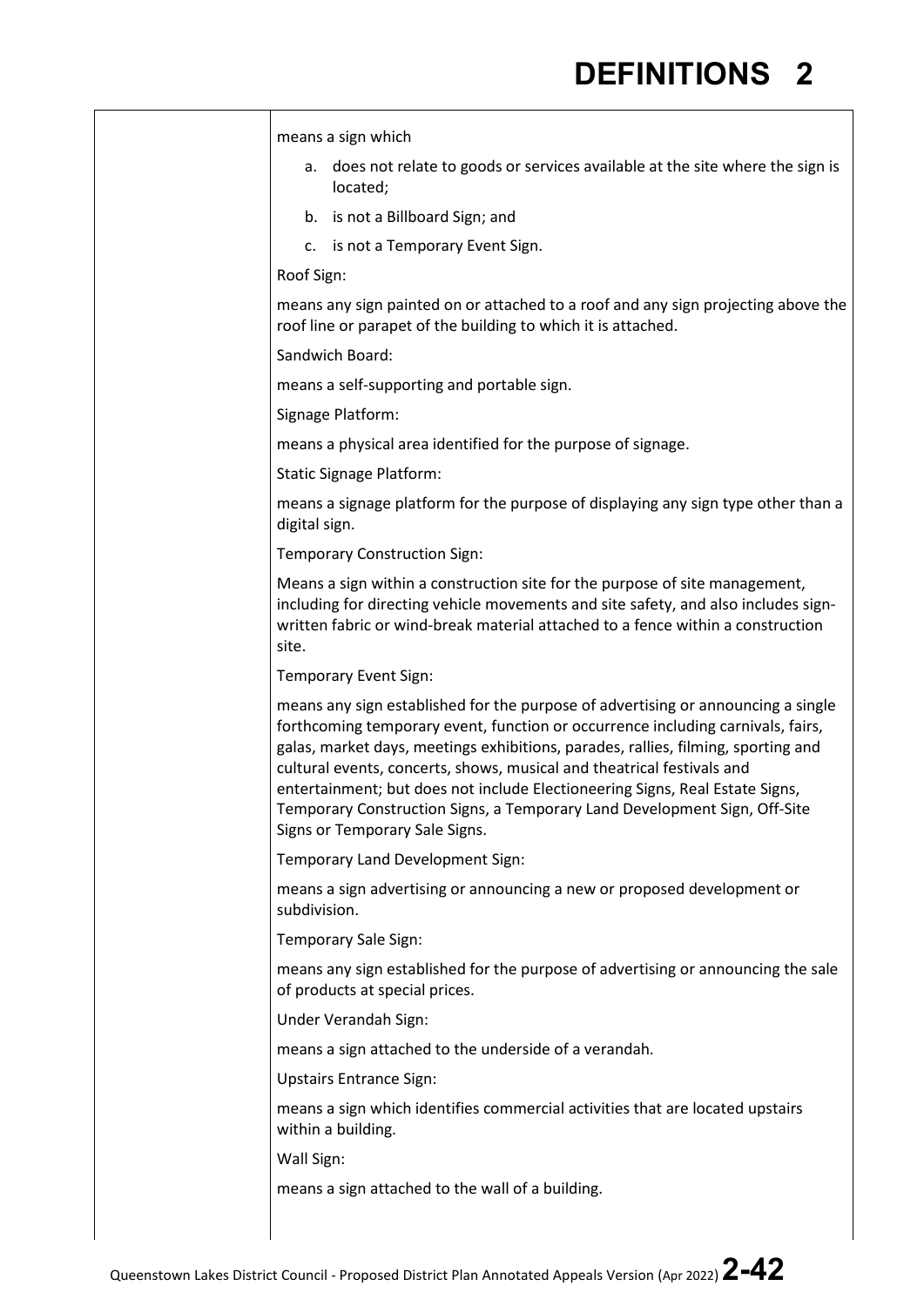means a sign which

a. does not relate to goods or services available at the site where the sign is located;
b. is not a Billboard Sign; and
c. is not a Temporary Event Sign.

Roof Sign:

means any sign painted on or attached to a roof and any sign projecting above the roof line or parapet of the building to which it is attached.

Sandwich Board:

means a self-supporting and portable sign.

Signage Platform:

means a physical area identified for the purpose of signage.

Static Signage Platform:

means a signage platform for the purpose of displaying any sign type other than a digital sign.

Temporary Construction Sign:

Means a sign within a construction site for the purpose of site management, including for directing vehicle movements and site safety, and also includes sign-written fabric or wind-break material attached to a fence within a construction site.

Temporary Event Sign:

means any sign established for the purpose of advertising or announcing a single forthcoming temporary event, function or occurrence including carnivals, fairs, galas, market days, meetings exhibitions, parades, rallies, filming, sporting and cultural events, concerts, shows, musical and theatrical festivals and entertainment; but does not include Electioneering Signs, Real Estate Signs, Temporary Construction Signs, a Temporary Land Development Sign, Off-Site Signs or Temporary Sale Signs.

Temporary Land Development Sign:

means a sign advertising or announcing a new or proposed development or subdivision.

Temporary Sale Sign:

means any sign established for the purpose of advertising or announcing the sale of products at special prices.

Under Verandah Sign:

means a sign attached to the underside of a verandah.

Upstairs Entrance Sign:

means a sign which identifies commercial activities that are located upstairs within a building.

Wall Sign:

means a sign attached to the wall of a building.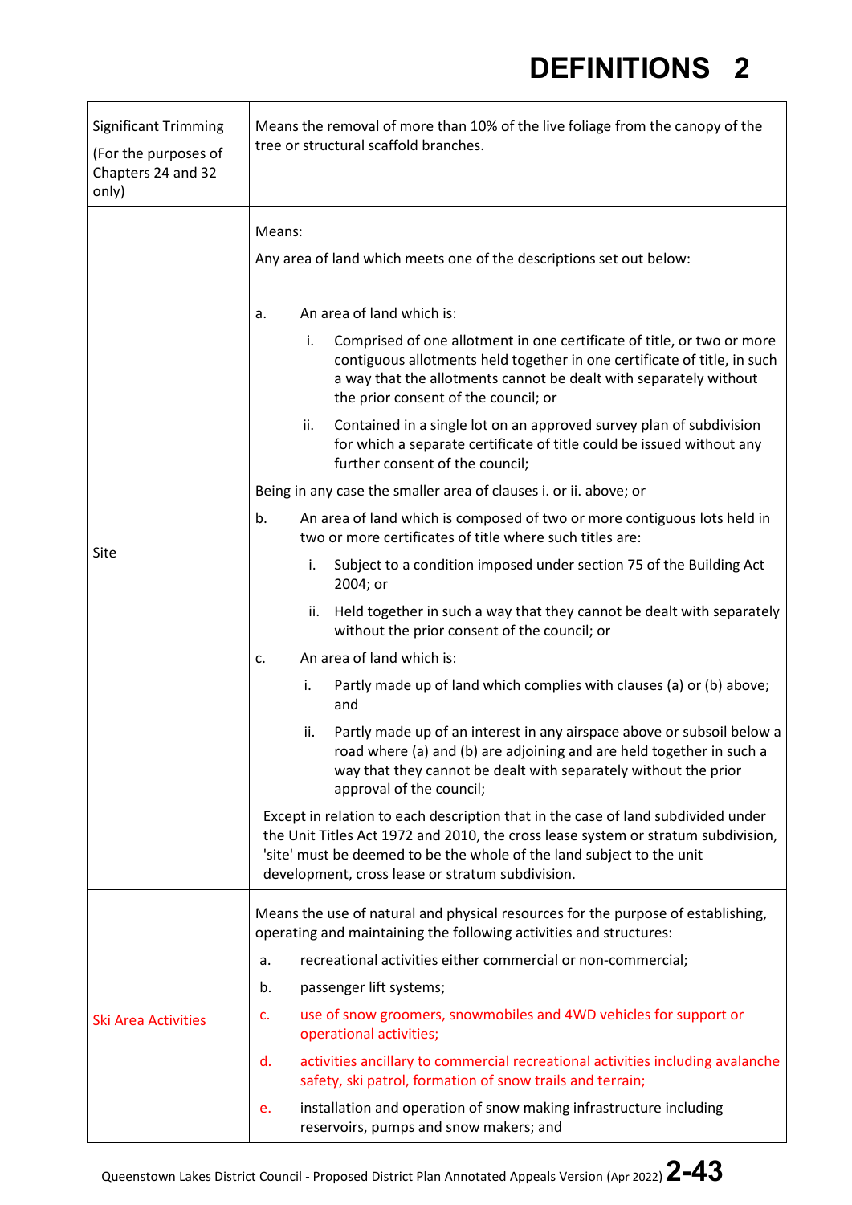# DEFINITIONS 2

| | |
|---|---|
| Significant Trimming<br><br>(For the purposes of Chapters 24 and 32 only) | Means the removal of more than 10% of the live foliage from the canopy of the tree or structural scaffold branches. |
| Site | Means:<br><br>Any area of land which meets one of the descriptions set out below:<br><br>a. An area of land which is:<br><br>i. Comprised of one allotment in one certificate of title, or two or more contiguous allotments held together in one certificate of title, in such a way that the allotments cannot be dealt with separately without the prior consent of the council; or<br><br>ii. Contained in a single lot on an approved survey plan of subdivision for which a separate certificate of title could be issued without any further consent of the council;<br><br>Being in any case the smaller area of clauses i. or ii. above; or<br><br>b. An area of land which is composed of two or more contiguous lots held in two or more certificates of title where such titles are:<br><br>i. Subject to a condition imposed under section 75 of the Building Act 2004; or<br><br>ii. Held together in such a way that they cannot be dealt with separately without the prior consent of the council; or<br><br>c. An area of land which is:<br><br>i. Partly made up of land which complies with clauses (a) or (b) above; and<br><br>ii. Partly made up of an interest in any airspace above or subsoil below a road where (a) and (b) are adjoining and are held together in such a way that they cannot be dealt with separately without the prior approval of the council;<br><br>Except in relation to each description that in the case of land subdivided under the Unit Titles Act 1972 and 2010, the cross lease system or stratum subdivision, 'site' must be deemed to be the whole of the land subject to the unit development, cross lease or stratum subdivision. |
| Ski Area Activities | Means the use of natural and physical resources for the purpose of establishing, operating and maintaining the following activities and structures:<br><br>a. recreational activities either commercial or non-commercial;<br><br>b. passenger lift systems;<br><br>c. use of snow groomers, snowmobiles and 4WD vehicles for support or operational activities;<br><br>d. activities ancillary to commercial recreational activities including avalanche safety, ski patrol, formation of snow trails and terrain;<br><br>e. installation and operation of snow making infrastructure including reservoirs, pumps and snow makers; and |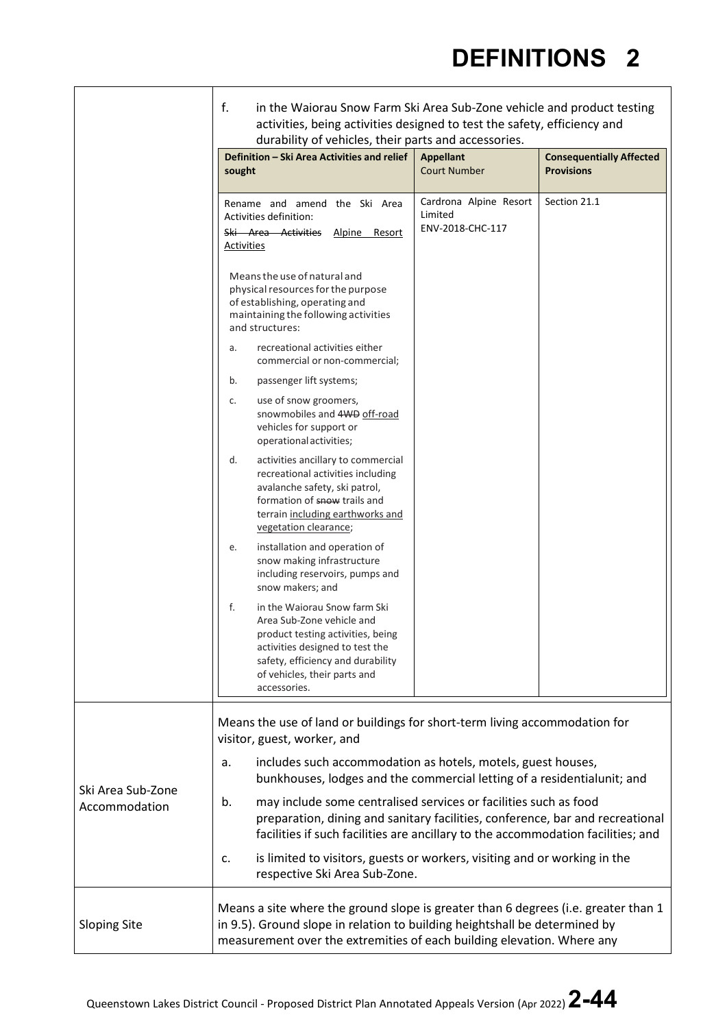# DEFINITIONS 2

| | |
|---|---|
| | f. in the Waiorau Snow Farm Ski Area Sub-Zone vehicle and product testing activities, being activities designed to test the safety, efficiency and durability of vehicles, their parts and accessories. |

| Definition – Ski Area Activities and relief sought | Appellant Court Number | Consequentially Affected Provisions |
|---|---|---|
| Rename and amend the Ski Area Activities definition:<br>~~Ski Area Activities~~ <u>Alpine Resort Activities</u><br><br>Means the use of natural and physical resources for the purpose of establishing, operating and maintaining the following activities and structures:<br>a. recreational activities either commercial or non-commercial;<br>b. passenger lift systems;<br>c. use of snow groomers, snowmobiles and ~~4WD~~ <u>off-road</u> vehicles for support or operational activities;<br>d. activities ancillary to commercial recreational activities including avalanche safety, ski patrol, formation of ~~snow~~ trails and terrain <u>including earthworks and vegetation clearance</u>;<br>e. installation and operation of snow making infrastructure including reservoirs, pumps and snow makers; and<br>f. in the Waiorau Snow farm Ski Area Sub-Zone vehicle and product testing activities, being activities designed to test the safety, efficiency and durability of vehicles, their parts and accessories. | Cardrona Alpine Resort Limited<br>ENV-2018-CHC-117 | Section 21.1 |

| | |
|---|---|
| Ski Area Sub-Zone Accommodation | Means the use of land or buildings for short-term living accommodation for visitor, guest, worker, and<br>a. includes such accommodation as hotels, motels, guest houses, bunkhouses, lodges and the commercial letting of a residentialunit; and<br>b. may include some centralised services or facilities such as food preparation, dining and sanitary facilities, conference, bar and recreational facilities if such facilities are ancillary to the accommodation facilities; and<br>c. is limited to visitors, guests or workers, visiting and or working in the respective Ski Area Sub-Zone. |
| Sloping Site | Means a site where the ground slope is greater than 6 degrees (i.e. greater than 1 in 9.5). Ground slope in relation to building heightshall be determined by measurement over the extremities of each building elevation. Where any |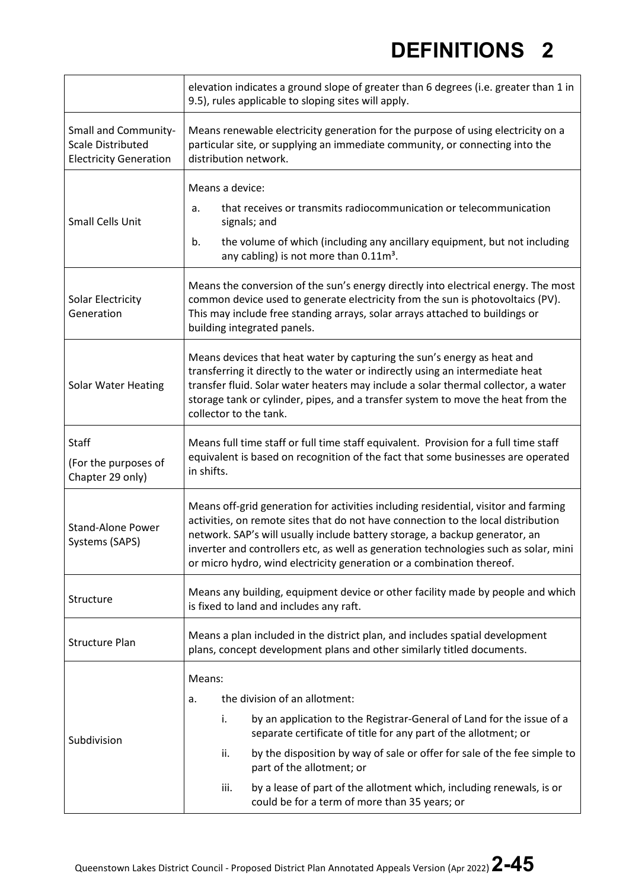| | |
|---|---|
| | elevation indicates a ground slope of greater than 6 degrees (i.e. greater than 1 in 9.5), rules applicable to sloping sites will apply. |
| Small and Community-Scale Distributed Electricity Generation | Means renewable electricity generation for the purpose of using electricity on a particular site, or supplying an immediate community, or connecting into the distribution network. |
| Small Cells Unit | Means a device:<br>a. that receives or transmits radiocommunication or telecommunication signals; and<br>b. the volume of which (including any ancillary equipment, but not including any cabling) is not more than $0.11m^3$. |
| Solar Electricity Generation | Means the conversion of the sun's energy directly into electrical energy. The most common device used to generate electricity from the sun is photovoltaics (PV). This may include free standing arrays, solar arrays attached to buildings or building integrated panels. |
| Solar Water Heating | Means devices that heat water by capturing the sun's energy as heat and transferring it directly to the water or indirectly using an intermediate heat transfer fluid. Solar water heaters may include a solar thermal collector, a water storage tank or cylinder, pipes, and a transfer system to move the heat from the collector to the tank. |
| Staff<br>(For the purposes of Chapter 29 only) | Means full time staff or full time staff equivalent. Provision for a full time staff equivalent is based on recognition of the fact that some businesses are operated in shifts. |
| Stand-Alone Power Systems (SAPS) | Means off-grid generation for activities including residential, visitor and farming activities, on remote sites that do not have connection to the local distribution network. SAP's will usually include battery storage, a backup generator, an inverter and controllers etc, as well as generation technologies such as solar, mini or micro hydro, wind electricity generation or a combination thereof. |
| Structure | Means any building, equipment device or other facility made by people and which is fixed to land and includes any raft. |
| Structure Plan | Means a plan included in the district plan, and includes spatial development plans, concept development plans and other similarly titled documents. |
| Subdivision | Means:<br>a. the division of an allotment:<br>i. by an application to the Registrar-General of Land for the issue of a separate certificate of title for any part of the allotment; or<br>ii. by the disposition by way of sale or offer for sale of the fee simple to part of the allotment; or<br>iii. by a lease of part of the allotment which, including renewals, is or could be for a term of more than 35 years; or |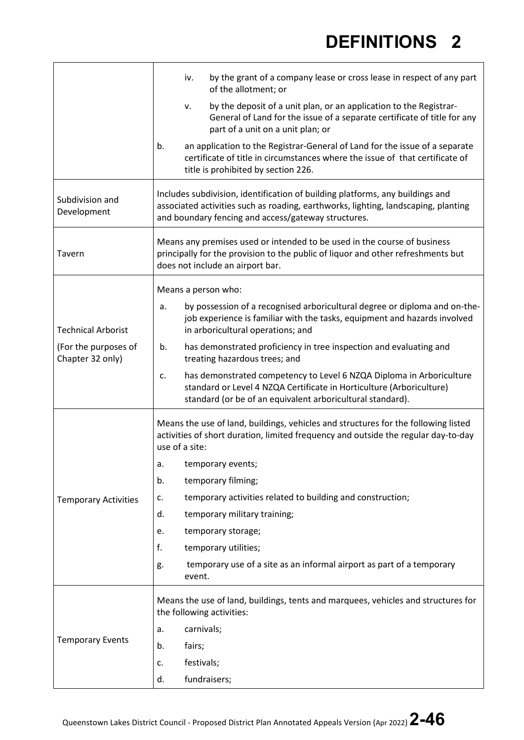# DEFINITIONS 2

| | |
|---|---|
| | iv. by the grant of a company lease or cross lease in respect of any part of the allotment; or<br>v. by the deposit of a unit plan, or an application to the Registrar-General of Land for the issue of a separate certificate of title for any part of a unit on a unit plan; or<br>b. an application to the Registrar-General of Land for the issue of a separate certificate of title in circumstances where the issue of that certificate of title is prohibited by section 226. |
| Subdivision and Development | Includes subdivision, identification of building platforms, any buildings and associated activities such as roading, earthworks, lighting, landscaping, planting and boundary fencing and access/gateway structures. |
| Tavern | Means any premises used or intended to be used in the course of business principally for the provision to the public of liquor and other refreshments but does not include an airport bar. |
| Technical Arborist<br><br>(For the purposes of Chapter 32 only) | Means a person who:<br>a. by possession of a recognised arboricultural degree or diploma and on-the-job experience is familiar with the tasks, equipment and hazards involved in arboricultural operations; and<br>b. has demonstrated proficiency in tree inspection and evaluating and treating hazardous trees; and<br>c. has demonstrated competency to Level 6 NZQA Diploma in Arboriculture standard or Level 4 NZQA Certificate in Horticulture (Arboriculture) standard (or be of an equivalent arboricultural standard). |
| Temporary Activities | Means the use of land, buildings, vehicles and structures for the following listed activities of short duration, limited frequency and outside the regular day-to-day use of a site:<br>a. temporary events;<br>b. temporary filming;<br>c. temporary activities related to building and construction;<br>d. temporary military training;<br>e. temporary storage;<br>f. temporary utilities;<br>g. temporary use of a site as an informal airport as part of a temporary event. |
| Temporary Events | Means the use of land, buildings, tents and marquees, vehicles and structures for the following activities:<br>a. carnivals;<br>b. fairs;<br>c. festivals;<br>d. fundraisers; |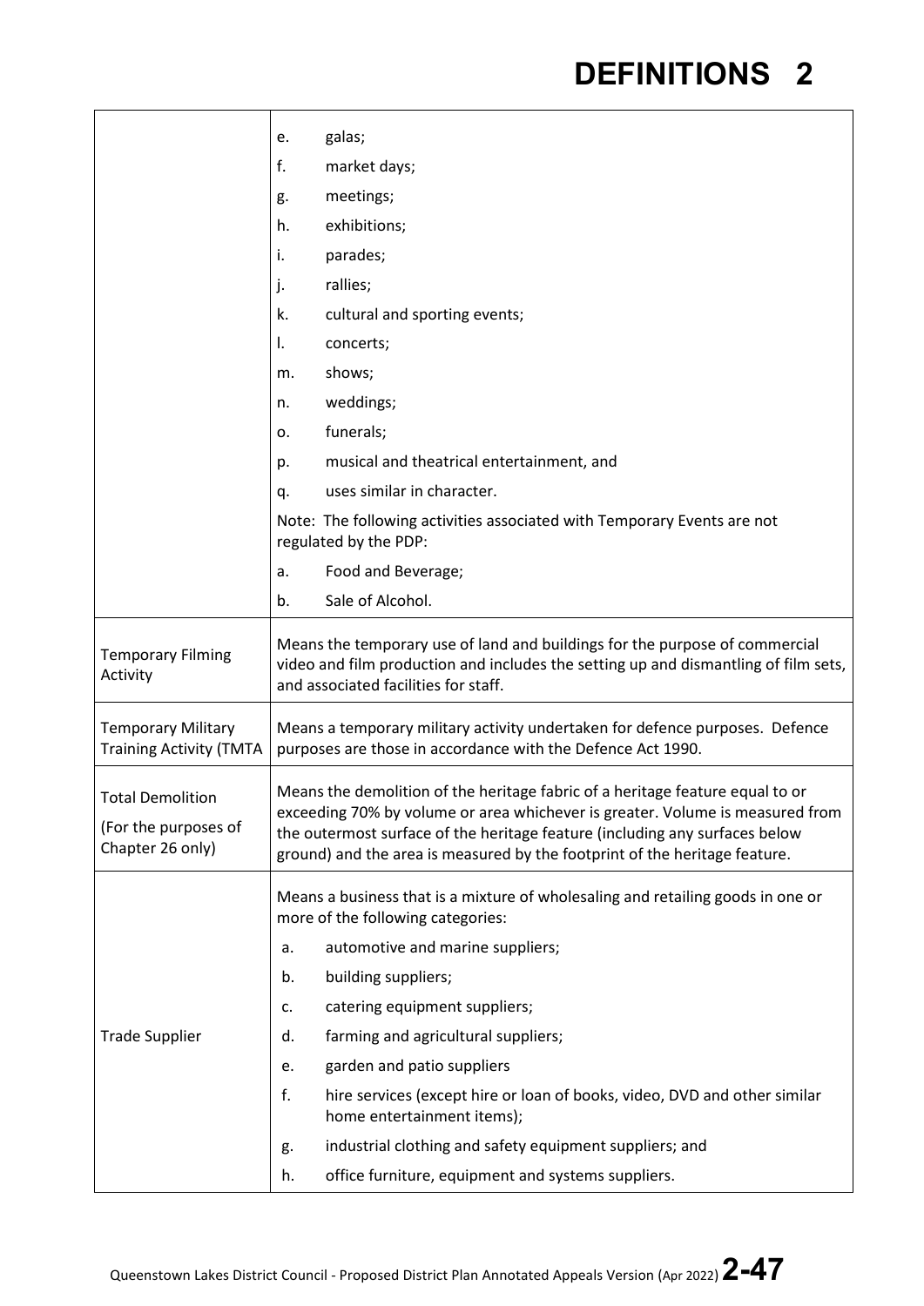| | |
|---|---|
| | e. galas;<br>f. market days;<br>g. meetings;<br>h. exhibitions;<br>i. parades;<br>j. rallies;<br>k. cultural and sporting events;<br>l. concerts;<br>m. shows;<br>n. weddings;<br>o. funerals;<br>p. musical and theatrical entertainment, and<br>q. uses similar in character.<br>Note: The following activities associated with Temporary Events are not regulated by the PDP:<br>a. Food and Beverage;<br>b. Sale of Alcohol. |
| Temporary Filming Activity | Means the temporary use of land and buildings for the purpose of commercial video and film production and includes the setting up and dismantling of film sets, and associated facilities for staff. |
| Temporary Military Training Activity (TMTA | Means a temporary military activity undertaken for defence purposes. Defence purposes are those in accordance with the Defence Act 1990. |
| Total Demolition<br>(For the purposes of Chapter 26 only) | Means the demolition of the heritage fabric of a heritage feature equal to or exceeding 70% by volume or area whichever is greater. Volume is measured from the outermost surface of the heritage feature (including any surfaces below ground) and the area is measured by the footprint of the heritage feature. |
| Trade Supplier | Means a business that is a mixture of wholesaling and retailing goods in one or more of the following categories:<br>a. automotive and marine suppliers;<br>b. building suppliers;<br>c. catering equipment suppliers;<br>d. farming and agricultural suppliers;<br>e. garden and patio suppliers<br>f. hire services (except hire or loan of books, video, DVD and other similar home entertainment items);<br>g. industrial clothing and safety equipment suppliers; and<br>h. office furniture, equipment and systems suppliers. |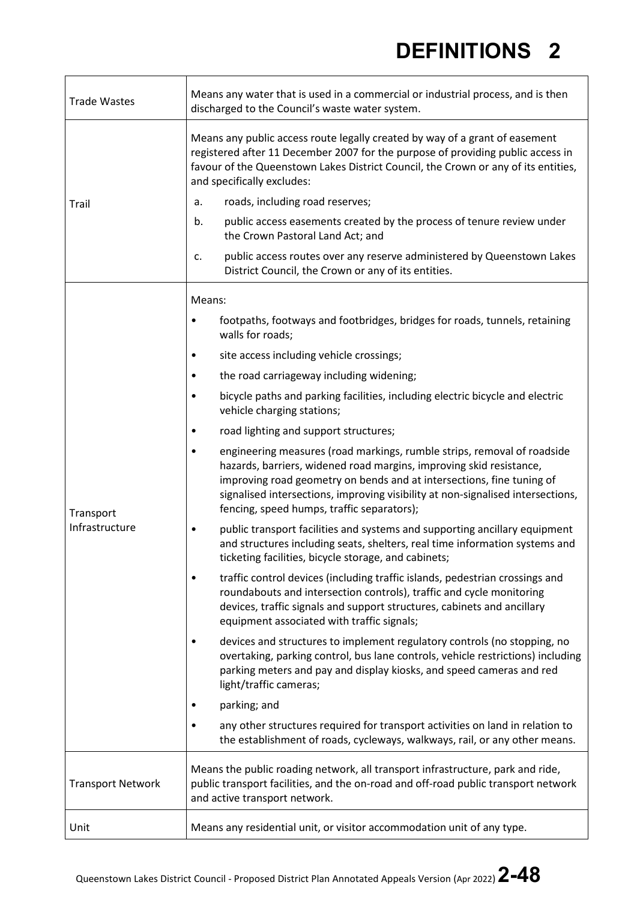| | |
|---|---|
| Trade Wastes | Means any water that is used in a commercial or industrial process, and is then discharged to the Council's waste water system. |
| Trail | Means any public access route legally created by way of a grant of easement registered after 11 December 2007 for the purpose of providing public access in favour of the Queenstown Lakes District Council, the Crown or any of its entities, and specifically excludes:<br>a. roads, including road reserves;<br>b. public access easements created by the process of tenure review under the Crown Pastoral Land Act; and<br>c. public access routes over any reserve administered by Queenstown Lakes District Council, the Crown or any of its entities. |
| Transport Infrastructure | Means:<br>• footpaths, footways and footbridges, bridges for roads, tunnels, retaining walls for roads;<br>• site access including vehicle crossings;<br>• the road carriageway including widening;<br>• bicycle paths and parking facilities, including electric bicycle and electric vehicle charging stations;<br>• road lighting and support structures;<br>• engineering measures (road markings, rumble strips, removal of roadside hazards, barriers, widened road margins, improving skid resistance, improving road geometry on bends and at intersections, fine tuning of signalised intersections, improving visibility at non-signalised intersections, fencing, speed humps, traffic separators);<br>• public transport facilities and systems and supporting ancillary equipment and structures including seats, shelters, real time information systems and ticketing facilities, bicycle storage, and cabinets;<br>• traffic control devices (including traffic islands, pedestrian crossings and roundabouts and intersection controls), traffic and cycle monitoring devices, traffic signals and support structures, cabinets and ancillary equipment associated with traffic signals;<br>• devices and structures to implement regulatory controls (no stopping, no overtaking, parking control, bus lane controls, vehicle restrictions) including parking meters and pay and display kiosks, and speed cameras and red light/traffic cameras;<br>• parking; and<br>• any other structures required for transport activities on land in relation to the establishment of roads, cycleways, walkways, rail, or any other means. |
| Transport Network | Means the public roading network, all transport infrastructure, park and ride, public transport facilities, and the on-road and off-road public transport network and active transport network. |
| Unit | Means any residential unit, or visitor accommodation unit of any type. |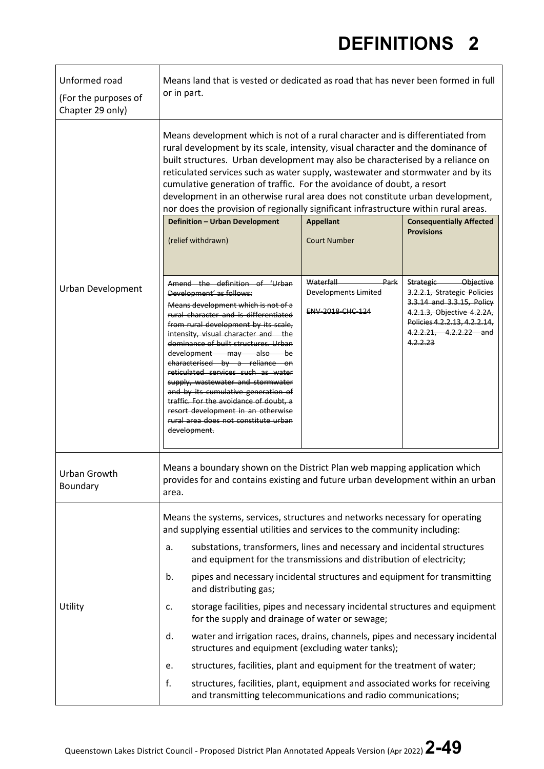# DEFINITIONS 2

| | |
|---|---|
| Unformed road<br><br>(For the purposes of Chapter 29 only) | Means land that is vested or dedicated as road that has never been formed in full or in part. |
| Urban Development | Means development which is not of a rural character and is differentiated from rural development by its scale, intensity, visual character and the dominance of built structures. Urban development may also be characterised by a reliance on reticulated services such as water supply, wastewater and stormwater and by its cumulative generation of traffic. For the avoidance of doubt, a resort development in an otherwise rural area does not constitute urban development, nor does the provision of regionally significant infrastructure within rural areas.<br><br>**Definition – Urban Development** (relief withdrawn) / **Appellant** Court Number / **Consequentially Affected Provisions**<br><br>~~Amend the definition of 'Urban Development' as follows: Means development which is not of a rural character and is differentiated from rural development by its scale, intensity, visual character and the dominance of built structures. Urban development may also be characterised by a reliance on reticulated services such as water supply, wastewater and stormwater and by its cumulative generation of traffic. For the avoidance of doubt, a resort development in an otherwise rural area does not constitute urban development.~~ / ~~Waterfall Park Developments Limited ENV-2018-CHC-124~~ / ~~Strategic Objective 3.2.2.1, Strategic Policies 3.3.14 and 3.3.15, Policy 4.2.1.3, Objective 4.2.2A, Policies 4.2.2.13, 4.2.2.14, 4.2.2.21, 4.2.2.22 and 4.2.2.23~~ |
| Urban Growth Boundary | Means a boundary shown on the District Plan web mapping application which provides for and contains existing and future urban development within an urban area. |
| Utility | Means the systems, services, structures and networks necessary for operating and supplying essential utilities and services to the community including:<br><br>a. substations, transformers, lines and necessary and incidental structures and equipment for the transmissions and distribution of electricity;<br><br>b. pipes and necessary incidental structures and equipment for transmitting and distributing gas;<br><br>c. storage facilities, pipes and necessary incidental structures and equipment for the supply and drainage of water or sewage;<br><br>d. water and irrigation races, drains, channels, pipes and necessary incidental structures and equipment (excluding water tanks);<br><br>e. structures, facilities, plant and equipment for the treatment of water;<br><br>f. structures, facilities, plant, equipment and associated works for receiving and transmitting telecommunications and radio communications; |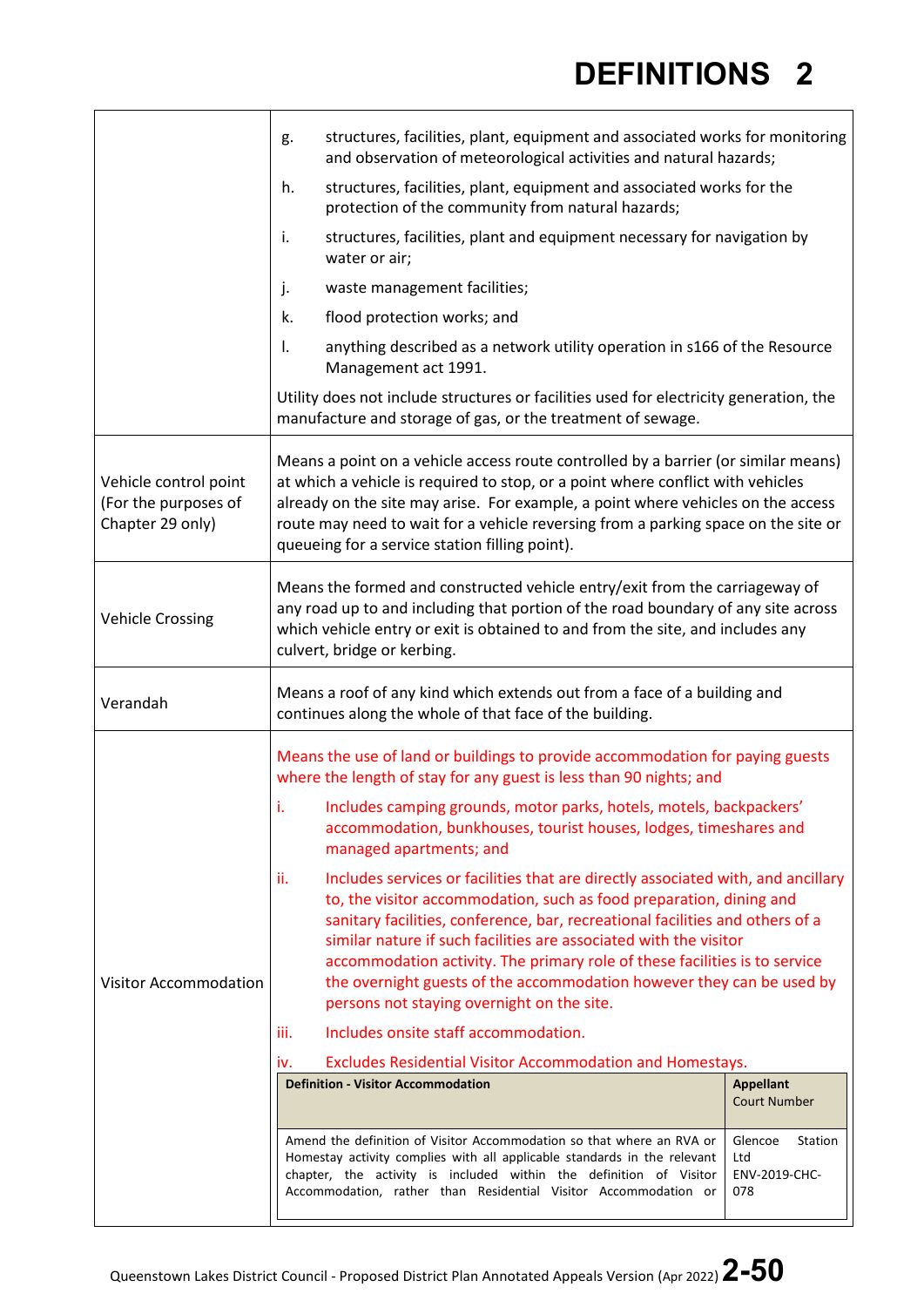| | |
|---|---|
| | g. structures, facilities, plant, equipment and associated works for monitoring and observation of meteorological activities and natural hazards;<br>h. structures, facilities, plant, equipment and associated works for the protection of the community from natural hazards;<br>i. structures, facilities, plant and equipment necessary for navigation by water or air;<br>j. waste management facilities;<br>k. flood protection works; and<br>l. anything described as a network utility operation in s166 of the Resource Management act 1991.<br><br>Utility does not include structures or facilities used for electricity generation, the manufacture and storage of gas, or the treatment of sewage. |
| Vehicle control point (For the purposes of Chapter 29 only) | Means a point on a vehicle access route controlled by a barrier (or similar means) at which a vehicle is required to stop, or a point where conflict with vehicles already on the site may arise. For example, a point where vehicles on the access route may need to wait for a vehicle reversing from a parking space on the site or queueing for a service station filling point). |
| Vehicle Crossing | Means the formed and constructed vehicle entry/exit from the carriageway of any road up to and including that portion of the road boundary of any site across which vehicle entry or exit is obtained to and from the site, and includes any culvert, bridge or kerbing. |
| Verandah | Means a roof of any kind which extends out from a face of a building and continues along the whole of that face of the building. |
| Visitor Accommodation | Means the use of land or buildings to provide accommodation for paying guests where the length of stay for any guest is less than 90 nights; and<br>i. Includes camping grounds, motor parks, hotels, motels, backpackers' accommodation, bunkhouses, tourist houses, lodges, timeshares and managed apartments; and<br>ii. Includes services or facilities that are directly associated with, and ancillary to, the visitor accommodation, such as food preparation, dining and sanitary facilities, conference, bar, recreational facilities and others of a similar nature if such facilities are associated with the visitor accommodation activity. The primary role of these facilities is to service the overnight guests of the accommodation however they can be used by persons not staying overnight on the site.<br>iii. Includes onsite staff accommodation.<br>iv. Excludes Residential Visitor Accommodation and Homestays. |

| Definition - Visitor Accommodation | Appellant<br>Court Number |
|---|---|
| Amend the definition of Visitor Accommodation so that where an RVA or Homestay activity complies with all applicable standards in the relevant chapter, the activity is included within the definition of Visitor Accommodation, rather than Residential Visitor Accommodation or | Glencoe Station Ltd<br>ENV-2019-CHC-078 |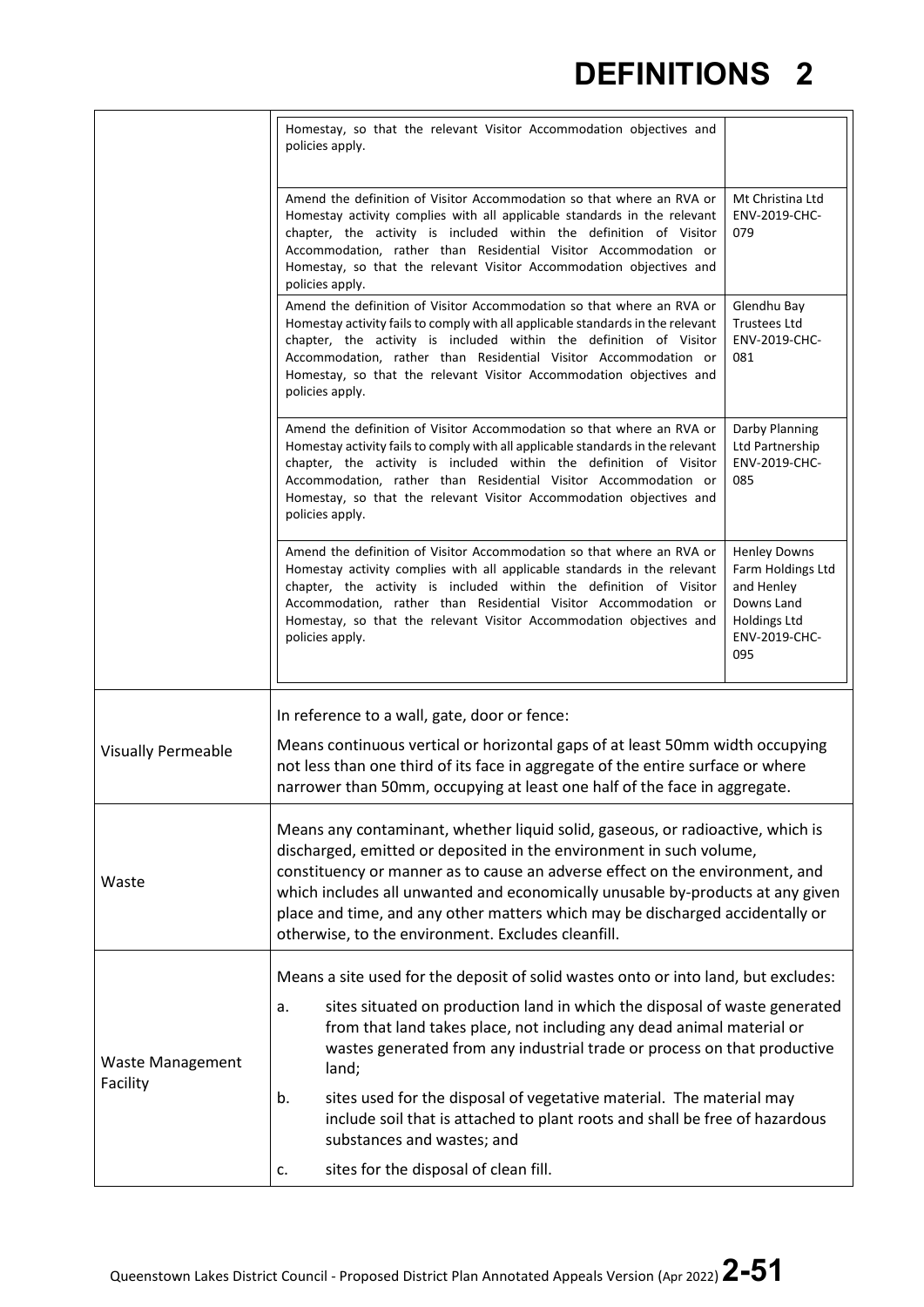| | | |
|---|---|---|
| | Homestay, so that the relevant Visitor Accommodation objectives and policies apply. | |
| | Amend the definition of Visitor Accommodation so that where an RVA or Homestay activity complies with all applicable standards in the relevant chapter, the activity is included within the definition of Visitor Accommodation, rather than Residential Visitor Accommodation or Homestay, so that the relevant Visitor Accommodation objectives and policies apply. | Mt Christina Ltd ENV-2019-CHC-079 |
| | Amend the definition of Visitor Accommodation so that where an RVA or Homestay activity fails to comply with all applicable standards in the relevant chapter, the activity is included within the definition of Visitor Accommodation, rather than Residential Visitor Accommodation or Homestay, so that the relevant Visitor Accommodation objectives and policies apply. | Glendhu Bay Trustees Ltd ENV-2019-CHC-081 |
| | Amend the definition of Visitor Accommodation so that where an RVA or Homestay activity fails to comply with all applicable standards in the relevant chapter, the activity is included within the definition of Visitor Accommodation, rather than Residential Visitor Accommodation or Homestay, so that the relevant Visitor Accommodation objectives and policies apply. | Darby Planning Ltd Partnership ENV-2019-CHC-085 |
| | Amend the definition of Visitor Accommodation so that where an RVA or Homestay activity complies with all applicable standards in the relevant chapter, the activity is included within the definition of Visitor Accommodation, rather than Residential Visitor Accommodation or Homestay, so that the relevant Visitor Accommodation objectives and policies apply. | Henley Downs Farm Holdings Ltd and Henley Downs Land Holdings Ltd ENV-2019-CHC-095 |
| Visually Permeable | In reference to a wall, gate, door or fence:<br><br>Means continuous vertical or horizontal gaps of at least 50mm width occupying not less than one third of its face in aggregate of the entire surface or where narrower than 50mm, occupying at least one half of the face in aggregate. | |
| Waste | Means any contaminant, whether liquid solid, gaseous, or radioactive, which is discharged, emitted or deposited in the environment in such volume, constituency or manner as to cause an adverse effect on the environment, and which includes all unwanted and economically unusable by-products at any given place and time, and any other matters which may be discharged accidentally or otherwise, to the environment. Excludes cleanfill. | |
| Waste Management Facility | Means a site used for the deposit of solid wastes onto or into land, but excludes:<br><br>a. sites situated on production land in which the disposal of waste generated from that land takes place, not including any dead animal material or wastes generated from any industrial trade or process on that productive land;<br><br>b. sites used for the disposal of vegetative material. The material may include soil that is attached to plant roots and shall be free of hazardous substances and wastes; and<br><br>c. sites for the disposal of clean fill. | |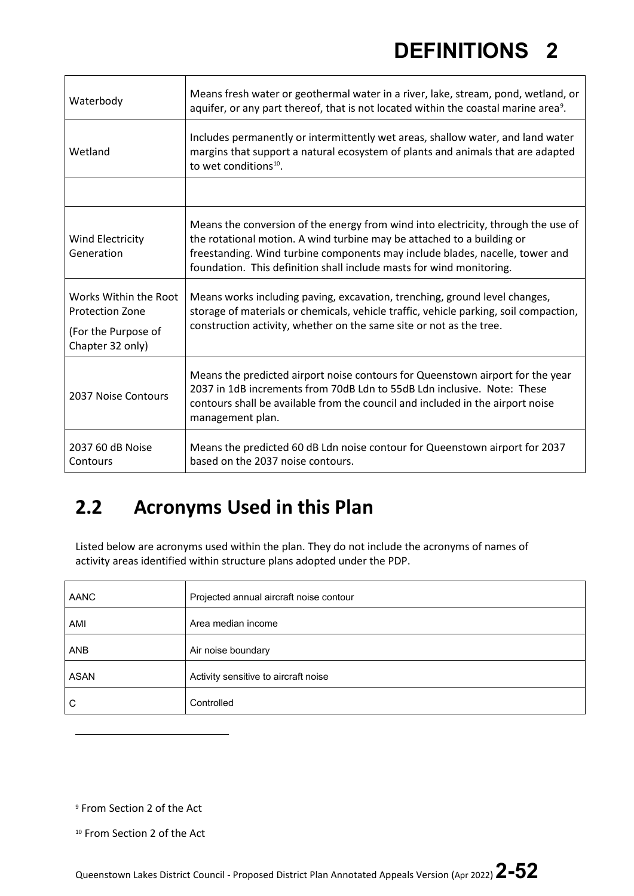| | |
|---|---|
| Waterbody | Means fresh water or geothermal water in a river, lake, stream, pond, wetland, or aquifer, or any part thereof, that is not located within the coastal marine area[9]. |
| Wetland | Includes permanently or intermittently wet areas, shallow water, and land water margins that support a natural ecosystem of plants and animals that are adapted to wet conditions[10]. |
| | |
| Wind Electricity Generation | Means the conversion of the energy from wind into electricity, through the use of the rotational motion. A wind turbine may be attached to a building or freestanding. Wind turbine components may include blades, nacelle, tower and foundation. This definition shall include masts for wind monitoring. |
| Works Within the Root Protection Zone (For the Purpose of Chapter 32 only) | Means works including paving, excavation, trenching, ground level changes, storage of materials or chemicals, vehicle traffic, vehicle parking, soil compaction, construction activity, whether on the same site or not as the tree. |
| 2037 Noise Contours | Means the predicted airport noise contours for Queenstown airport for the year 2037 in 1dB increments from 70dB Ldn to 55dB Ldn inclusive. Note: These contours shall be available from the council and included in the airport noise management plan. |
| 2037 60 dB Noise Contours | Means the predicted 60 dB Ldn noise contour for Queenstown airport for 2037 based on the 2037 noise contours. |

## 2.2 Acronyms Used in this Plan

Listed below are acronyms used within the plan. They do not include the acronyms of names of activity areas identified within structure plans adopted under the PDP.

| | |
|---|---|
| AANC | Projected annual aircraft noise contour |
| AMI | Area median income |
| ANB | Air noise boundary |
| ASAN | Activity sensitive to aircraft noise |
| C | Controlled |

[9] From Section 2 of the Act

[10] From Section 2 of the Act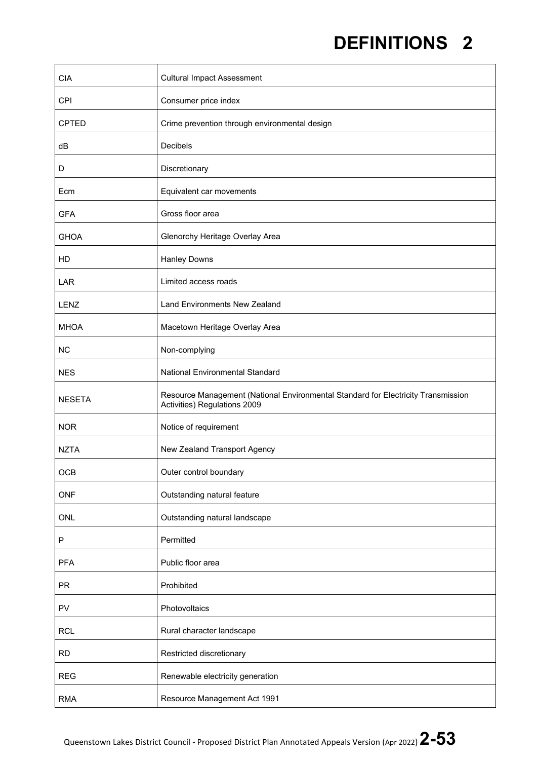| | |
|---|---|
| CIA | Cultural Impact Assessment |
| CPI | Consumer price index |
| CPTED | Crime prevention through environmental design |
| dB | Decibels |
| D | Discretionary |
| Ecm | Equivalent car movements |
| GFA | Gross floor area |
| GHOA | Glenorchy Heritage Overlay Area |
| HD | Hanley Downs |
| LAR | Limited access roads |
| LENZ | Land Environments New Zealand |
| MHOA | Macetown Heritage Overlay Area |
| NC | Non-complying |
| NES | National Environmental Standard |
| NESETA | Resource Management (National Environmental Standard for Electricity Transmission Activities) Regulations 2009 |
| NOR | Notice of requirement |
| NZTA | New Zealand Transport Agency |
| OCB | Outer control boundary |
| ONF | Outstanding natural feature |
| ONL | Outstanding natural landscape |
| P | Permitted |
| PFA | Public floor area |
| PR | Prohibited |
| PV | Photovoltaics |
| RCL | Rural character landscape |
| RD | Restricted discretionary |
| REG | Renewable electricity generation |
| RMA | Resource Management Act 1991 |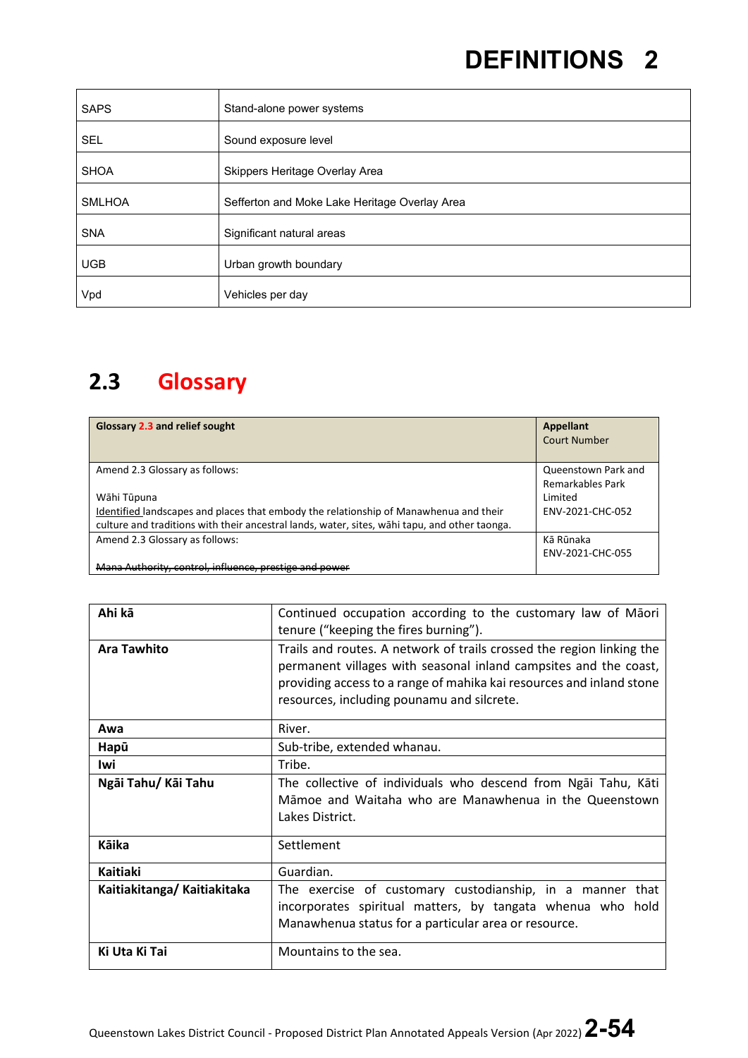| | |
|---|---|
| SAPS | Stand-alone power systems |
| SEL | Sound exposure level |
| SHOA | Skippers Heritage Overlay Area |
| SMLHOA | Sefferton and Moke Lake Heritage Overlay Area |
| SNA | Significant natural areas |
| UGB | Urban growth boundary |
| Vpd | Vehicles per day |

## 2.3 Glossary

| **Glossary 2.3 and relief sought** | **Appellant** Court Number |
|---|---|
| Amend 2.3 Glossary as follows:<br><br>Wāhi Tūpuna<br><u>Identified</u> landscapes and places that embody the relationship of Manawhenua and their culture and traditions with their ancestral lands, water, sites, wāhi tapu, and other taonga. | Queenstown Park and Remarkables Park Limited<br>ENV-2021-CHC-052 |
| Amend 2.3 Glossary as follows:<br><br>~~Mana Authority, control, influence, prestige and power~~ | Kā Rūnaka<br>ENV-2021-CHC-055 |

| | |
|---|---|
| **Ahi kā** | Continued occupation according to the customary law of Māori tenure ("keeping the fires burning"). |
| **Ara Tawhito** | Trails and routes. A network of trails crossed the region linking the permanent villages with seasonal inland campsites and the coast, providing access to a range of mahika kai resources and inland stone resources, including pounamu and silcrete. |
| **Awa** | River. |
| **Hapū** | Sub-tribe, extended whanau. |
| **Iwi** | Tribe. |
| **Ngāi Tahu/ Kāi Tahu** | The collective of individuals who descend from Ngāi Tahu, Kāti Māmoe and Waitaha who are Manawhenua in the Queenstown Lakes District. |
| **Kāika** | Settlement |
| **Kaitiaki** | Guardian. |
| **Kaitiakitanga/ Kaitiakitaka** | The exercise of customary custodianship, in a manner that incorporates spiritual matters, by tangata whenua who hold Manawhenua status for a particular area or resource. |
| **Ki Uta Ki Tai** | Mountains to the sea. |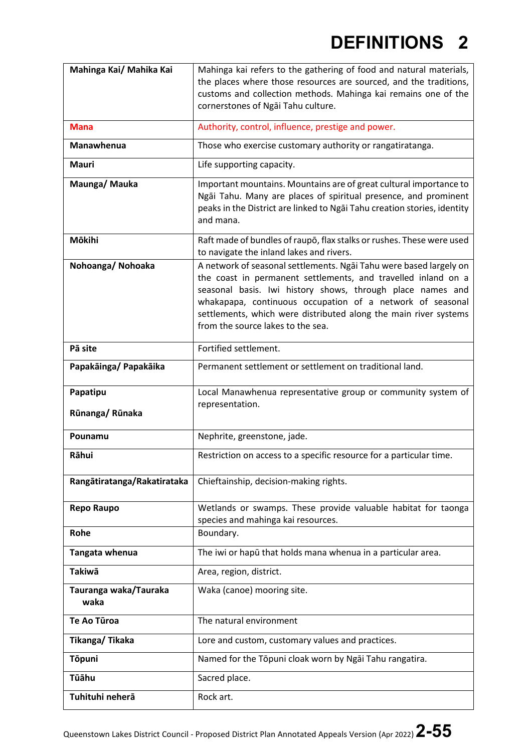# DEFINITIONS 2

| | |
|---|---|
| **Mahinga Kai/ Mahika Kai** | Mahinga kai refers to the gathering of food and natural materials, the places where those resources are sourced, and the traditions, customs and collection methods. Mahinga kai remains one of the cornerstones of Ngāi Tahu culture. |
| **Mana** | Authority, control, influence, prestige and power. |
| **Manawhenua** | Those who exercise customary authority or rangatiratanga. |
| **Mauri** | Life supporting capacity. |
| **Maunga/ Mauka** | Important mountains. Mountains are of great cultural importance to Ngāi Tahu. Many are places of spiritual presence, and prominent peaks in the District are linked to Ngāi Tahu creation stories, identity and mana. |
| **Mōkihi** | Raft made of bundles of raupō, flax stalks or rushes. These were used to navigate the inland lakes and rivers. |
| **Nohoanga/ Nohoaka** | A network of seasonal settlements. Ngāi Tahu were based largely on the coast in permanent settlements, and travelled inland on a seasonal basis. Iwi history shows, through place names and whakapapa, continuous occupation of a network of seasonal settlements, which were distributed along the main river systems from the source lakes to the sea. |
| **Pā site** | Fortified settlement. |
| **Papakāinga/ Papakāika** | Permanent settlement or settlement on traditional land. |
| **Papatipu Rūnanga/ Rūnaka** | Local Manawhenua representative group or community system of representation. |
| **Pounamu** | Nephrite, greenstone, jade. |
| **Rāhui** | Restriction on access to a specific resource for a particular time. |
| **Rangātiratanga/Rakatirataka** | Chieftainship, decision-making rights. |
| **Repo Raupo** | Wetlands or swamps. These provide valuable habitat for taonga species and mahinga kai resources. |
| **Rohe** | Boundary. |
| **Tangata whenua** | The iwi or hapū that holds mana whenua in a particular area. |
| **Takiwā** | Area, region, district. |
| **Tauranga waka/Tauraka waka** | Waka (canoe) mooring site. |
| **Te Ao Tūroa** | The natural environment |
| **Tikanga/ Tikaka** | Lore and custom, customary values and practices. |
| **Tōpuni** | Named for the Tōpuni cloak worn by Ngāi Tahu rangatira. |
| **Tūāhu** | Sacred place. |
| **Tuhituhi neherā** | Rock art. |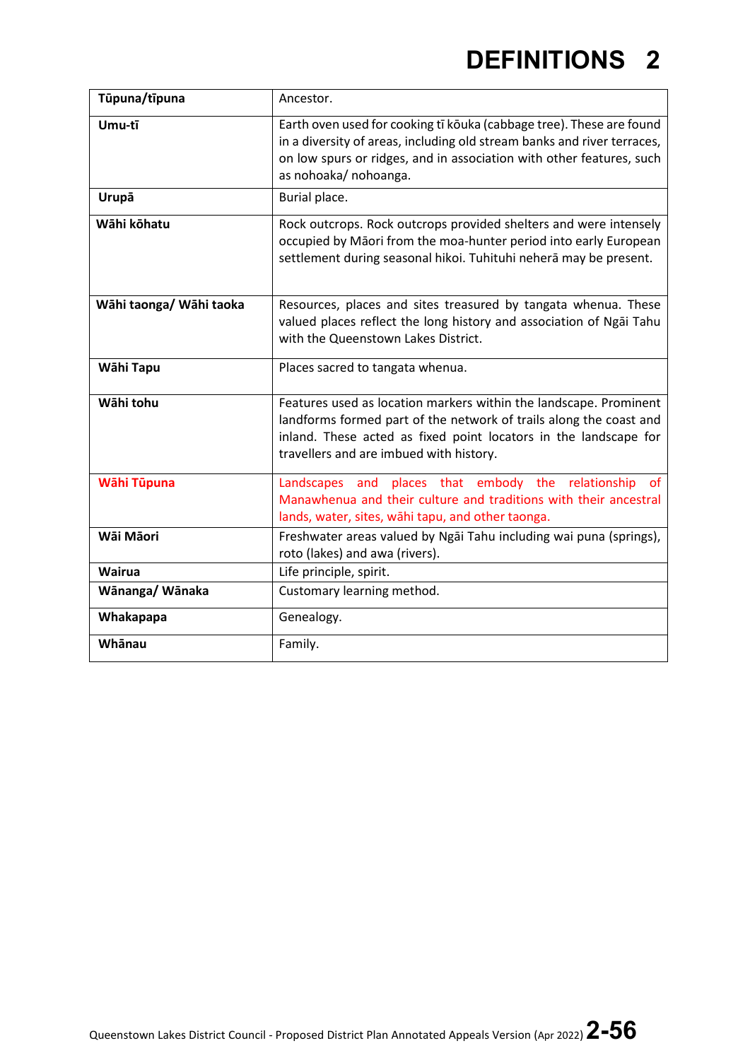# DEFINITIONS 2

| | |
|---|---|
| **Tūpuna/tīpuna** | Ancestor. |
| **Umu-tī** | Earth oven used for cooking tī kōuka (cabbage tree). These are found in a diversity of areas, including old stream banks and river terraces, on low spurs or ridges, and in association with other features, such as nohoaka/ nohoanga. |
| **Urupā** | Burial place. |
| **Wāhi kōhatu** | Rock outcrops. Rock outcrops provided shelters and were intensely occupied by Māori from the moa-hunter period into early European settlement during seasonal hikoi. Tuhituhi neherā may be present. |
| **Wāhi taonga/ Wāhi taoka** | Resources, places and sites treasured by tangata whenua. These valued places reflect the long history and association of Ngāi Tahu with the Queenstown Lakes District. |
| **Wāhi Tapu** | Places sacred to tangata whenua. |
| **Wāhi tohu** | Features used as location markers within the landscape. Prominent landforms formed part of the network of trails along the coast and inland. These acted as fixed point locators in the landscape for travellers and are imbued with history. |
| **Wāhi Tūpuna** | Landscapes and places that embody the relationship of Manawhenua and their culture and traditions with their ancestral lands, water, sites, wāhi tapu, and other taonga. |
| **Wāi Māori** | Freshwater areas valued by Ngāi Tahu including wai puna (springs), roto (lakes) and awa (rivers). |
| **Wairua** | Life principle, spirit. |
| **Wānanga/ Wānaka** | Customary learning method. |
| **Whakapapa** | Genealogy. |
| **Whānau** | Family. |